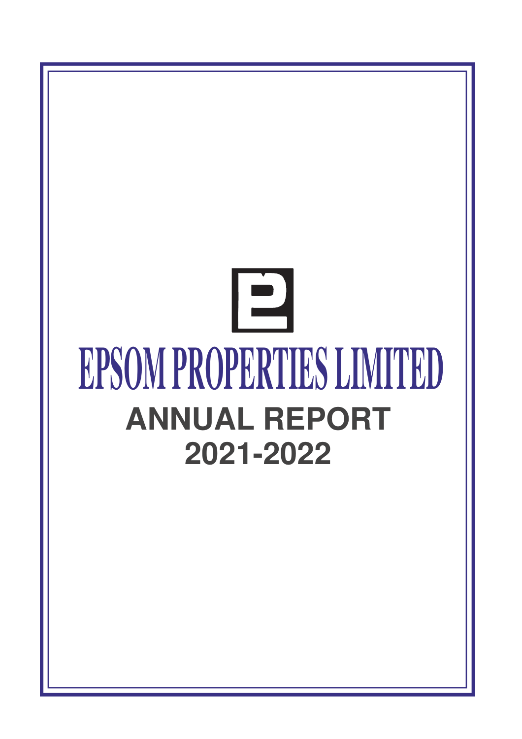# EPSOM PROPERTIES LIMITED

## ANNUAL REPORT
## 2021-2022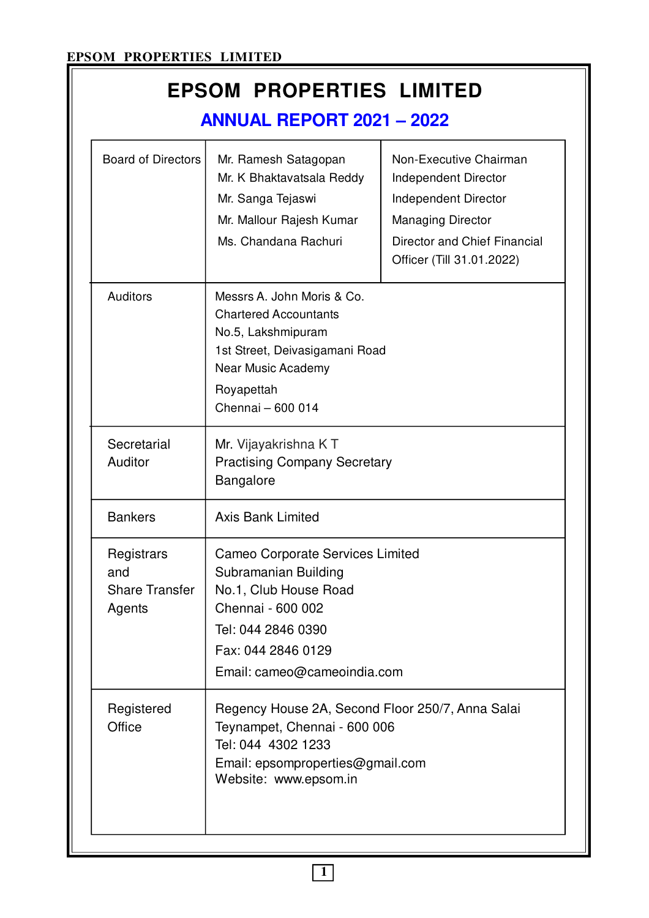# EPSOM PROPERTIES LIMITED

## ANNUAL REPORT 2021 – 2022

| | | |
|---|---|---|
| Board of Directors | Mr. Ramesh Satagopan | Non-Executive Chairman |
| | Mr. K Bhaktavatsala Reddy | Independent Director |
| | Mr. Sanga Tejaswi | Independent Director |
| | Mr. Mallour Rajesh Kumar | Managing Director |
| | Ms. Chandana Rachuri | Director and Chief Financial Officer (Till 31.01.2022) |
| Auditors | Messrs A. John Moris & Co.<br>Chartered Accountants<br>No.5, Lakshmipuram<br>1st Street, Deivasigamani Road<br>Near Music Academy<br>Royapettah<br>Chennai – 600 014 | |
| Secretarial Auditor | Mr. Vijayakrishna K T<br>Practising Company Secretary<br>Bangalore | |
| Bankers | Axis Bank Limited | |
| Registrars and Share Transfer Agents | Cameo Corporate Services Limited<br>Subramanian Building<br>No.1, Club House Road<br>Chennai - 600 002<br>Tel: 044 2846 0390<br>Fax: 044 2846 0129<br>Email: cameo@cameoindia.com | |
| Registered Office | Regency House 2A, Second Floor 250/7, Anna Salai<br>Teynampet, Chennai - 600 006<br>Tel: 044 4302 1233<br>Email: epsomproperties@gmail.com<br>Website: www.epsom.in | |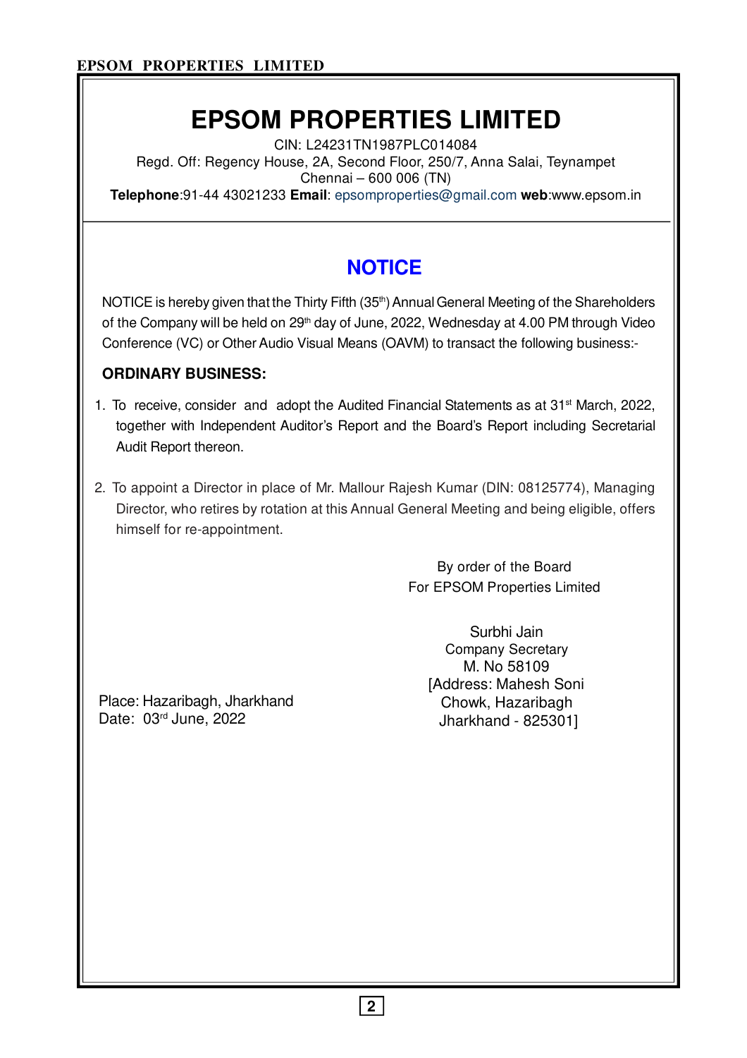# EPSOM PROPERTIES LIMITED

CIN: L24231TN1987PLC014084
Regd. Off: Regency House, 2A, Second Floor, 250/7, Anna Salai, Teynampet
Chennai – 600 006 (TN)
**Telephone**:91-44 43021233 **Email**: epsomproperties@gmail.com **web**:www.epsom.in

## NOTICE

NOTICE is hereby given that the Thirty Fifth (35th) Annual General Meeting of the Shareholders of the Company will be held on 29th day of June, 2022, Wednesday at 4.00 PM through Video Conference (VC) or Other Audio Visual Means (OAVM) to transact the following business:-

**ORDINARY BUSINESS:**

1. To receive, consider and adopt the Audited Financial Statements as at 31st March, 2022, together with Independent Auditor's Report and the Board's Report including Secretarial Audit Report thereon.

2. To appoint a Director in place of Mr. Mallour Rajesh Kumar (DIN: 08125774), Managing Director, who retires by rotation at this Annual General Meeting and being eligible, offers himself for re-appointment.

By order of the Board
For EPSOM Properties Limited

Surbhi Jain
Company Secretary
M. No 58109
[Address: Mahesh Soni
Chowk, Hazaribagh
Jharkhand - 825301]

Place: Hazaribagh, Jharkhand
Date: 03rd June, 2022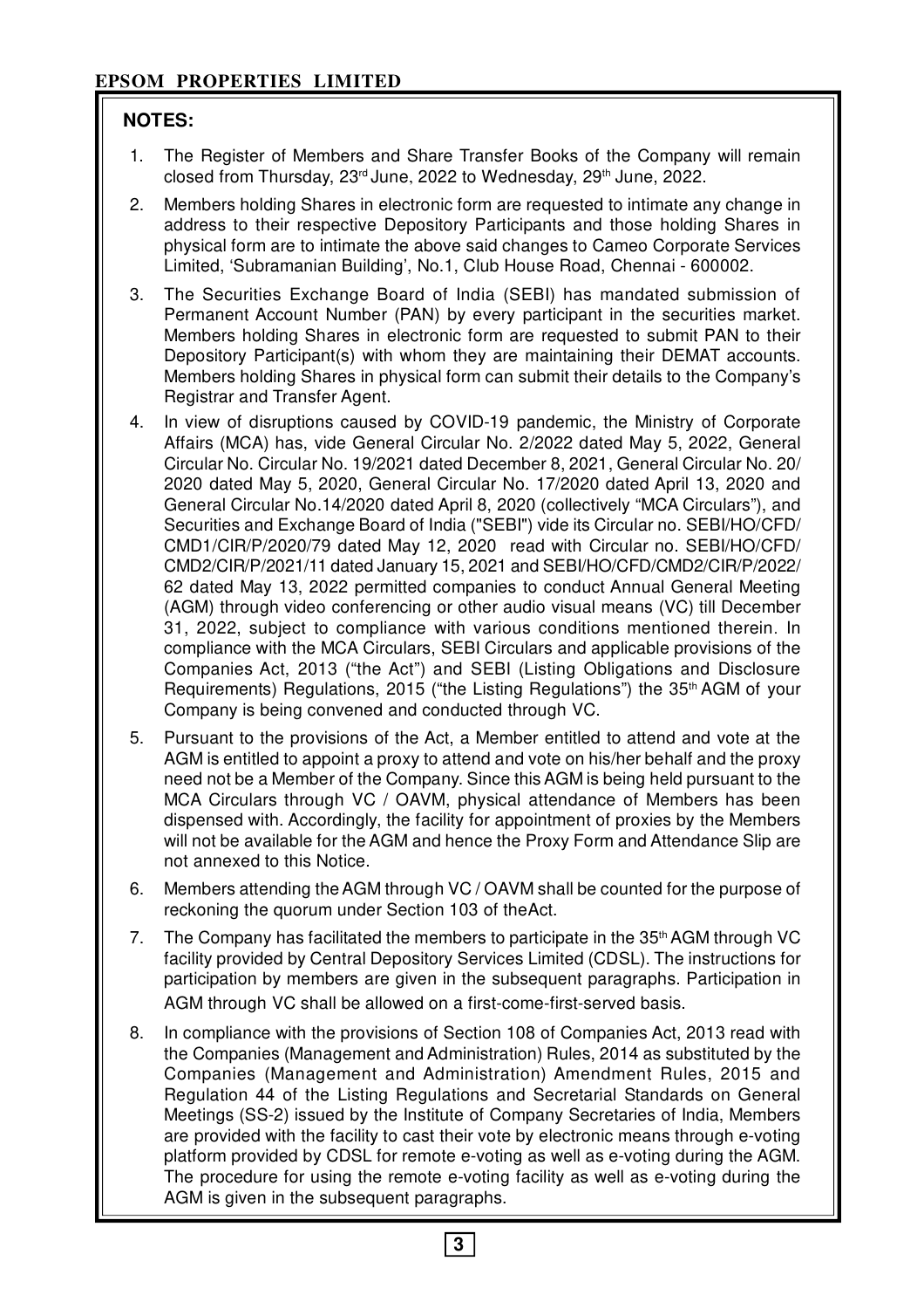## NOTES:

1. The Register of Members and Share Transfer Books of the Company will remain closed from Thursday, 23rd June, 2022 to Wednesday, 29th June, 2022.
2. Members holding Shares in electronic form are requested to intimate any change in address to their respective Depository Participants and those holding Shares in physical form are to intimate the above said changes to Cameo Corporate Services Limited, 'Subramanian Building', No.1, Club House Road, Chennai - 600002.
3. The Securities Exchange Board of India (SEBI) has mandated submission of Permanent Account Number (PAN) by every participant in the securities market. Members holding Shares in electronic form are requested to submit PAN to their Depository Participant(s) with whom they are maintaining their DEMAT accounts. Members holding Shares in physical form can submit their details to the Company's Registrar and Transfer Agent.
4. In view of disruptions caused by COVID-19 pandemic, the Ministry of Corporate Affairs (MCA) has, vide General Circular No. 2/2022 dated May 5, 2022, General Circular No. Circular No. 19/2021 dated December 8, 2021, General Circular No. 20/2020 dated May 5, 2020, General Circular No. 17/2020 dated April 13, 2020 and General Circular No.14/2020 dated April 8, 2020 (collectively "MCA Circulars"), and Securities and Exchange Board of India ("SEBI") vide its Circular no. SEBI/HO/CFD/CMD1/CIR/P/2020/79 dated May 12, 2020 read with Circular no. SEBI/HO/CFD/CMD2/CIR/P/2021/11 dated January 15, 2021 and SEBI/HO/CFD/CMD2/CIR/P/2022/62 dated May 13, 2022 permitted companies to conduct Annual General Meeting (AGM) through video conferencing or other audio visual means (VC) till December 31, 2022, subject to compliance with various conditions mentioned therein. In compliance with the MCA Circulars, SEBI Circulars and applicable provisions of the Companies Act, 2013 ("the Act") and SEBI (Listing Obligations and Disclosure Requirements) Regulations, 2015 ("the Listing Regulations") the 35th AGM of your Company is being convened and conducted through VC.
5. Pursuant to the provisions of the Act, a Member entitled to attend and vote at the AGM is entitled to appoint a proxy to attend and vote on his/her behalf and the proxy need not be a Member of the Company. Since this AGM is being held pursuant to the MCA Circulars through VC / OAVM, physical attendance of Members has been dispensed with. Accordingly, the facility for appointment of proxies by the Members will not be available for the AGM and hence the Proxy Form and Attendance Slip are not annexed to this Notice.
6. Members attending the AGM through VC / OAVM shall be counted for the purpose of reckoning the quorum under Section 103 of theAct.
7. The Company has facilitated the members to participate in the 35th AGM through VC facility provided by Central Depository Services Limited (CDSL). The instructions for participation by members are given in the subsequent paragraphs. Participation in AGM through VC shall be allowed on a first-come-first-served basis.
8. In compliance with the provisions of Section 108 of Companies Act, 2013 read with the Companies (Management and Administration) Rules, 2014 as substituted by the Companies (Management and Administration) Amendment Rules, 2015 and Regulation 44 of the Listing Regulations and Secretarial Standards on General Meetings (SS-2) issued by the Institute of Company Secretaries of India, Members are provided with the facility to cast their vote by electronic means through e-voting platform provided by CDSL for remote e-voting as well as e-voting during the AGM. The procedure for using the remote e-voting facility as well as e-voting during the AGM is given in the subsequent paragraphs.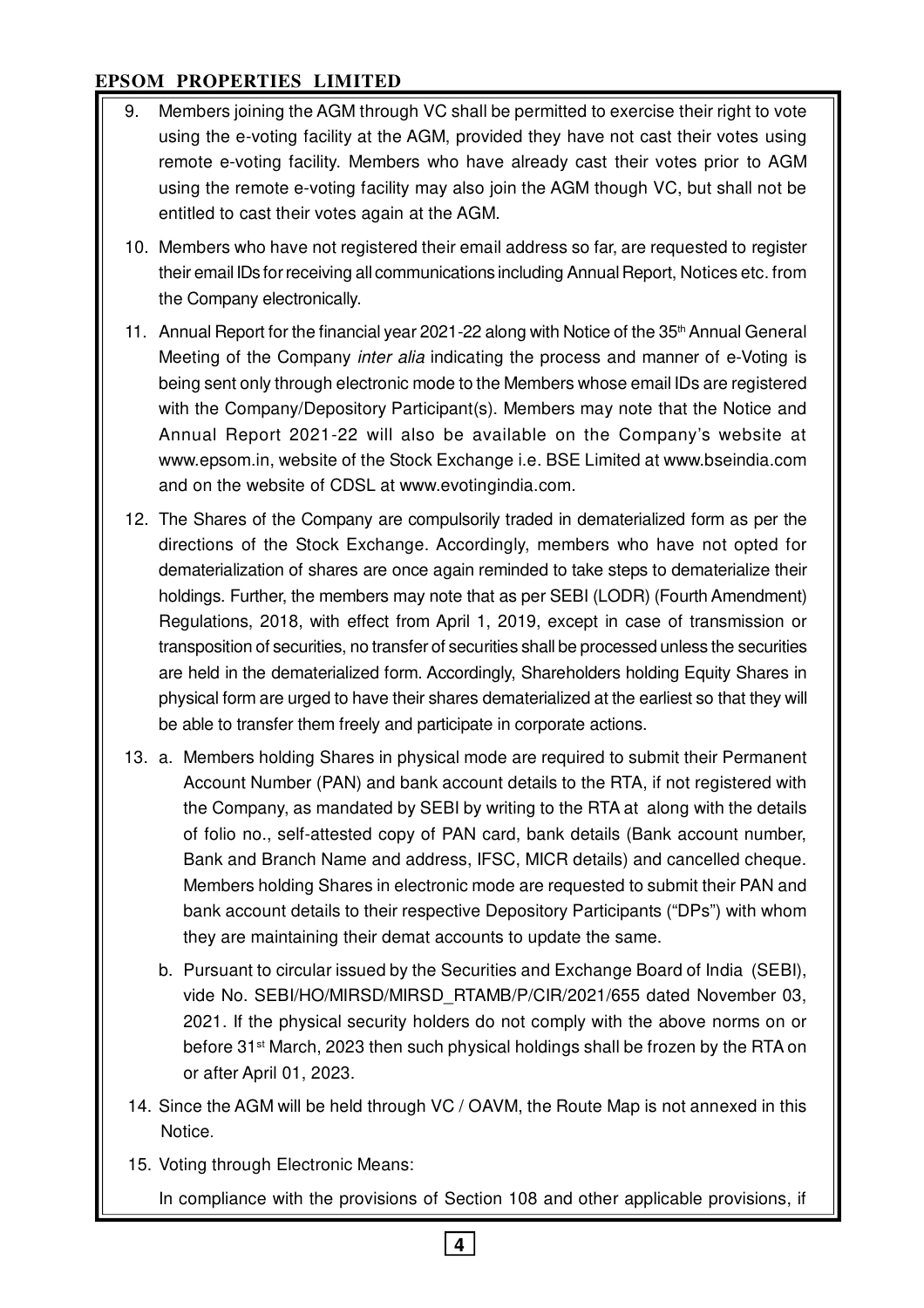9. Members joining the AGM through VC shall be permitted to exercise their right to vote using the e-voting facility at the AGM, provided they have not cast their votes using remote e-voting facility. Members who have already cast their votes prior to AGM using the remote e-voting facility may also join the AGM though VC, but shall not be entitled to cast their votes again at the AGM.

10. Members who have not registered their email address so far, are requested to register their email IDs for receiving all communications including Annual Report, Notices etc. from the Company electronically.

11. Annual Report for the financial year 2021-22 along with Notice of the 35th Annual General Meeting of the Company *inter alia* indicating the process and manner of e-Voting is being sent only through electronic mode to the Members whose email IDs are registered with the Company/Depository Participant(s). Members may note that the Notice and Annual Report 2021-22 will also be available on the Company's website at www.epsom.in, website of the Stock Exchange i.e. BSE Limited at www.bseindia.com and on the website of CDSL at www.evotingindia.com.

12. The Shares of the Company are compulsorily traded in dematerialized form as per the directions of the Stock Exchange. Accordingly, members who have not opted for dematerialization of shares are once again reminded to take steps to dematerialize their holdings. Further, the members may note that as per SEBI (LODR) (Fourth Amendment) Regulations, 2018, with effect from April 1, 2019, except in case of transmission or transposition of securities, no transfer of securities shall be processed unless the securities are held in the dematerialized form. Accordingly, Shareholders holding Equity Shares in physical form are urged to have their shares dematerialized at the earliest so that they will be able to transfer them freely and participate in corporate actions.

13. a. Members holding Shares in physical mode are required to submit their Permanent Account Number (PAN) and bank account details to the RTA, if not registered with the Company, as mandated by SEBI by writing to the RTA at along with the details of folio no., self-attested copy of PAN card, bank details (Bank account number, Bank and Branch Name and address, IFSC, MICR details) and cancelled cheque. Members holding Shares in electronic mode are requested to submit their PAN and bank account details to their respective Depository Participants ("DPs") with whom they are maintaining their demat accounts to update the same.

    b. Pursuant to circular issued by the Securities and Exchange Board of India (SEBI), vide No. SEBI/HO/MIRSD/MIRSD_RTAMB/P/CIR/2021/655 dated November 03, 2021. If the physical security holders do not comply with the above norms on or before 31st March, 2023 then such physical holdings shall be frozen by the RTA on or after April 01, 2023.

14. Since the AGM will be held through VC / OAVM, the Route Map is not annexed in this Notice.

15. Voting through Electronic Means:

    In compliance with the provisions of Section 108 and other applicable provisions, if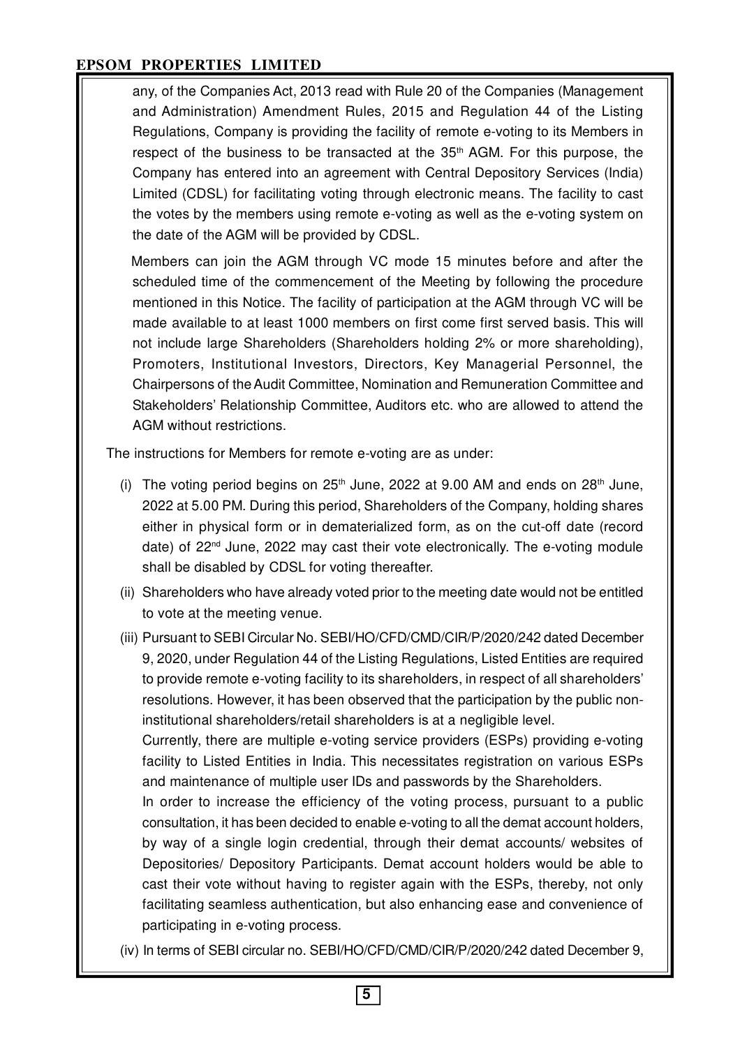any, of the Companies Act, 2013 read with Rule 20 of the Companies (Management and Administration) Amendment Rules, 2015 and Regulation 44 of the Listing Regulations, Company is providing the facility of remote e-voting to its Members in respect of the business to be transacted at the 35th AGM. For this purpose, the Company has entered into an agreement with Central Depository Services (India) Limited (CDSL) for facilitating voting through electronic means. The facility to cast the votes by the members using remote e-voting as well as the e-voting system on the date of the AGM will be provided by CDSL.

Members can join the AGM through VC mode 15 minutes before and after the scheduled time of the commencement of the Meeting by following the procedure mentioned in this Notice. The facility of participation at the AGM through VC will be made available to at least 1000 members on first come first served basis. This will not include large Shareholders (Shareholders holding 2% or more shareholding), Promoters, Institutional Investors, Directors, Key Managerial Personnel, the Chairpersons of the Audit Committee, Nomination and Remuneration Committee and Stakeholders' Relationship Committee, Auditors etc. who are allowed to attend the AGM without restrictions.

The instructions for Members for remote e-voting are as under:

(i) The voting period begins on 25th June, 2022 at 9.00 AM and ends on 28th June, 2022 at 5.00 PM. During this period, Shareholders of the Company, holding shares either in physical form or in dematerialized form, as on the cut-off date (record date) of 22nd June, 2022 may cast their vote electronically. The e-voting module shall be disabled by CDSL for voting thereafter.

(ii) Shareholders who have already voted prior to the meeting date would not be entitled to vote at the meeting venue.

(iii) Pursuant to SEBI Circular No. SEBI/HO/CFD/CMD/CIR/P/2020/242 dated December 9, 2020, under Regulation 44 of the Listing Regulations, Listed Entities are required to provide remote e-voting facility to its shareholders, in respect of all shareholders' resolutions. However, it has been observed that the participation by the public non-institutional shareholders/retail shareholders is at a negligible level.

Currently, there are multiple e-voting service providers (ESPs) providing e-voting facility to Listed Entities in India. This necessitates registration on various ESPs and maintenance of multiple user IDs and passwords by the Shareholders.

In order to increase the efficiency of the voting process, pursuant to a public consultation, it has been decided to enable e-voting to all the demat account holders, by way of a single login credential, through their demat accounts/ websites of Depositories/ Depository Participants. Demat account holders would be able to cast their vote without having to register again with the ESPs, thereby, not only facilitating seamless authentication, but also enhancing ease and convenience of participating in e-voting process.

(iv) In terms of SEBI circular no. SEBI/HO/CFD/CMD/CIR/P/2020/242 dated December 9,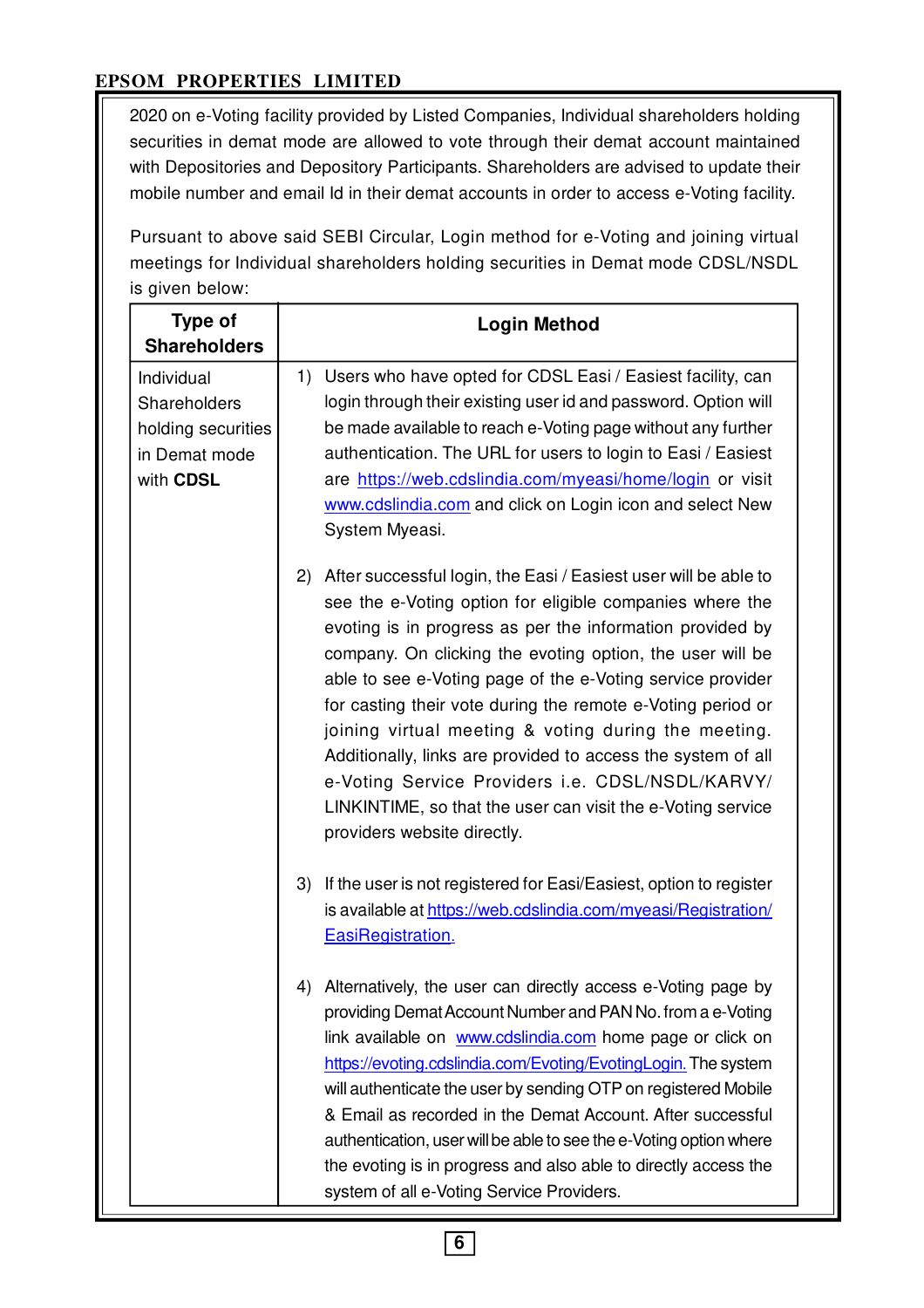2020 on e-Voting facility provided by Listed Companies, Individual shareholders holding securities in demat mode are allowed to vote through their demat account maintained with Depositories and Depository Participants. Shareholders are advised to update their mobile number and email Id in their demat accounts in order to access e-Voting facility.

Pursuant to above said SEBI Circular, Login method for e-Voting and joining virtual meetings for Individual shareholders holding securities in Demat mode CDSL/NSDL is given below:

| Type of Shareholders | Login Method |
|---|---|
| Individual Shareholders holding securities in Demat mode with **CDSL** | 1) Users who have opted for CDSL Easi / Easiest facility, can login through their existing user id and password. Option will be made available to reach e-Voting page without any further authentication. The URL for users to login to Easi / Easiest are https://web.cdslindia.com/myeasi/home/login or visit www.cdslindia.com and click on Login icon and select New System Myeasi.<br><br>2) After successful login, the Easi / Easiest user will be able to see the e-Voting option for eligible companies where the evoting is in progress as per the information provided by company. On clicking the evoting option, the user will be able to see e-Voting page of the e-Voting service provider for casting their vote during the remote e-Voting period or joining virtual meeting & voting during the meeting. Additionally, links are provided to access the system of all e-Voting Service Providers i.e. CDSL/NSDL/KARVY/LINKINTIME, so that the user can visit the e-Voting service providers website directly.<br><br>3) If the user is not registered for Easi/Easiest, option to register is available at https://web.cdslindia.com/myeasi/Registration/EasiRegistration.<br><br>4) Alternatively, the user can directly access e-Voting page by providing Demat Account Number and PAN No. from a e-Voting link available on www.cdslindia.com home page or click on https://evoting.cdslindia.com/Evoting/EvotingLogin. The system will authenticate the user by sending OTP on registered Mobile & Email as recorded in the Demat Account. After successful authentication, user will be able to see the e-Voting option where the evoting is in progress and also able to directly access the system of all e-Voting Service Providers. |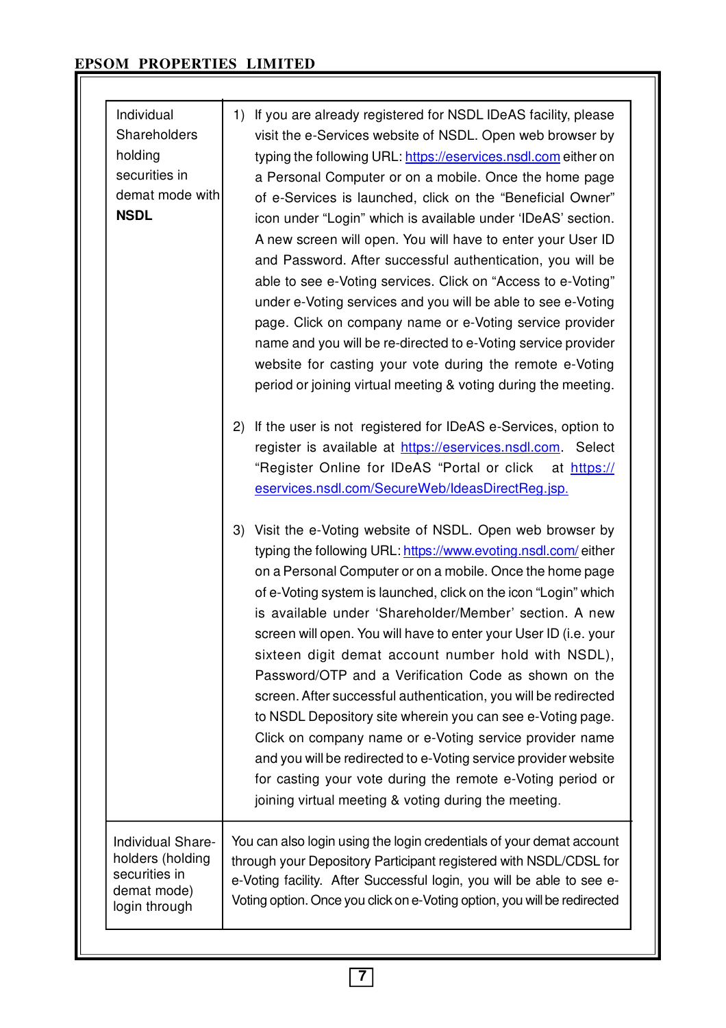| | |
|---|---|
| Individual Shareholders holding securities in demat mode with **NSDL** | 1) If you are already registered for NSDL IDeAS facility, please visit the e-Services website of NSDL. Open web browser by typing the following URL: https://eservices.nsdl.com either on a Personal Computer or on a mobile. Once the home page of e-Services is launched, click on the "Beneficial Owner" icon under "Login" which is available under 'IDeAS' section. A new screen will open. You will have to enter your User ID and Password. After successful authentication, you will be able to see e-Voting services. Click on "Access to e-Voting" under e-Voting services and you will be able to see e-Voting page. Click on company name or e-Voting service provider name and you will be re-directed to e-Voting service provider website for casting your vote during the remote e-Voting period or joining virtual meeting & voting during the meeting.<br><br>2) If the user is not registered for IDeAS e-Services, option to register is available at https://eservices.nsdl.com. Select "Register Online for IDeAS "Portal or click at https://eservices.nsdl.com/SecureWeb/IdeasDirectReg.jsp.<br><br>3) Visit the e-Voting website of NSDL. Open web browser by typing the following URL: https://www.evoting.nsdl.com/ either on a Personal Computer or on a mobile. Once the home page of e-Voting system is launched, click on the icon "Login" which is available under 'Shareholder/Member' section. A new screen will open. You will have to enter your User ID (i.e. your sixteen digit demat account number hold with NSDL), Password/OTP and a Verification Code as shown on the screen. After successful authentication, you will be redirected to NSDL Depository site wherein you can see e-Voting page. Click on company name or e-Voting service provider name and you will be redirected to e-Voting service provider website for casting your vote during the remote e-Voting period or joining virtual meeting & voting during the meeting. |
| Individual Shareholders (holding securities in demat mode) login through | You can also login using the login credentials of your demat account through your Depository Participant registered with NSDL/CDSL for e-Voting facility. After Successful login, you will be able to see e-Voting option. Once you click on e-Voting option, you will be redirected |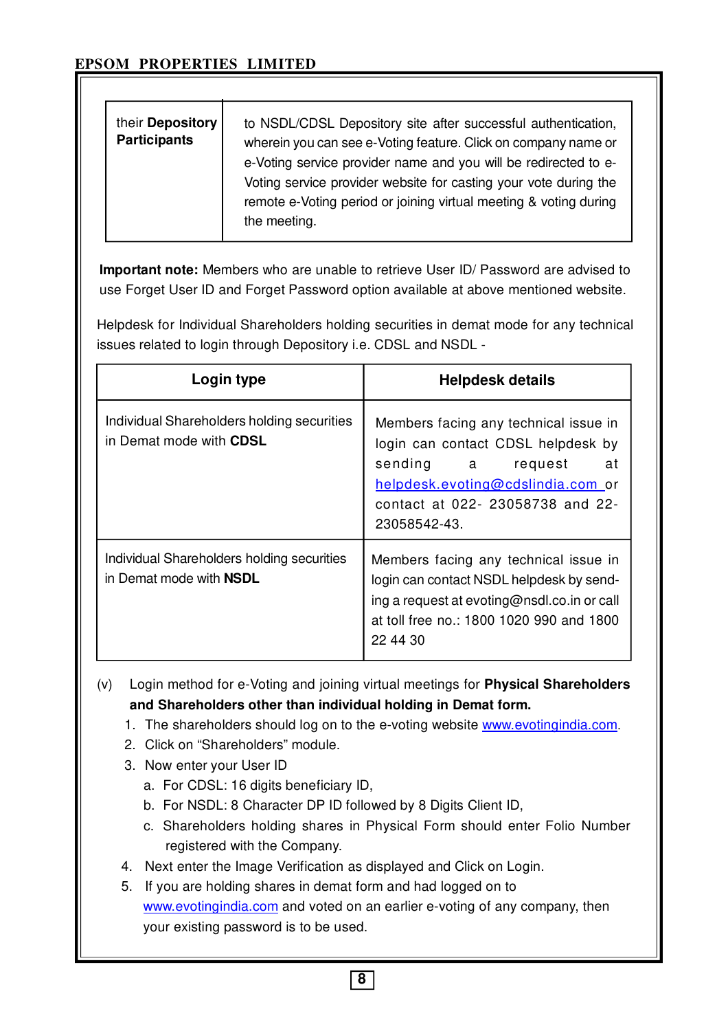| their **Depository Participants** | to NSDL/CDSL Depository site after successful authentication, wherein you can see e-Voting feature. Click on company name or e-Voting service provider name and you will be redirected to e-Voting service provider website for casting your vote during the remote e-Voting period or joining virtual meeting & voting during the meeting. |
|---|---|

**Important note:** Members who are unable to retrieve User ID/ Password are advised to use Forget User ID and Forget Password option available at above mentioned website.

Helpdesk for Individual Shareholders holding securities in demat mode for any technical issues related to login through Depository i.e. CDSL and NSDL -

| Login type | Helpdesk details |
|---|---|
| Individual Shareholders holding securities in Demat mode with **CDSL** | Members facing any technical issue in login can contact CDSL helpdesk by sending a request at helpdesk.evoting@cdslindia.com or contact at 022- 23058738 and 22-23058542-43. |
| Individual Shareholders holding securities in Demat mode with **NSDL** | Members facing any technical issue in login can contact NSDL helpdesk by sending a request at evoting@nsdl.co.in or call at toll free no.: 1800 1020 990 and 1800 22 44 30 |

(v) Login method for e-Voting and joining virtual meetings for **Physical Shareholders and Shareholders other than individual holding in Demat form.**

1. The shareholders should log on to the e-voting website www.evotingindia.com.
2. Click on "Shareholders" module.
3. Now enter your User ID
   a. For CDSL: 16 digits beneficiary ID,
   b. For NSDL: 8 Character DP ID followed by 8 Digits Client ID,
   c. Shareholders holding shares in Physical Form should enter Folio Number registered with the Company.
4. Next enter the Image Verification as displayed and Click on Login.
5. If you are holding shares in demat form and had logged on to www.evotingindia.com and voted on an earlier e-voting of any company, then your existing password is to be used.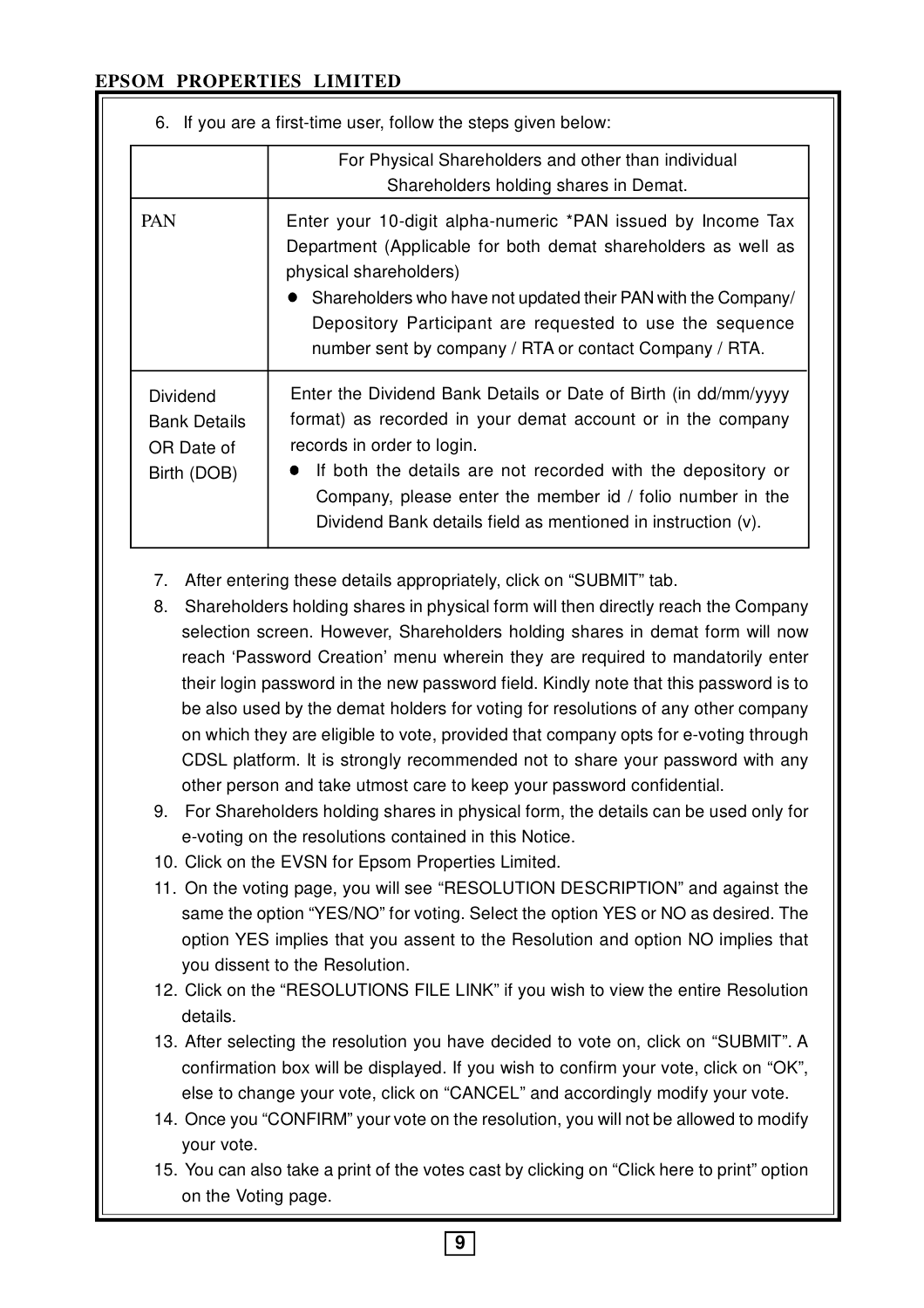6. If you are a first-time user, follow the steps given below:

| | For Physical Shareholders and other than individual Shareholders holding shares in Demat. |
|---|---|
| PAN | Enter your 10-digit alpha-numeric *PAN issued by Income Tax Department (Applicable for both demat shareholders as well as physical shareholders)<br>• Shareholders who have not updated their PAN with the Company/ Depository Participant are requested to use the sequence number sent by company / RTA or contact Company / RTA. |
| Dividend Bank Details OR Date of Birth (DOB) | Enter the Dividend Bank Details or Date of Birth (in dd/mm/yyyy format) as recorded in your demat account or in the company records in order to login.<br>• If both the details are not recorded with the depository or Company, please enter the member id / folio number in the Dividend Bank details field as mentioned in instruction (v). |

7. After entering these details appropriately, click on "SUBMIT" tab.
8. Shareholders holding shares in physical form will then directly reach the Company selection screen. However, Shareholders holding shares in demat form will now reach 'Password Creation' menu wherein they are required to mandatorily enter their login password in the new password field. Kindly note that this password is to be also used by the demat holders for voting for resolutions of any other company on which they are eligible to vote, provided that company opts for e-voting through CDSL platform. It is strongly recommended not to share your password with any other person and take utmost care to keep your password confidential.
9. For Shareholders holding shares in physical form, the details can be used only for e-voting on the resolutions contained in this Notice.
10. Click on the EVSN for Epsom Properties Limited.
11. On the voting page, you will see "RESOLUTION DESCRIPTION" and against the same the option "YES/NO" for voting. Select the option YES or NO as desired. The option YES implies that you assent to the Resolution and option NO implies that you dissent to the Resolution.
12. Click on the "RESOLUTIONS FILE LINK" if you wish to view the entire Resolution details.
13. After selecting the resolution you have decided to vote on, click on "SUBMIT". A confirmation box will be displayed. If you wish to confirm your vote, click on "OK", else to change your vote, click on "CANCEL" and accordingly modify your vote.
14. Once you "CONFIRM" your vote on the resolution, you will not be allowed to modify your vote.
15. You can also take a print of the votes cast by clicking on "Click here to print" option on the Voting page.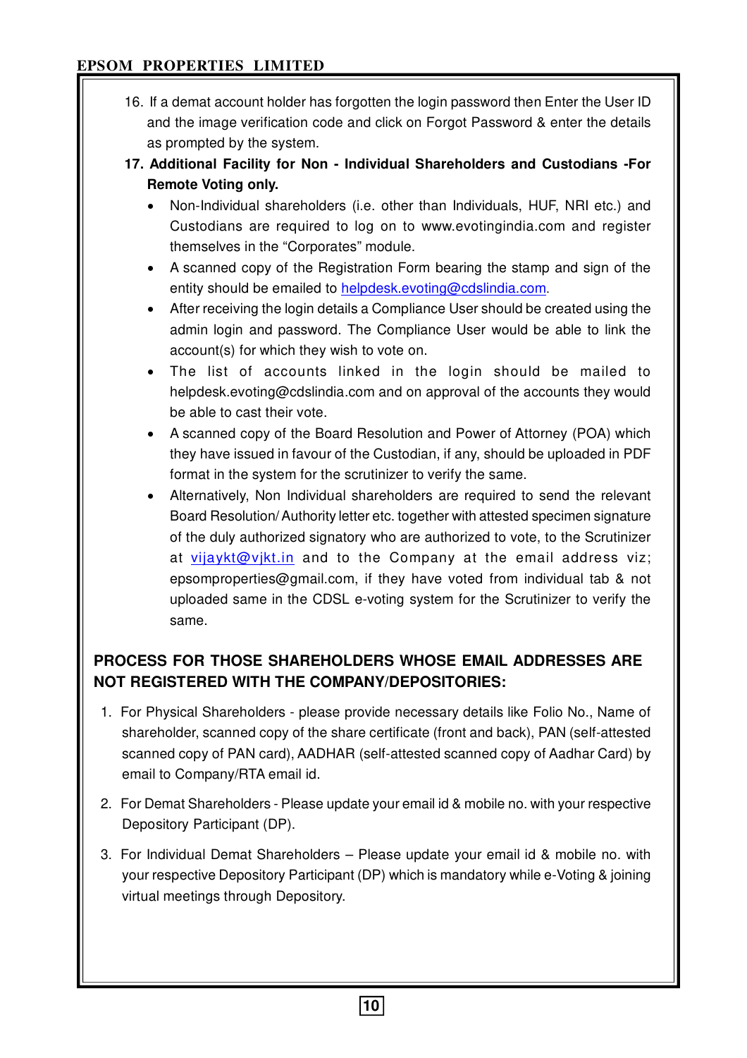16. If a demat account holder has forgotten the login password then Enter the User ID and the image verification code and click on Forgot Password & enter the details as prompted by the system.

17. **Additional Facility for Non - Individual Shareholders and Custodians -For Remote Voting only.**
    - Non-Individual shareholders (i.e. other than Individuals, HUF, NRI etc.) and Custodians are required to log on to www.evotingindia.com and register themselves in the "Corporates" module.
    - A scanned copy of the Registration Form bearing the stamp and sign of the entity should be emailed to helpdesk.evoting@cdslindia.com.
    - After receiving the login details a Compliance User should be created using the admin login and password. The Compliance User would be able to link the account(s) for which they wish to vote on.
    - The list of accounts linked in the login should be mailed to helpdesk.evoting@cdslindia.com and on approval of the accounts they would be able to cast their vote.
    - A scanned copy of the Board Resolution and Power of Attorney (POA) which they have issued in favour of the Custodian, if any, should be uploaded in PDF format in the system for the scrutinizer to verify the same.
    - Alternatively, Non Individual shareholders are required to send the relevant Board Resolution/ Authority letter etc. together with attested specimen signature of the duly authorized signatory who are authorized to vote, to the Scrutinizer at vijaykt@vjkt.in and to the Company at the email address viz; epsomproperties@gmail.com, if they have voted from individual tab & not uploaded same in the CDSL e-voting system for the Scrutinizer to verify the same.

**PROCESS FOR THOSE SHAREHOLDERS WHOSE EMAIL ADDRESSES ARE NOT REGISTERED WITH THE COMPANY/DEPOSITORIES:**

1. For Physical Shareholders - please provide necessary details like Folio No., Name of shareholder, scanned copy of the share certificate (front and back), PAN (self-attested scanned copy of PAN card), AADHAR (self-attested scanned copy of Aadhar Card) by email to Company/RTA email id.

2. For Demat Shareholders - Please update your email id & mobile no. with your respective Depository Participant (DP).

3. For Individual Demat Shareholders – Please update your email id & mobile no. with your respective Depository Participant (DP) which is mandatory while e-Voting & joining virtual meetings through Depository.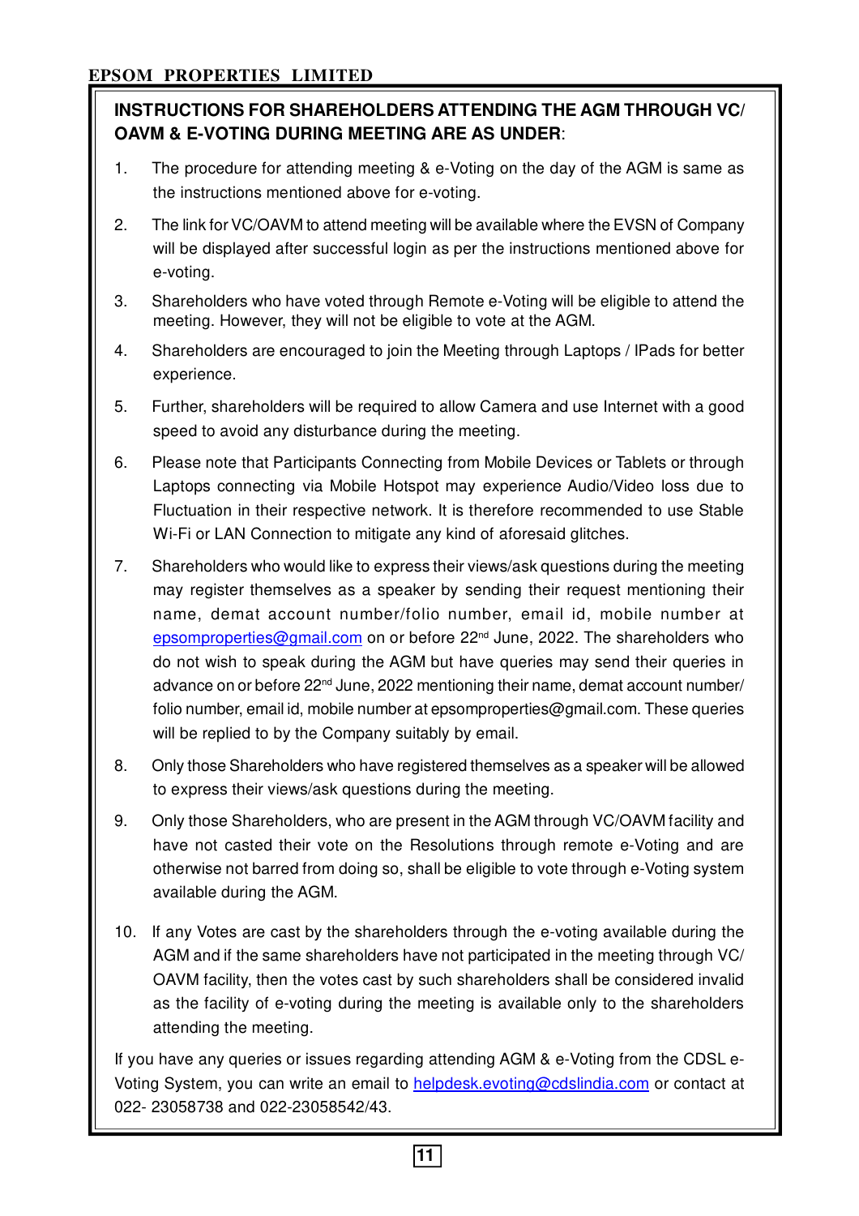**INSTRUCTIONS FOR SHAREHOLDERS ATTENDING THE AGM THROUGH VC/ OAVM & E-VOTING DURING MEETING ARE AS UNDER**:

1. The procedure for attending meeting & e-Voting on the day of the AGM is same as the instructions mentioned above for e-voting.
2. The link for VC/OAVM to attend meeting will be available where the EVSN of Company will be displayed after successful login as per the instructions mentioned above for e-voting.
3. Shareholders who have voted through Remote e-Voting will be eligible to attend the meeting. However, they will not be eligible to vote at the AGM.
4. Shareholders are encouraged to join the Meeting through Laptops / IPads for better experience.
5. Further, shareholders will be required to allow Camera and use Internet with a good speed to avoid any disturbance during the meeting.
6. Please note that Participants Connecting from Mobile Devices or Tablets or through Laptops connecting via Mobile Hotspot may experience Audio/Video loss due to Fluctuation in their respective network. It is therefore recommended to use Stable Wi-Fi or LAN Connection to mitigate any kind of aforesaid glitches.
7. Shareholders who would like to express their views/ask questions during the meeting may register themselves as a speaker by sending their request mentioning their name, demat account number/folio number, email id, mobile number at epsomproperties@gmail.com on or before 22nd June, 2022. The shareholders who do not wish to speak during the AGM but have queries may send their queries in advance on or before 22nd June, 2022 mentioning their name, demat account number/ folio number, email id, mobile number at epsomproperties@gmail.com. These queries will be replied to by the Company suitably by email.
8. Only those Shareholders who have registered themselves as a speaker will be allowed to express their views/ask questions during the meeting.
9. Only those Shareholders, who are present in the AGM through VC/OAVM facility and have not casted their vote on the Resolutions through remote e-Voting and are otherwise not barred from doing so, shall be eligible to vote through e-Voting system available during the AGM.
10. If any Votes are cast by the shareholders through the e-voting available during the AGM and if the same shareholders have not participated in the meeting through VC/ OAVM facility, then the votes cast by such shareholders shall be considered invalid as the facility of e-voting during the meeting is available only to the shareholders attending the meeting.

If you have any queries or issues regarding attending AGM & e-Voting from the CDSL e-Voting System, you can write an email to helpdesk.evoting@cdslindia.com or contact at 022- 23058738 and 022-23058542/43.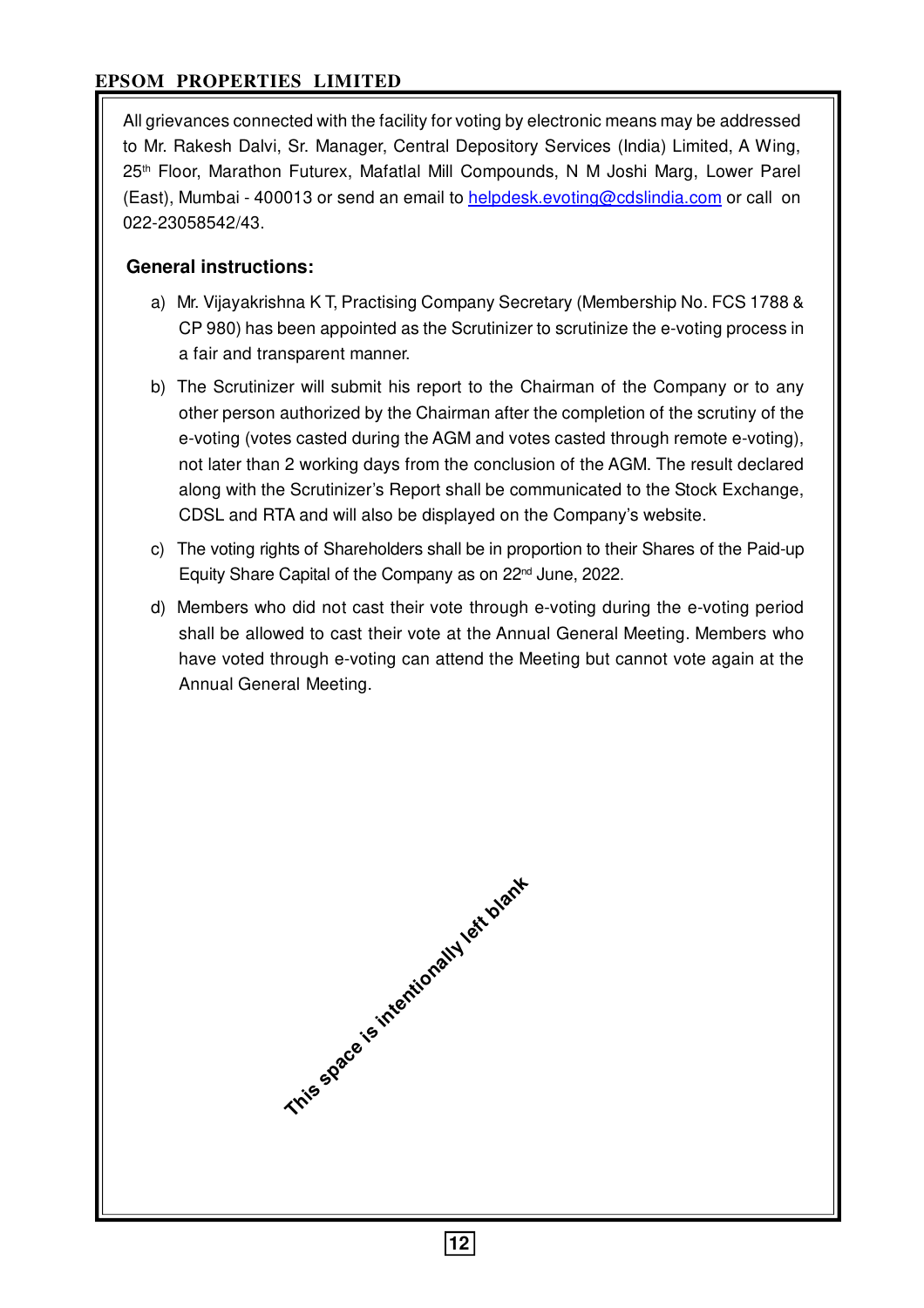All grievances connected with the facility for voting by electronic means may be addressed to Mr. Rakesh Dalvi, Sr. Manager, Central Depository Services (India) Limited, A Wing, 25th Floor, Marathon Futurex, Mafatlal Mill Compounds, N M Joshi Marg, Lower Parel (East), Mumbai - 400013 or send an email to helpdesk.evoting@cdslindia.com or call on 022-23058542/43.

### General instructions:

a) Mr. Vijayakrishna K T, Practising Company Secretary (Membership No. FCS 1788 & CP 980) has been appointed as the Scrutinizer to scrutinize the e-voting process in a fair and transparent manner.

b) The Scrutinizer will submit his report to the Chairman of the Company or to any other person authorized by the Chairman after the completion of the scrutiny of the e-voting (votes casted during the AGM and votes casted through remote e-voting), not later than 2 working days from the conclusion of the AGM. The result declared along with the Scrutinizer's Report shall be communicated to the Stock Exchange, CDSL and RTA and will also be displayed on the Company's website.

c) The voting rights of Shareholders shall be in proportion to their Shares of the Paid-up Equity Share Capital of the Company as on 22nd June, 2022.

d) Members who did not cast their vote through e-voting during the e-voting period shall be allowed to cast their vote at the Annual General Meeting. Members who have voted through e-voting can attend the Meeting but cannot vote again at the Annual General Meeting.

This space is intentionally left blank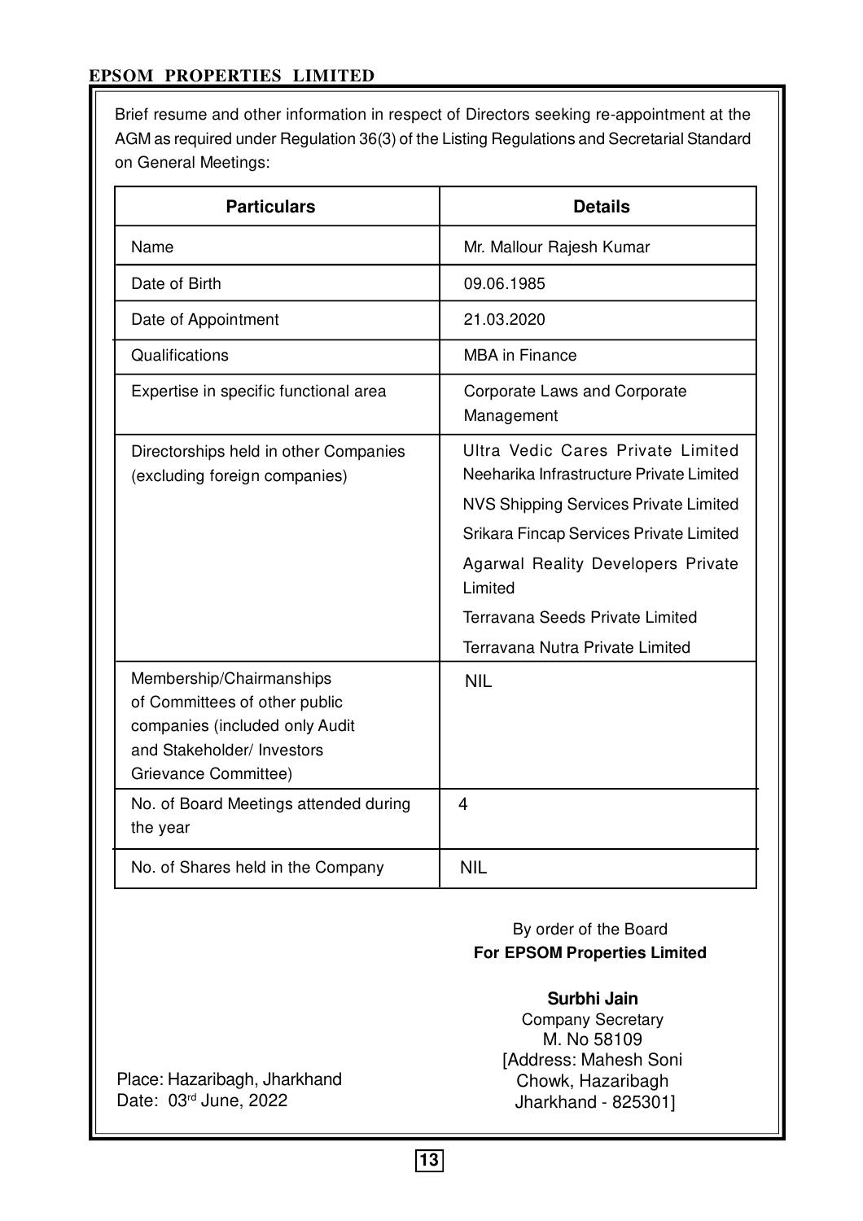Brief resume and other information in respect of Directors seeking re-appointment at the AGM as required under Regulation 36(3) of the Listing Regulations and Secretarial Standard on General Meetings:

| Particulars | Details |
|---|---|
| Name | Mr. Mallour Rajesh Kumar |
| Date of Birth | 09.06.1985 |
| Date of Appointment | 21.03.2020 |
| Qualifications | MBA in Finance |
| Expertise in specific functional area | Corporate Laws and Corporate Management |
| Directorships held in other Companies (excluding foreign companies) | Ultra Vedic Cares Private Limited<br>Neeharika Infrastructure Private Limited<br>NVS Shipping Services Private Limited<br>Srikara Fincap Services Private Limited<br>Agarwal Reality Developers Private Limited<br>Terravana Seeds Private Limited<br>Terravana Nutra Private Limited |
| Membership/Chairmanships of Committees of other public companies (included only Audit and Stakeholder/ Investors Grievance Committee) | NIL |
| No. of Board Meetings attended during the year | 4 |
| No. of Shares held in the Company | NIL |

By order of the Board
**For EPSOM Properties Limited**

**Surbhi Jain**
Company Secretary
M. No 58109
[Address: Mahesh Soni Chowk, Hazaribagh Jharkhand - 825301]

Place: Hazaribagh, Jharkhand
Date: 03rd June, 2022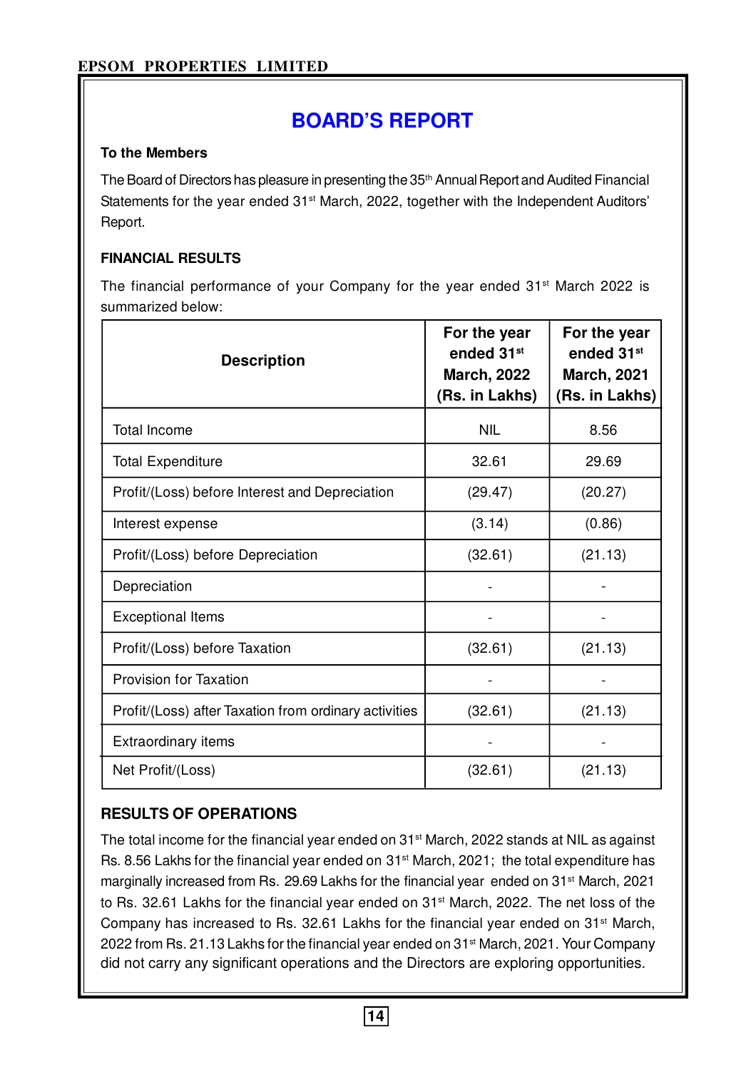# BOARD'S REPORT

**To the Members**

The Board of Directors has pleasure in presenting the 35th Annual Report and Audited Financial Statements for the year ended 31st March, 2022, together with the Independent Auditors' Report.

## FINANCIAL RESULTS

The financial performance of your Company for the year ended 31st March 2022 is summarized below:

| Description | For the year ended 31st March, 2022 (Rs. in Lakhs) | For the year ended 31st March, 2021 (Rs. in Lakhs) |
|---|---|---|
| Total Income | NIL | 8.56 |
| Total Expenditure | 32.61 | 29.69 |
| Profit/(Loss) before Interest and Depreciation | (29.47) | (20.27) |
| Interest expense | (3.14) | (0.86) |
| Profit/(Loss) before Depreciation | (32.61) | (21.13) |
| Depreciation | - | - |
| Exceptional Items | - | - |
| Profit/(Loss) before Taxation | (32.61) | (21.13) |
| Provision for Taxation | - | - |
| Profit/(Loss) after Taxation from ordinary activities | (32.61) | (21.13) |
| Extraordinary items | - | - |
| Net Profit/(Loss) | (32.61) | (21.13) |

## RESULTS OF OPERATIONS

The total income for the financial year ended on 31st March, 2022 stands at NIL as against Rs. 8.56 Lakhs for the financial year ended on 31st March, 2021; the total expenditure has marginally increased from Rs. 29.69 Lakhs for the financial year ended on 31st March, 2021 to Rs. 32.61 Lakhs for the financial year ended on 31st March, 2022. The net loss of the Company has increased to Rs. 32.61 Lakhs for the financial year ended on 31st March, 2022 from Rs. 21.13 Lakhs for the financial year ended on 31st March, 2021. Your Company did not carry any significant operations and the Directors are exploring opportunities.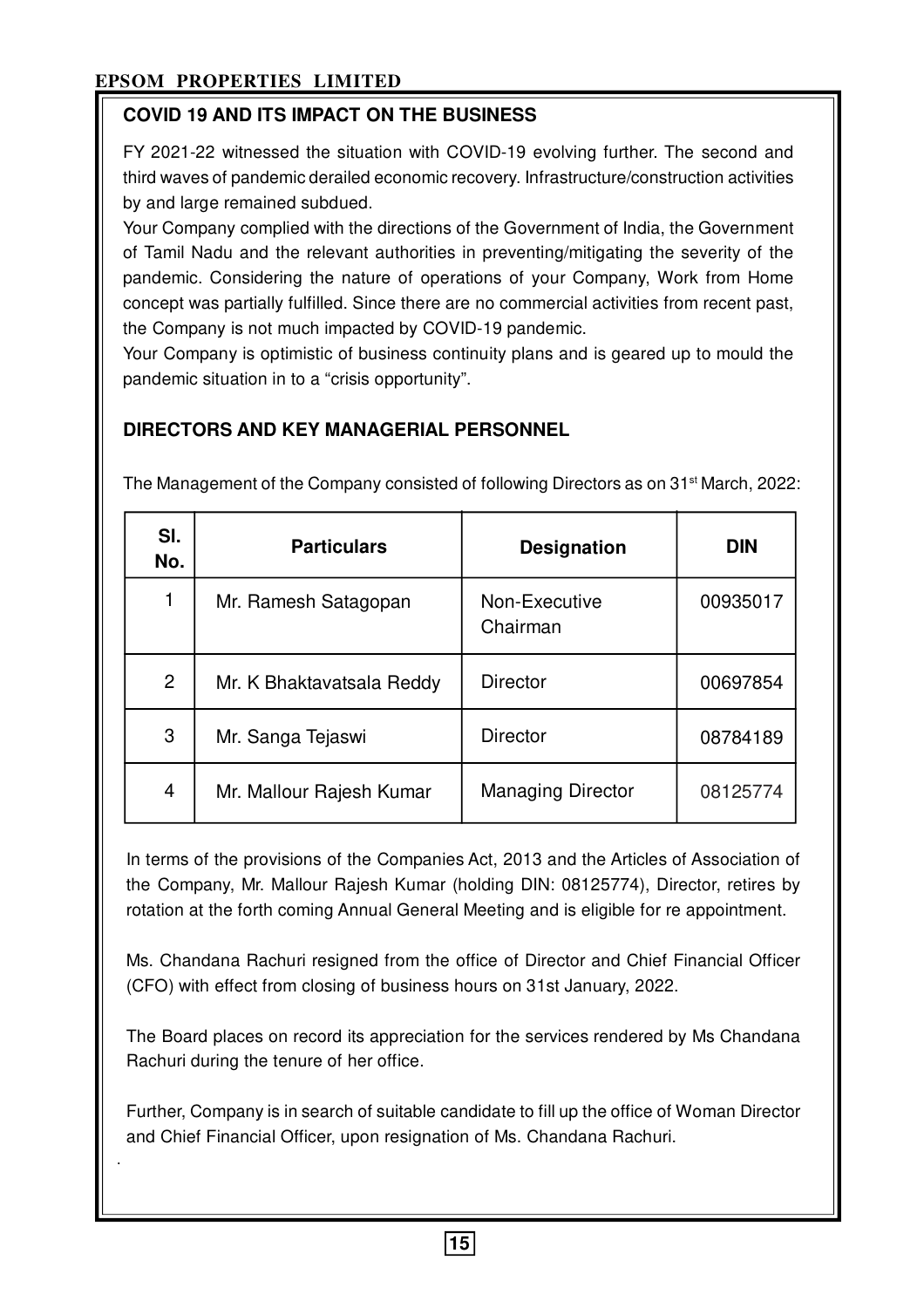## COVID 19 AND ITS IMPACT ON THE BUSINESS

FY 2021-22 witnessed the situation with COVID-19 evolving further. The second and third waves of pandemic derailed economic recovery. Infrastructure/construction activities by and large remained subdued.

Your Company complied with the directions of the Government of India, the Government of Tamil Nadu and the relevant authorities in preventing/mitigating the severity of the pandemic. Considering the nature of operations of your Company, Work from Home concept was partially fulfilled. Since there are no commercial activities from recent past, the Company is not much impacted by COVID-19 pandemic.

Your Company is optimistic of business continuity plans and is geared up to mould the pandemic situation in to a "crisis opportunity".

## DIRECTORS AND KEY MANAGERIAL PERSONNEL

The Management of the Company consisted of following Directors as on 31st March, 2022:

| Sl. No. | Particulars | Designation | DIN |
|---|---|---|---|
| 1 | Mr. Ramesh Satagopan | Non-Executive Chairman | 00935017 |
| 2 | Mr. K Bhaktavatsala Reddy | Director | 00697854 |
| 3 | Mr. Sanga Tejaswi | Director | 08784189 |
| 4 | Mr. Mallour Rajesh Kumar | Managing Director | 08125774 |

In terms of the provisions of the Companies Act, 2013 and the Articles of Association of the Company, Mr. Mallour Rajesh Kumar (holding DIN: 08125774), Director, retires by rotation at the forth coming Annual General Meeting and is eligible for re appointment.

Ms. Chandana Rachuri resigned from the office of Director and Chief Financial Officer (CFO) with effect from closing of business hours on 31st January, 2022.

The Board places on record its appreciation for the services rendered by Ms Chandana Rachuri during the tenure of her office.

Further, Company is in search of suitable candidate to fill up the office of Woman Director and Chief Financial Officer, upon resignation of Ms. Chandana Rachuri.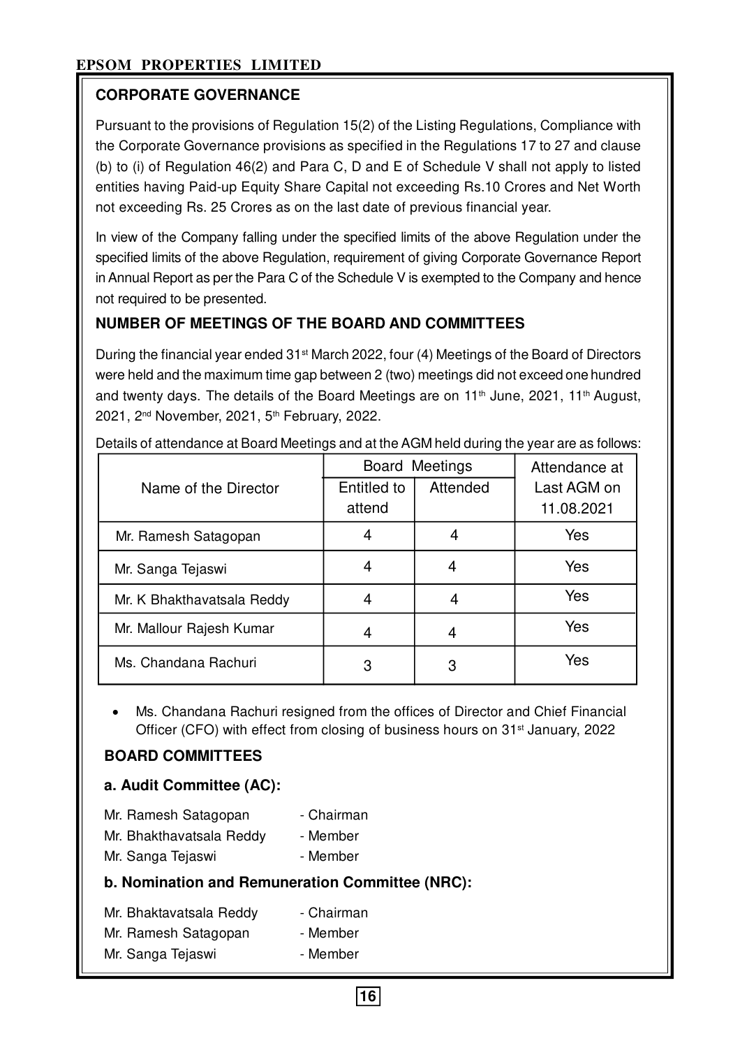## CORPORATE GOVERNANCE

Pursuant to the provisions of Regulation 15(2) of the Listing Regulations, Compliance with the Corporate Governance provisions as specified in the Regulations 17 to 27 and clause (b) to (i) of Regulation 46(2) and Para C, D and E of Schedule V shall not apply to listed entities having Paid-up Equity Share Capital not exceeding Rs.10 Crores and Net Worth not exceeding Rs. 25 Crores as on the last date of previous financial year.

In view of the Company falling under the specified limits of the above Regulation under the specified limits of the above Regulation, requirement of giving Corporate Governance Report in Annual Report as per the Para C of the Schedule V is exempted to the Company and hence not required to be presented.

## NUMBER OF MEETINGS OF THE BOARD AND COMMITTEES

During the financial year ended 31st March 2022, four (4) Meetings of the Board of Directors were held and the maximum time gap between 2 (two) meetings did not exceed one hundred and twenty days. The details of the Board Meetings are on 11th June, 2021, 11th August, 2021, 2nd November, 2021, 5th February, 2022.

Details of attendance at Board Meetings and at the AGM held during the year are as follows:

| Name of the Director | Board Meetings | | Attendance at Last AGM on 11.08.2021 |
|---|---|---|---|
| | Entitled to attend | Attended | |
| Mr. Ramesh Satagopan | 4 | 4 | Yes |
| Mr. Sanga Tejaswi | 4 | 4 | Yes |
| Mr. K Bhakthavatsala Reddy | 4 | 4 | Yes |
| Mr. Mallour Rajesh Kumar | 4 | 4 | Yes |
| Ms. Chandana Rachuri | 3 | 3 | Yes |

- Ms. Chandana Rachuri resigned from the offices of Director and Chief Financial Officer (CFO) with effect from closing of business hours on 31st January, 2022

## BOARD COMMITTEES

### a. Audit Committee (AC):

Mr. Ramesh Satagopan - Chairman
Mr. Bhakthavatsala Reddy - Member
Mr. Sanga Tejaswi - Member

### b. Nomination and Remuneration Committee (NRC):

Mr. Bhaktavatsala Reddy - Chairman
Mr. Ramesh Satagopan - Member
Mr. Sanga Tejaswi - Member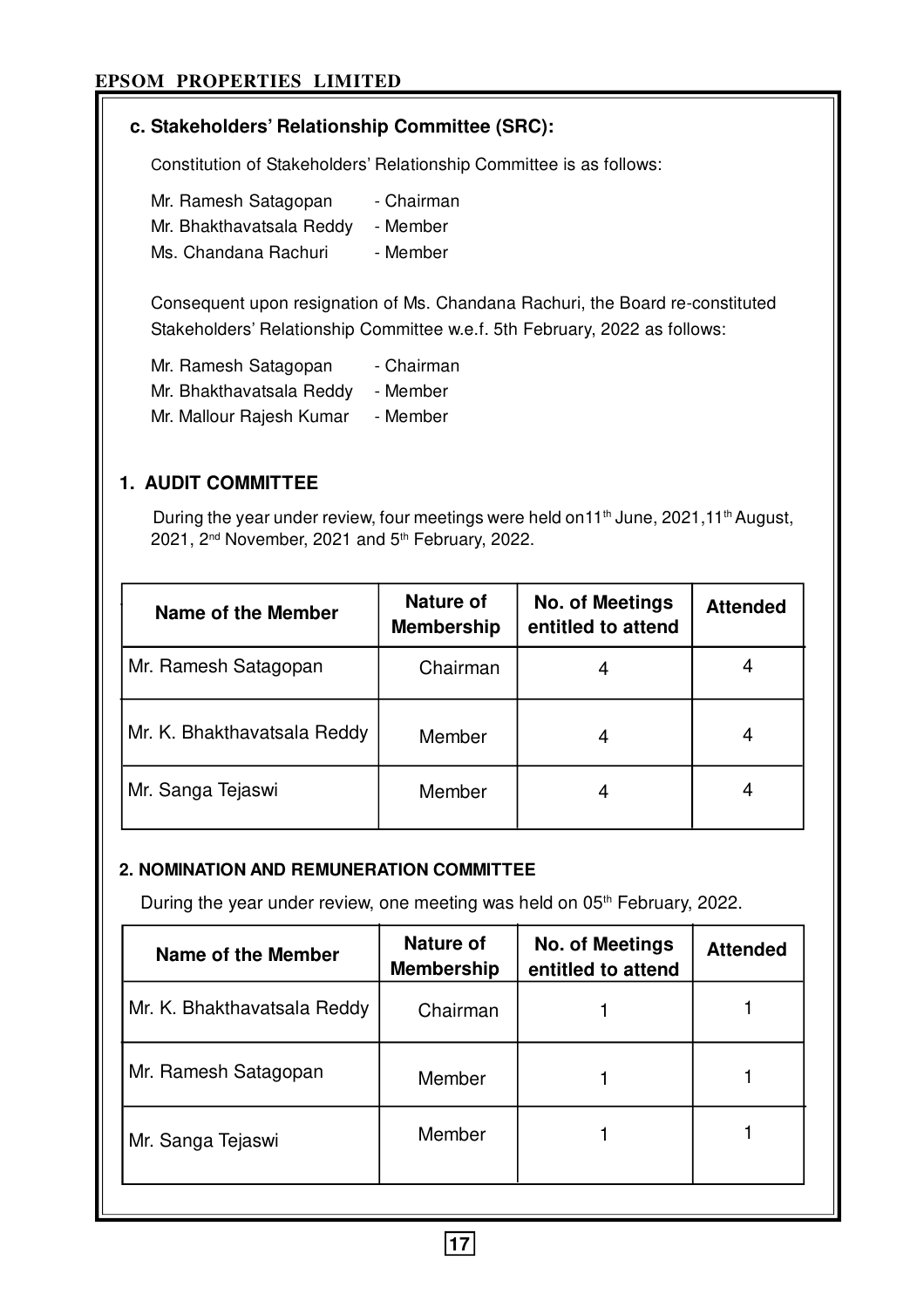### c. Stakeholders' Relationship Committee (SRC):

Constitution of Stakeholders' Relationship Committee is as follows:

Mr. Ramesh Satagopan - Chairman
Mr. Bhakthavatsala Reddy - Member
Ms. Chandana Rachuri - Member

Consequent upon resignation of Ms. Chandana Rachuri, the Board re-constituted Stakeholders' Relationship Committee w.e.f. 5th February, 2022 as follows:

Mr. Ramesh Satagopan - Chairman
Mr. Bhakthavatsala Reddy - Member
Mr. Mallour Rajesh Kumar - Member

### 1. AUDIT COMMITTEE

During the year under review, four meetings were held on 11th June, 2021, 11th August, 2021, 2nd November, 2021 and 5th February, 2022.

| Name of the Member | Nature of Membership | No. of Meetings entitled to attend | Attended |
|---|---|---|---|
| Mr. Ramesh Satagopan | Chairman | 4 | 4 |
| Mr. K. Bhakthavatsala Reddy | Member | 4 | 4 |
| Mr. Sanga Tejaswi | Member | 4 | 4 |

### 2. NOMINATION AND REMUNERATION COMMITTEE

During the year under review, one meeting was held on 05th February, 2022.

| Name of the Member | Nature of Membership | No. of Meetings entitled to attend | Attended |
|---|---|---|---|
| Mr. K. Bhakthavatsala Reddy | Chairman | 1 | 1 |
| Mr. Ramesh Satagopan | Member | 1 | 1 |
| Mr. Sanga Tejaswi | Member | 1 | 1 |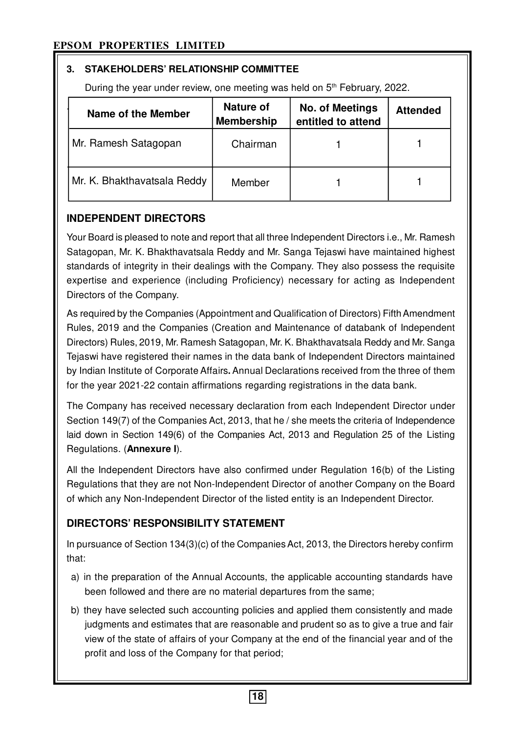### 3. STAKEHOLDERS' RELATIONSHIP COMMITTEE

During the year under review, one meeting was held on 5th February, 2022.

| Name of the Member | Nature of Membership | No. of Meetings entitled to attend | Attended |
|---|---|---|---|
| Mr. Ramesh Satagopan | Chairman | 1 | 1 |
| Mr. K. Bhakthavatsala Reddy | Member | 1 | 1 |

## INDEPENDENT DIRECTORS

Your Board is pleased to note and report that all three Independent Directors i.e., Mr. Ramesh Satagopan, Mr. K. Bhakthavatsala Reddy and Mr. Sanga Tejaswi have maintained highest standards of integrity in their dealings with the Company. They also possess the requisite expertise and experience (including Proficiency) necessary for acting as Independent Directors of the Company.

As required by the Companies (Appointment and Qualification of Directors) Fifth Amendment Rules, 2019 and the Companies (Creation and Maintenance of databank of Independent Directors) Rules, 2019, Mr. Ramesh Satagopan, Mr. K. Bhakthavatsala Reddy and Mr. Sanga Tejaswi have registered their names in the data bank of Independent Directors maintained by Indian Institute of Corporate Affairs**.** Annual Declarations received from the three of them for the year 2021-22 contain affirmations regarding registrations in the data bank.

The Company has received necessary declaration from each Independent Director under Section 149(7) of the Companies Act, 2013, that he / she meets the criteria of Independence laid down in Section 149(6) of the Companies Act, 2013 and Regulation 25 of the Listing Regulations. (**Annexure I**).

All the Independent Directors have also confirmed under Regulation 16(b) of the Listing Regulations that they are not Non-Independent Director of another Company on the Board of which any Non-Independent Director of the listed entity is an Independent Director.

## DIRECTORS' RESPONSIBILITY STATEMENT

In pursuance of Section 134(3)(c) of the Companies Act, 2013, the Directors hereby confirm that:

a) in the preparation of the Annual Accounts, the applicable accounting standards have been followed and there are no material departures from the same;

b) they have selected such accounting policies and applied them consistently and made judgments and estimates that are reasonable and prudent so as to give a true and fair view of the state of affairs of your Company at the end of the financial year and of the profit and loss of the Company for that period;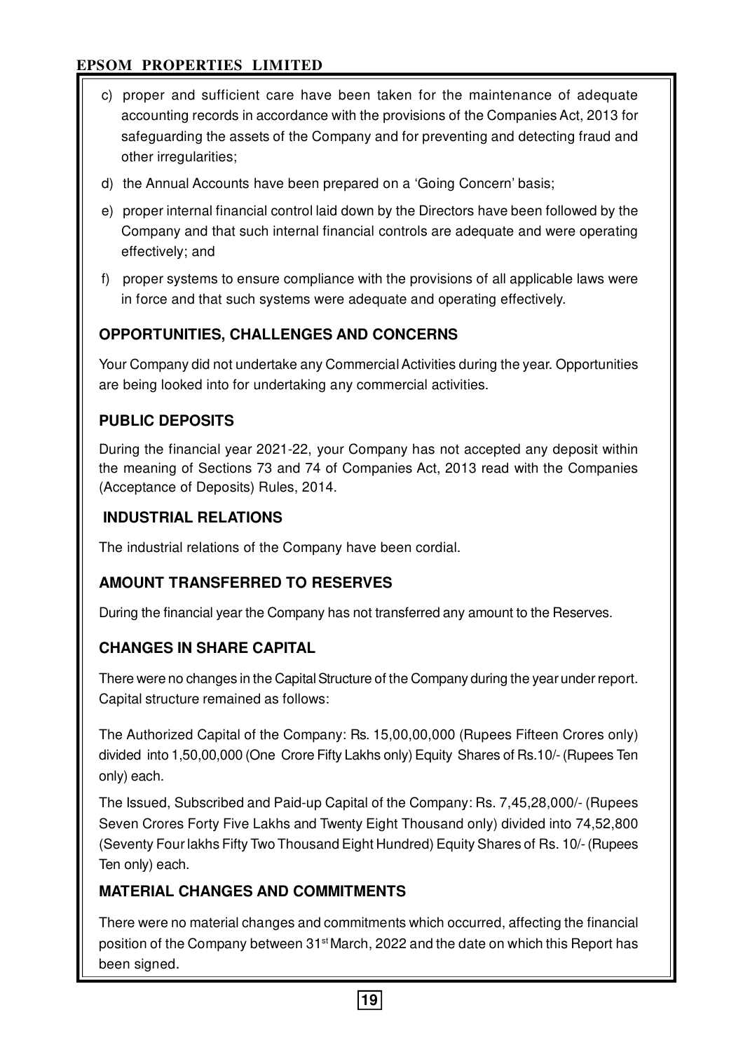c) proper and sufficient care have been taken for the maintenance of adequate accounting records in accordance with the provisions of the Companies Act, 2013 for safeguarding the assets of the Company and for preventing and detecting fraud and other irregularities;

d) the Annual Accounts have been prepared on a 'Going Concern' basis;

e) proper internal financial control laid down by the Directors have been followed by the Company and that such internal financial controls are adequate and were operating effectively; and

f) proper systems to ensure compliance with the provisions of all applicable laws were in force and that such systems were adequate and operating effectively.

## OPPORTUNITIES, CHALLENGES AND CONCERNS

Your Company did not undertake any Commercial Activities during the year. Opportunities are being looked into for undertaking any commercial activities.

## PUBLIC DEPOSITS

During the financial year 2021-22, your Company has not accepted any deposit within the meaning of Sections 73 and 74 of Companies Act, 2013 read with the Companies (Acceptance of Deposits) Rules, 2014.

## INDUSTRIAL RELATIONS

The industrial relations of the Company have been cordial.

## AMOUNT TRANSFERRED TO RESERVES

During the financial year the Company has not transferred any amount to the Reserves.

## CHANGES IN SHARE CAPITAL

There were no changes in the Capital Structure of the Company during the year under report. Capital structure remained as follows:

The Authorized Capital of the Company: Rs. 15,00,00,000 (Rupees Fifteen Crores only) divided into 1,50,00,000 (One Crore Fifty Lakhs only) Equity Shares of Rs.10/- (Rupees Ten only) each.

The Issued, Subscribed and Paid-up Capital of the Company: Rs. 7,45,28,000/- (Rupees Seven Crores Forty Five Lakhs and Twenty Eight Thousand only) divided into 74,52,800 (Seventy Four lakhs Fifty Two Thousand Eight Hundred) Equity Shares of Rs. 10/- (Rupees Ten only) each.

## MATERIAL CHANGES AND COMMITMENTS

There were no material changes and commitments which occurred, affecting the financial position of the Company between 31st March, 2022 and the date on which this Report has been signed.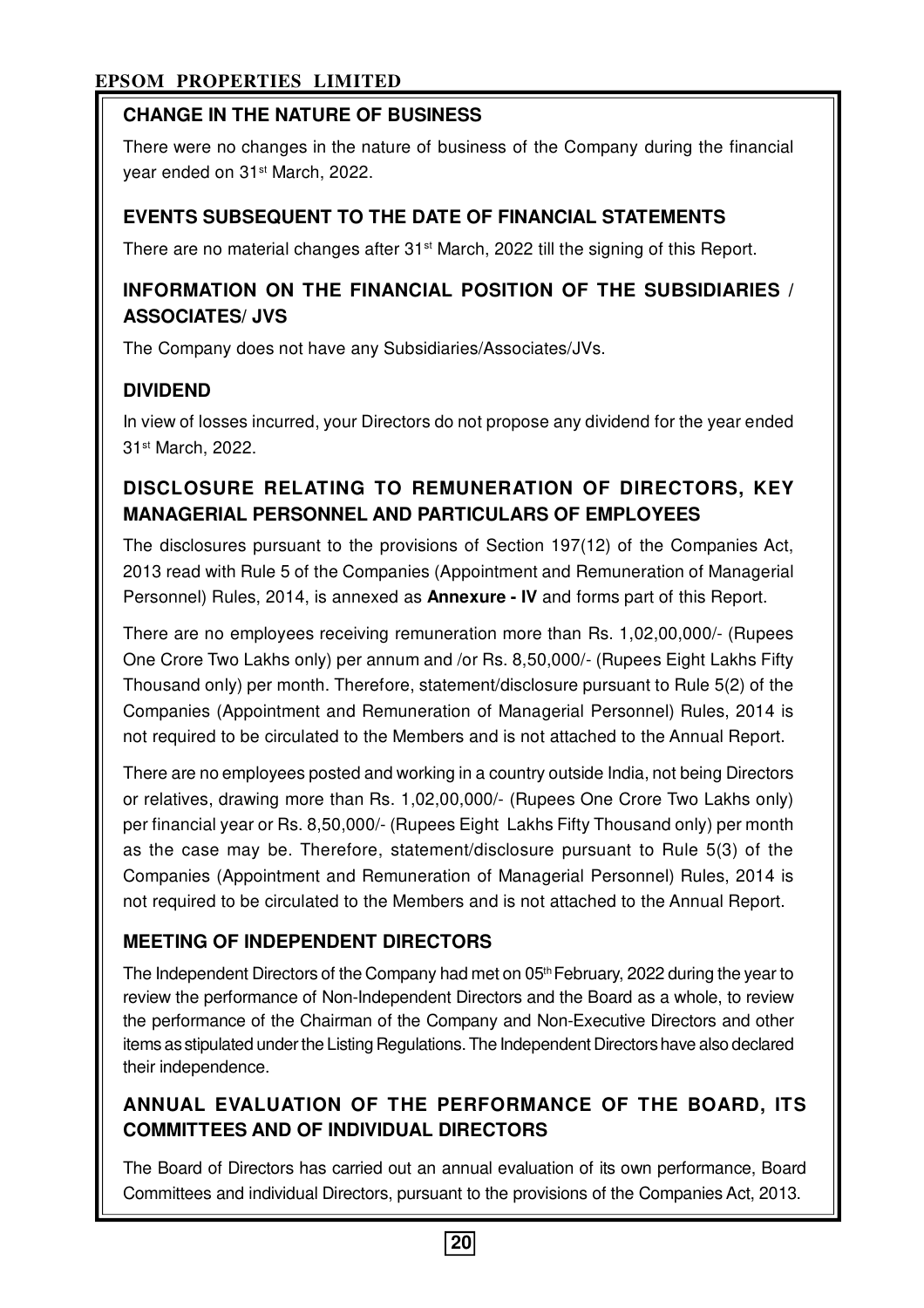## CHANGE IN THE NATURE OF BUSINESS

There were no changes in the nature of business of the Company during the financial year ended on 31st March, 2022.

## EVENTS SUBSEQUENT TO THE DATE OF FINANCIAL STATEMENTS

There are no material changes after 31st March, 2022 till the signing of this Report.

## INFORMATION ON THE FINANCIAL POSITION OF THE SUBSIDIARIES / ASSOCIATES/ JVS

The Company does not have any Subsidiaries/Associates/JVs.

## DIVIDEND

In view of losses incurred, your Directors do not propose any dividend for the year ended 31st March, 2022.

## DISCLOSURE RELATING TO REMUNERATION OF DIRECTORS, KEY MANAGERIAL PERSONNEL AND PARTICULARS OF EMPLOYEES

The disclosures pursuant to the provisions of Section 197(12) of the Companies Act, 2013 read with Rule 5 of the Companies (Appointment and Remuneration of Managerial Personnel) Rules, 2014, is annexed as **Annexure - IV** and forms part of this Report.

There are no employees receiving remuneration more than Rs. 1,02,00,000/- (Rupees One Crore Two Lakhs only) per annum and /or Rs. 8,50,000/- (Rupees Eight Lakhs Fifty Thousand only) per month. Therefore, statement/disclosure pursuant to Rule 5(2) of the Companies (Appointment and Remuneration of Managerial Personnel) Rules, 2014 is not required to be circulated to the Members and is not attached to the Annual Report.

There are no employees posted and working in a country outside India, not being Directors or relatives, drawing more than Rs. 1,02,00,000/- (Rupees One Crore Two Lakhs only) per financial year or Rs. 8,50,000/- (Rupees Eight Lakhs Fifty Thousand only) per month as the case may be. Therefore, statement/disclosure pursuant to Rule 5(3) of the Companies (Appointment and Remuneration of Managerial Personnel) Rules, 2014 is not required to be circulated to the Members and is not attached to the Annual Report.

## MEETING OF INDEPENDENT DIRECTORS

The Independent Directors of the Company had met on 05th February, 2022 during the year to review the performance of Non-Independent Directors and the Board as a whole, to review the performance of the Chairman of the Company and Non-Executive Directors and other items as stipulated under the Listing Regulations. The Independent Directors have also declared their independence.

## ANNUAL EVALUATION OF THE PERFORMANCE OF THE BOARD, ITS COMMITTEES AND OF INDIVIDUAL DIRECTORS

The Board of Directors has carried out an annual evaluation of its own performance, Board Committees and individual Directors, pursuant to the provisions of the Companies Act, 2013.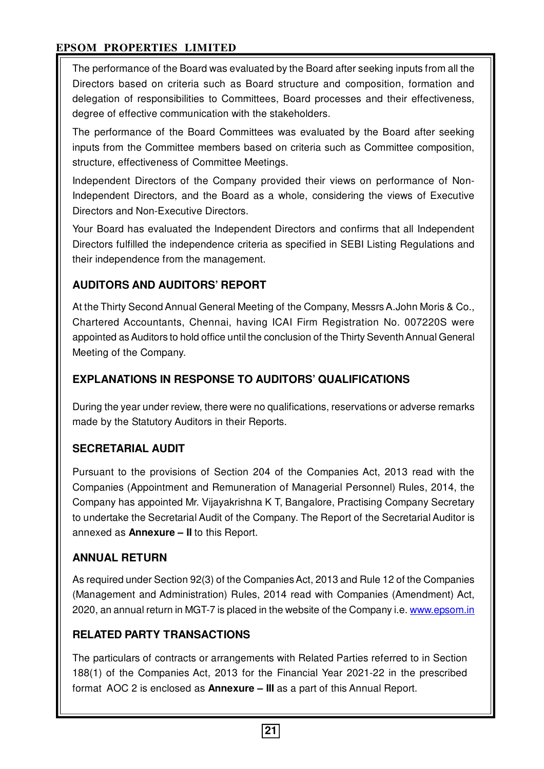The performance of the Board was evaluated by the Board after seeking inputs from all the Directors based on criteria such as Board structure and composition, formation and delegation of responsibilities to Committees, Board processes and their effectiveness, degree of effective communication with the stakeholders.

The performance of the Board Committees was evaluated by the Board after seeking inputs from the Committee members based on criteria such as Committee composition, structure, effectiveness of Committee Meetings.

Independent Directors of the Company provided their views on performance of Non-Independent Directors, and the Board as a whole, considering the views of Executive Directors and Non-Executive Directors.

Your Board has evaluated the Independent Directors and confirms that all Independent Directors fulfilled the independence criteria as specified in SEBI Listing Regulations and their independence from the management.

## AUDITORS AND AUDITORS' REPORT

At the Thirty Second Annual General Meeting of the Company, Messrs A.John Moris & Co., Chartered Accountants, Chennai, having ICAI Firm Registration No. 007220S were appointed as Auditors to hold office until the conclusion of the Thirty Seventh Annual General Meeting of the Company.

## EXPLANATIONS IN RESPONSE TO AUDITORS' QUALIFICATIONS

During the year under review, there were no qualifications, reservations or adverse remarks made by the Statutory Auditors in their Reports.

## SECRETARIAL AUDIT

Pursuant to the provisions of Section 204 of the Companies Act, 2013 read with the Companies (Appointment and Remuneration of Managerial Personnel) Rules, 2014, the Company has appointed Mr. Vijayakrishna K T, Bangalore, Practising Company Secretary to undertake the Secretarial Audit of the Company. The Report of the Secretarial Auditor is annexed as **Annexure – II** to this Report.

## ANNUAL RETURN

As required under Section 92(3) of the Companies Act, 2013 and Rule 12 of the Companies (Management and Administration) Rules, 2014 read with Companies (Amendment) Act, 2020, an annual return in MGT-7 is placed in the website of the Company i.e. www.epsom.in

## RELATED PARTY TRANSACTIONS

The particulars of contracts or arrangements with Related Parties referred to in Section 188(1) of the Companies Act, 2013 for the Financial Year 2021-22 in the prescribed format AOC 2 is enclosed as **Annexure – III** as a part of this Annual Report.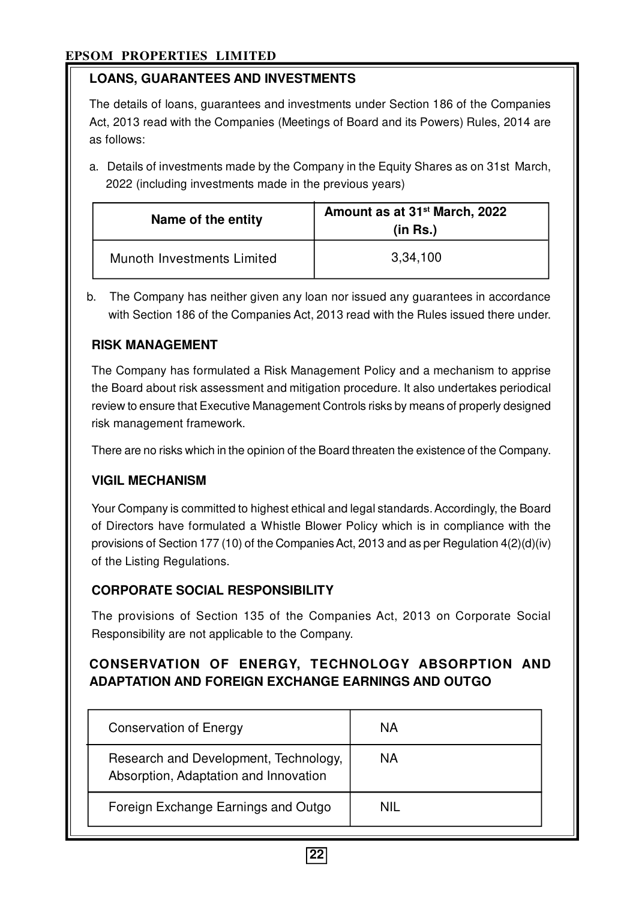## LOANS, GUARANTEES AND INVESTMENTS

The details of loans, guarantees and investments under Section 186 of the Companies Act, 2013 read with the Companies (Meetings of Board and its Powers) Rules, 2014 are as follows:

a. Details of investments made by the Company in the Equity Shares as on 31st March, 2022 (including investments made in the previous years)

| Name of the entity | Amount as at 31st March, 2022 (in Rs.) |
|---|---|
| Munoth Investments Limited | 3,34,100 |

b. The Company has neither given any loan nor issued any guarantees in accordance with Section 186 of the Companies Act, 2013 read with the Rules issued there under.

## RISK MANAGEMENT

The Company has formulated a Risk Management Policy and a mechanism to apprise the Board about risk assessment and mitigation procedure. It also undertakes periodical review to ensure that Executive Management Controls risks by means of properly designed risk management framework.

There are no risks which in the opinion of the Board threaten the existence of the Company.

## VIGIL MECHANISM

Your Company is committed to highest ethical and legal standards. Accordingly, the Board of Directors have formulated a Whistle Blower Policy which is in compliance with the provisions of Section 177 (10) of the Companies Act, 2013 and as per Regulation 4(2)(d)(iv) of the Listing Regulations.

## CORPORATE SOCIAL RESPONSIBILITY

The provisions of Section 135 of the Companies Act, 2013 on Corporate Social Responsibility are not applicable to the Company.

## CONSERVATION OF ENERGY, TECHNOLOGY ABSORPTION AND ADAPTATION AND FOREIGN EXCHANGE EARNINGS AND OUTGO

| | |
|---|---|
| Conservation of Energy | NA |
| Research and Development, Technology, Absorption, Adaptation and Innovation | NA |
| Foreign Exchange Earnings and Outgo | NIL |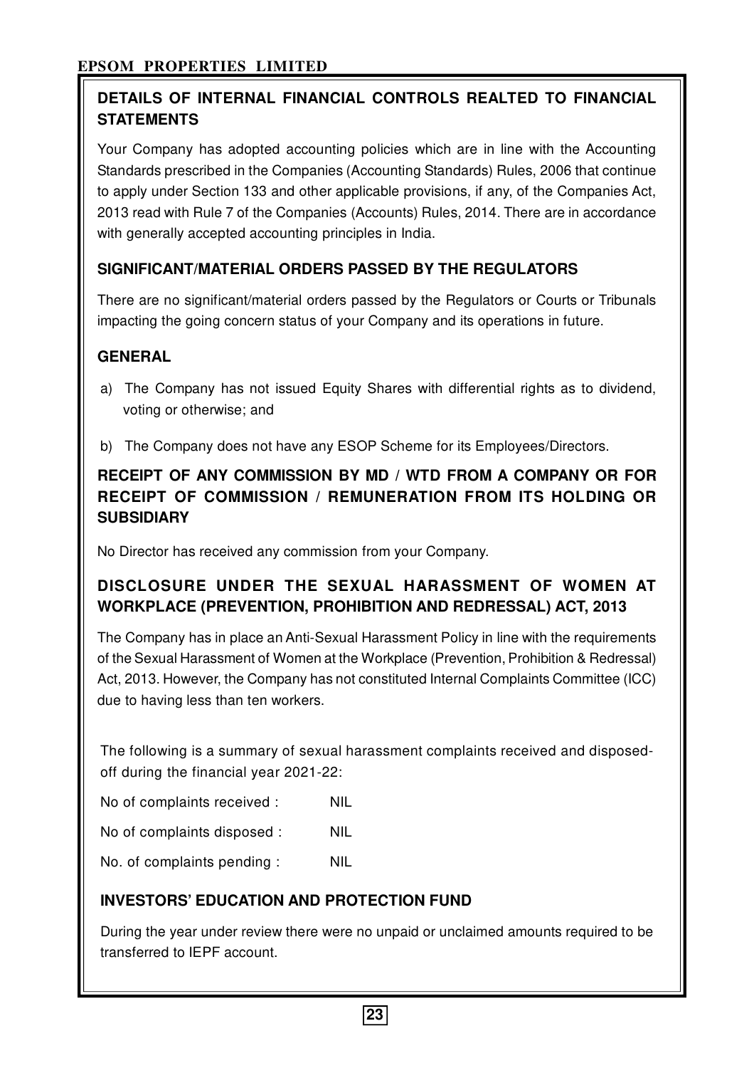## DETAILS OF INTERNAL FINANCIAL CONTROLS REALTED TO FINANCIAL STATEMENTS

Your Company has adopted accounting policies which are in line with the Accounting Standards prescribed in the Companies (Accounting Standards) Rules, 2006 that continue to apply under Section 133 and other applicable provisions, if any, of the Companies Act, 2013 read with Rule 7 of the Companies (Accounts) Rules, 2014. There are in accordance with generally accepted accounting principles in India.

## SIGNIFICANT/MATERIAL ORDERS PASSED BY THE REGULATORS

There are no significant/material orders passed by the Regulators or Courts or Tribunals impacting the going concern status of your Company and its operations in future.

## GENERAL

a) The Company has not issued Equity Shares with differential rights as to dividend, voting or otherwise; and

b) The Company does not have any ESOP Scheme for its Employees/Directors.

## RECEIPT OF ANY COMMISSION BY MD / WTD FROM A COMPANY OR FOR RECEIPT OF COMMISSION / REMUNERATION FROM ITS HOLDING OR SUBSIDIARY

No Director has received any commission from your Company.

## DISCLOSURE UNDER THE SEXUAL HARASSMENT OF WOMEN AT WORKPLACE (PREVENTION, PROHIBITION AND REDRESSAL) ACT, 2013

The Company has in place an Anti-Sexual Harassment Policy in line with the requirements of the Sexual Harassment of Women at the Workplace (Prevention, Prohibition & Redressal) Act, 2013. However, the Company has not constituted Internal Complaints Committee (ICC) due to having less than ten workers.

The following is a summary of sexual harassment complaints received and disposed-off during the financial year 2021-22:

No of complaints received : NIL

No of complaints disposed : NIL

No. of complaints pending : NIL

## INVESTORS' EDUCATION AND PROTECTION FUND

During the year under review there were no unpaid or unclaimed amounts required to be transferred to IEPF account.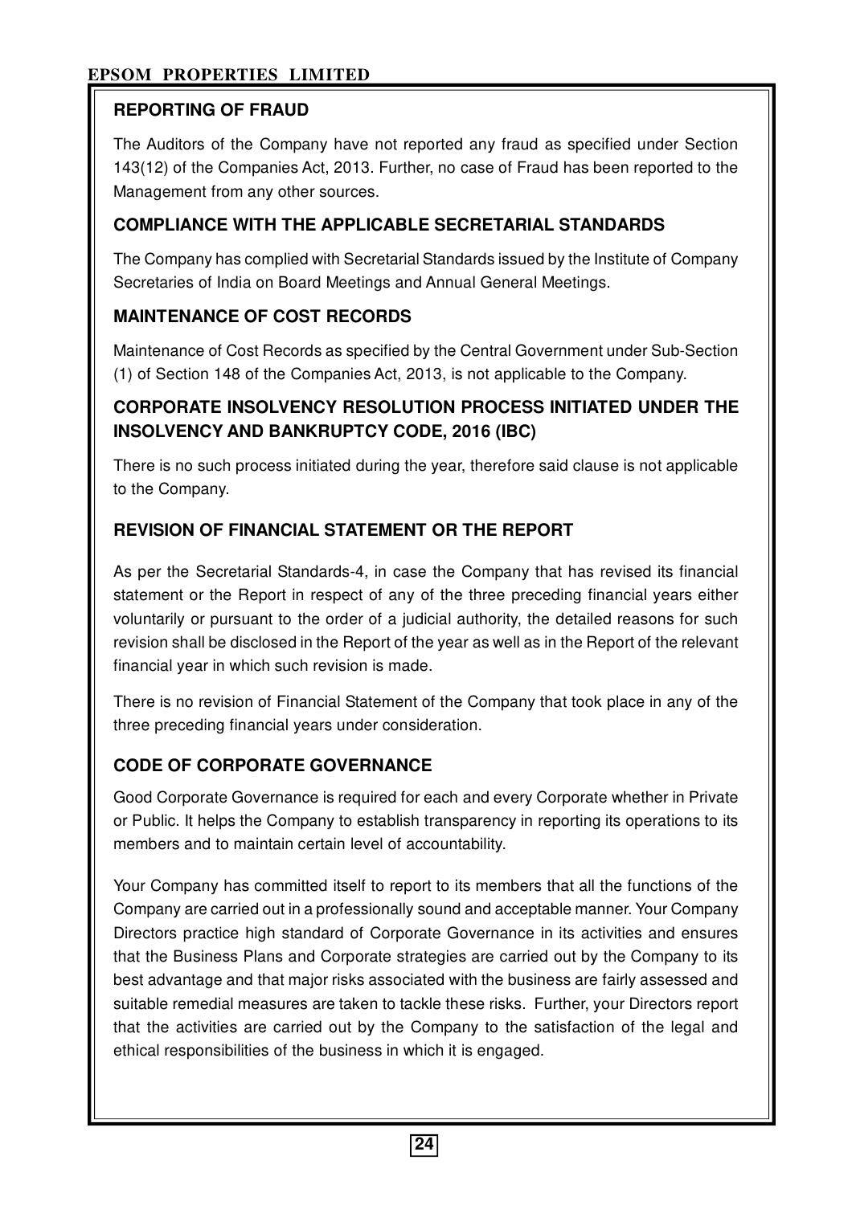## REPORTING OF FRAUD

The Auditors of the Company have not reported any fraud as specified under Section 143(12) of the Companies Act, 2013. Further, no case of Fraud has been reported to the Management from any other sources.

## COMPLIANCE WITH THE APPLICABLE SECRETARIAL STANDARDS

The Company has complied with Secretarial Standards issued by the Institute of Company Secretaries of India on Board Meetings and Annual General Meetings.

## MAINTENANCE OF COST RECORDS

Maintenance of Cost Records as specified by the Central Government under Sub-Section (1) of Section 148 of the Companies Act, 2013, is not applicable to the Company.

## CORPORATE INSOLVENCY RESOLUTION PROCESS INITIATED UNDER THE INSOLVENCY AND BANKRUPTCY CODE, 2016 (IBC)

There is no such process initiated during the year, therefore said clause is not applicable to the Company.

## REVISION OF FINANCIAL STATEMENT OR THE REPORT

As per the Secretarial Standards-4, in case the Company that has revised its financial statement or the Report in respect of any of the three preceding financial years either voluntarily or pursuant to the order of a judicial authority, the detailed reasons for such revision shall be disclosed in the Report of the year as well as in the Report of the relevant financial year in which such revision is made.

There is no revision of Financial Statement of the Company that took place in any of the three preceding financial years under consideration.

## CODE OF CORPORATE GOVERNANCE

Good Corporate Governance is required for each and every Corporate whether in Private or Public. It helps the Company to establish transparency in reporting its operations to its members and to maintain certain level of accountability.

Your Company has committed itself to report to its members that all the functions of the Company are carried out in a professionally sound and acceptable manner. Your Company Directors practice high standard of Corporate Governance in its activities and ensures that the Business Plans and Corporate strategies are carried out by the Company to its best advantage and that major risks associated with the business are fairly assessed and suitable remedial measures are taken to tackle these risks. Further, your Directors report that the activities are carried out by the Company to the satisfaction of the legal and ethical responsibilities of the business in which it is engaged.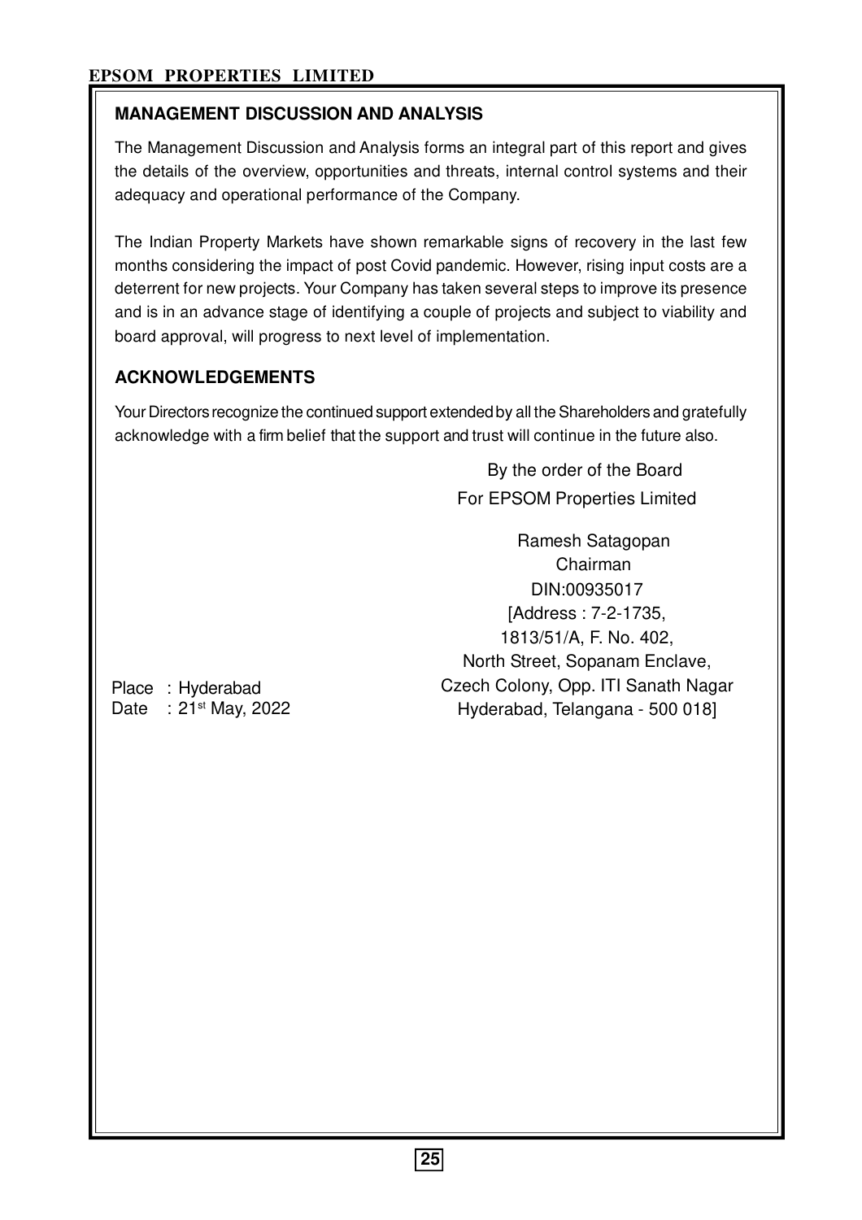## MANAGEMENT DISCUSSION AND ANALYSIS

The Management Discussion and Analysis forms an integral part of this report and gives the details of the overview, opportunities and threats, internal control systems and their adequacy and operational performance of the Company.

The Indian Property Markets have shown remarkable signs of recovery in the last few months considering the impact of post Covid pandemic. However, rising input costs are a deterrent for new projects. Your Company has taken several steps to improve its presence and is in an advance stage of identifying a couple of projects and subject to viability and board approval, will progress to next level of implementation.

## ACKNOWLEDGEMENTS

Your Directors recognize the continued support extended by all the Shareholders and gratefully acknowledge with a firm belief that the support and trust will continue in the future also.

By the order of the Board
For EPSOM Properties Limited

Ramesh Satagopan
Chairman
DIN:00935017
[Address : 7-2-1735,
1813/51/A, F. No. 402,
North Street, Sopanam Enclave,
Czech Colony, Opp. ITI Sanath Nagar
Hyderabad, Telangana - 500 018]

Place : Hyderabad
Date : 21st May, 2022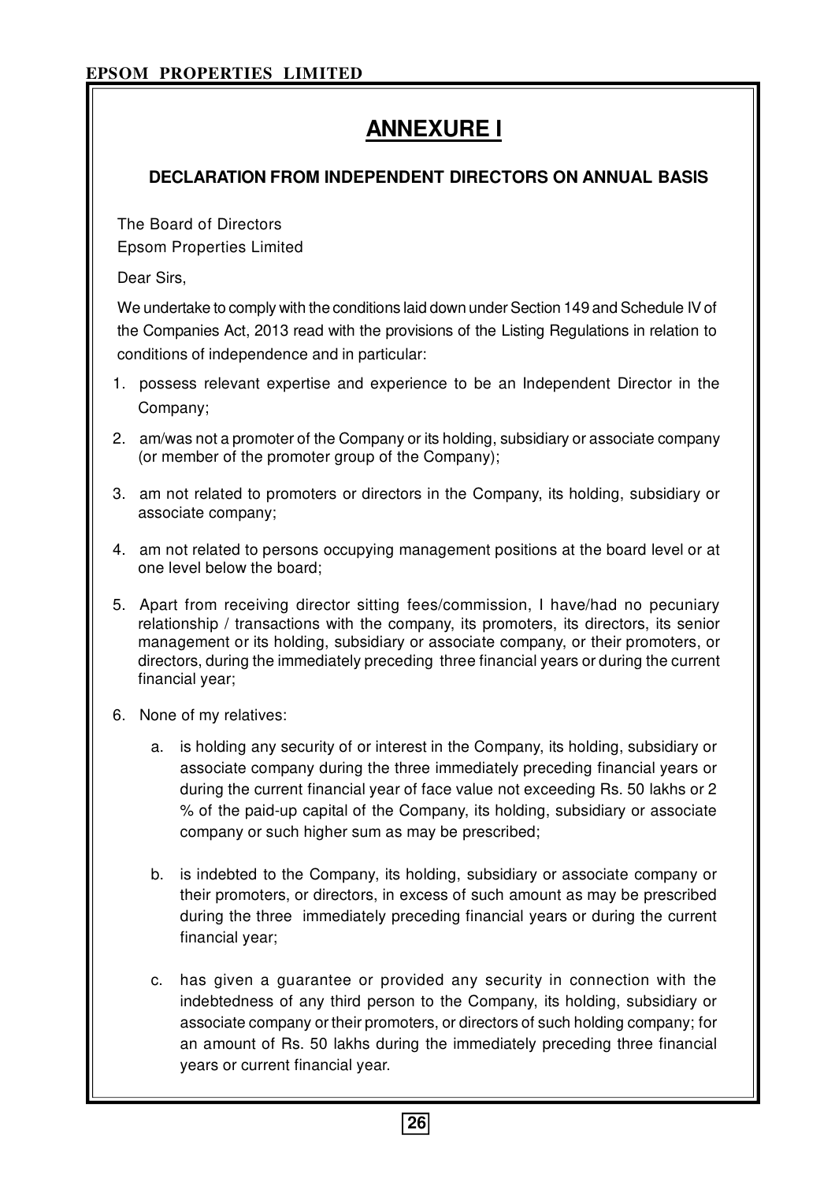# ANNEXURE I

## DECLARATION FROM INDEPENDENT DIRECTORS ON ANNUAL BASIS

The Board of Directors
Epsom Properties Limited

Dear Sirs,

We undertake to comply with the conditions laid down under Section 149 and Schedule IV of the Companies Act, 2013 read with the provisions of the Listing Regulations in relation to conditions of independence and in particular:

1. possess relevant expertise and experience to be an Independent Director in the Company;
2. am/was not a promoter of the Company or its holding, subsidiary or associate company (or member of the promoter group of the Company);
3. am not related to promoters or directors in the Company, its holding, subsidiary or associate company;
4. am not related to persons occupying management positions at the board level or at one level below the board;
5. Apart from receiving director sitting fees/commission, I have/had no pecuniary relationship / transactions with the company, its promoters, its directors, its senior management or its holding, subsidiary or associate company, or their promoters, or directors, during the immediately preceding three financial years or during the current financial year;
6. None of my relatives:
   a. is holding any security of or interest in the Company, its holding, subsidiary or associate company during the three immediately preceding financial years or during the current financial year of face value not exceeding Rs. 50 lakhs or 2 % of the paid-up capital of the Company, its holding, subsidiary or associate company or such higher sum as may be prescribed;
   b. is indebted to the Company, its holding, subsidiary or associate company or their promoters, or directors, in excess of such amount as may be prescribed during the three immediately preceding financial years or during the current financial year;
   c. has given a guarantee or provided any security in connection with the indebtedness of any third person to the Company, its holding, subsidiary or associate company or their promoters, or directors of such holding company; for an amount of Rs. 50 lakhs during the immediately preceding three financial years or current financial year.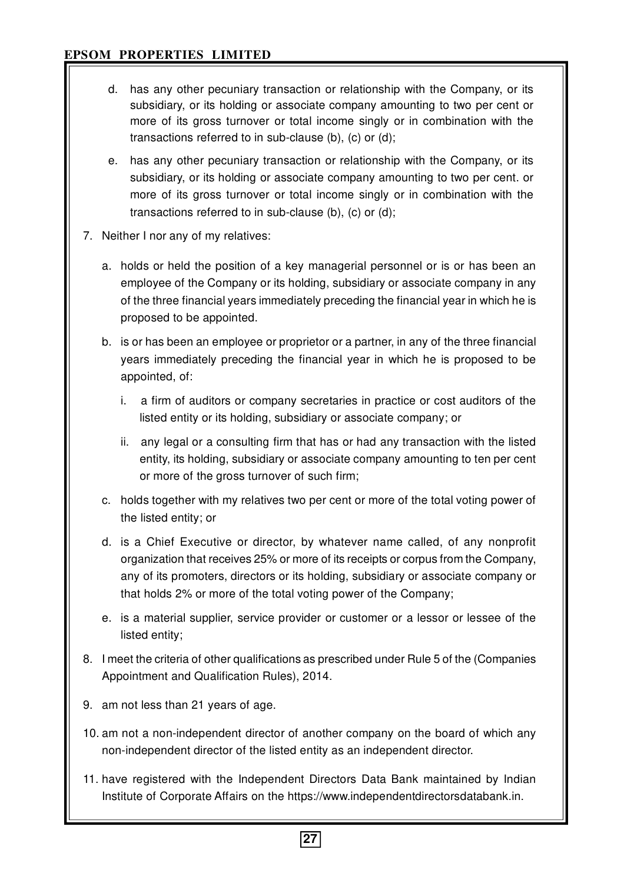d. has any other pecuniary transaction or relationship with the Company, or its subsidiary, or its holding or associate company amounting to two per cent or more of its gross turnover or total income singly or in combination with the transactions referred to in sub-clause (b), (c) or (d);

e. has any other pecuniary transaction or relationship with the Company, or its subsidiary, or its holding or associate company amounting to two per cent. or more of its gross turnover or total income singly or in combination with the transactions referred to in sub-clause (b), (c) or (d);

7. Neither I nor any of my relatives:

   a. holds or held the position of a key managerial personnel or is or has been an employee of the Company or its holding, subsidiary or associate company in any of the three financial years immediately preceding the financial year in which he is proposed to be appointed.

   b. is or has been an employee or proprietor or a partner, in any of the three financial years immediately preceding the financial year in which he is proposed to be appointed, of:

      i. a firm of auditors or company secretaries in practice or cost auditors of the listed entity or its holding, subsidiary or associate company; or

      ii. any legal or a consulting firm that has or had any transaction with the listed entity, its holding, subsidiary or associate company amounting to ten per cent or more of the gross turnover of such firm;

   c. holds together with my relatives two per cent or more of the total voting power of the listed entity; or

   d. is a Chief Executive or director, by whatever name called, of any nonprofit organization that receives 25% or more of its receipts or corpus from the Company, any of its promoters, directors or its holding, subsidiary or associate company or that holds 2% or more of the total voting power of the Company;

   e. is a material supplier, service provider or customer or a lessor or lessee of the listed entity;

8. I meet the criteria of other qualifications as prescribed under Rule 5 of the (Companies Appointment and Qualification Rules), 2014.

9. am not less than 21 years of age.

10. am not a non-independent director of another company on the board of which any non-independent director of the listed entity as an independent director.

11. have registered with the Independent Directors Data Bank maintained by Indian Institute of Corporate Affairs on the https://www.independentdirectorsdatabank.in.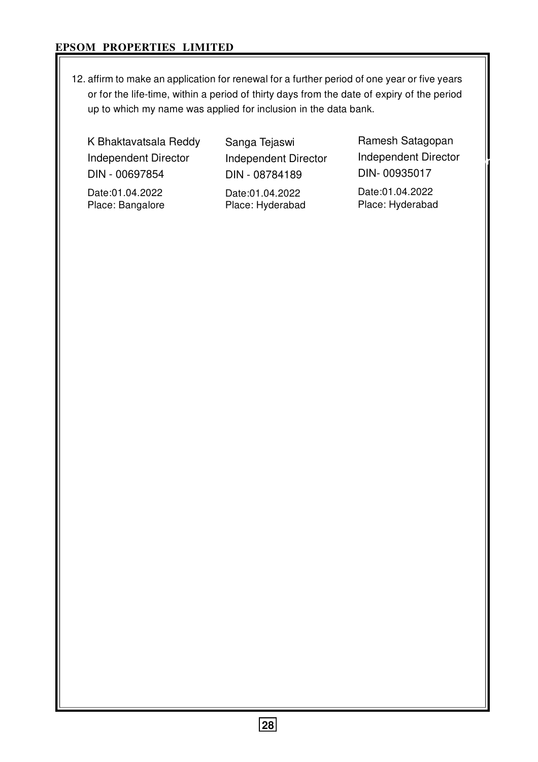12. affirm to make an application for renewal for a further period of one year or five years or for the life-time, within a period of thirty days from the date of expiry of the period up to which my name was applied for inclusion in the data bank.

| | | |
|---|---|---|
| K Bhaktavatsala Reddy | Sanga Tejaswi | Ramesh Satagopan |
| Independent Director | Independent Director | Independent Director |
| DIN - 00697854 | DIN - 08784189 | DIN- 00935017 |
| Date:01.04.2022 | Date:01.04.2022 | Date:01.04.2022 |
| Place: Bangalore | Place: Hyderabad | Place: Hyderabad |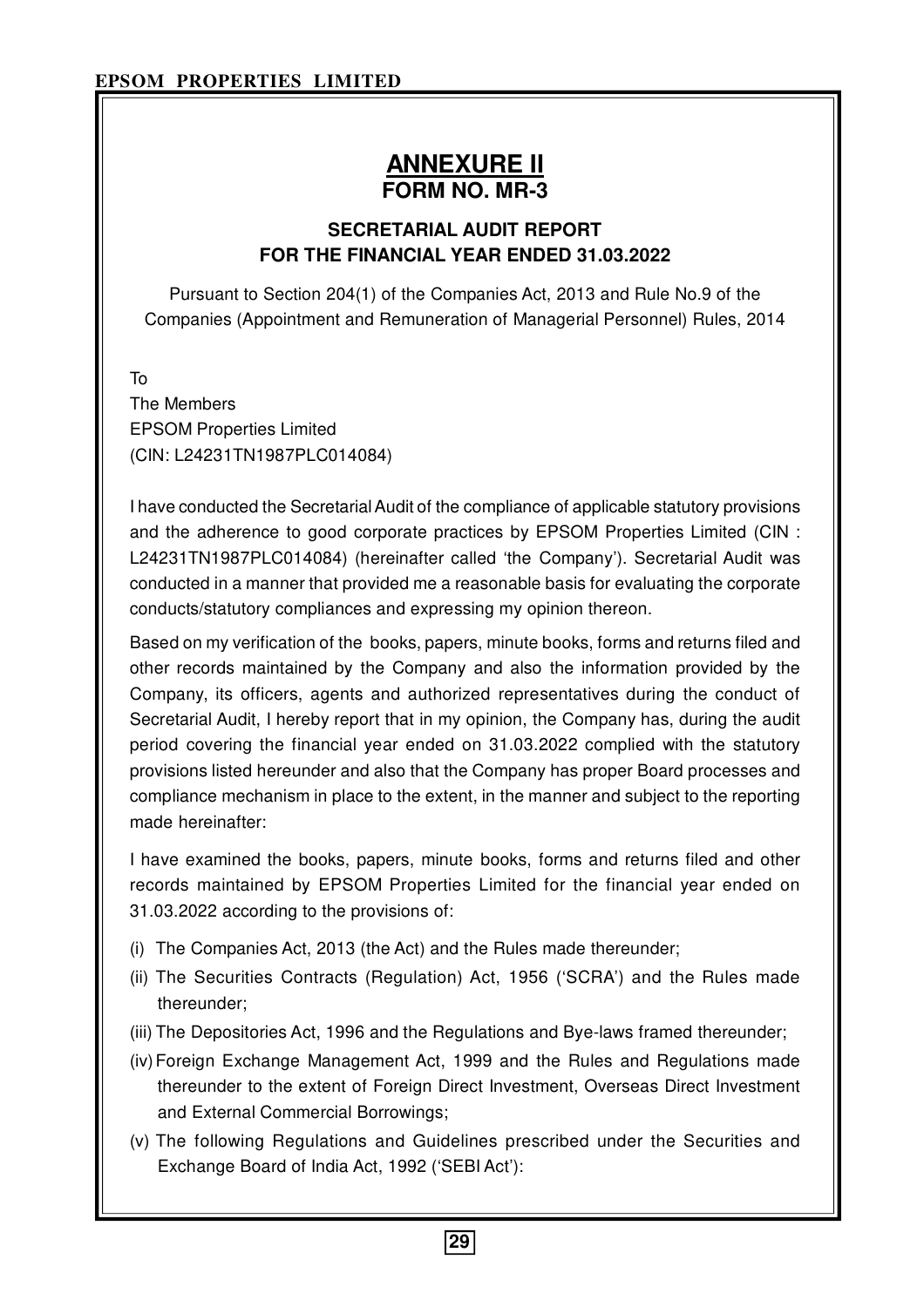# ANNEXURE II
## FORM NO. MR-3

### SECRETARIAL AUDIT REPORT
### FOR THE FINANCIAL YEAR ENDED 31.03.2022

Pursuant to Section 204(1) of the Companies Act, 2013 and Rule No.9 of the Companies (Appointment and Remuneration of Managerial Personnel) Rules, 2014

To
The Members
EPSOM Properties Limited
(CIN: L24231TN1987PLC014084)

I have conducted the Secretarial Audit of the compliance of applicable statutory provisions and the adherence to good corporate practices by EPSOM Properties Limited (CIN : L24231TN1987PLC014084) (hereinafter called 'the Company'). Secretarial Audit was conducted in a manner that provided me a reasonable basis for evaluating the corporate conducts/statutory compliances and expressing my opinion thereon.

Based on my verification of the books, papers, minute books, forms and returns filed and other records maintained by the Company and also the information provided by the Company, its officers, agents and authorized representatives during the conduct of Secretarial Audit, I hereby report that in my opinion, the Company has, during the audit period covering the financial year ended on 31.03.2022 complied with the statutory provisions listed hereunder and also that the Company has proper Board processes and compliance mechanism in place to the extent, in the manner and subject to the reporting made hereinafter:

I have examined the books, papers, minute books, forms and returns filed and other records maintained by EPSOM Properties Limited for the financial year ended on 31.03.2022 according to the provisions of:

(i) The Companies Act, 2013 (the Act) and the Rules made thereunder;

(ii) The Securities Contracts (Regulation) Act, 1956 ('SCRA') and the Rules made thereunder;

(iii) The Depositories Act, 1996 and the Regulations and Bye-laws framed thereunder;

(iv) Foreign Exchange Management Act, 1999 and the Rules and Regulations made thereunder to the extent of Foreign Direct Investment, Overseas Direct Investment and External Commercial Borrowings;

(v) The following Regulations and Guidelines prescribed under the Securities and Exchange Board of India Act, 1992 ('SEBI Act'):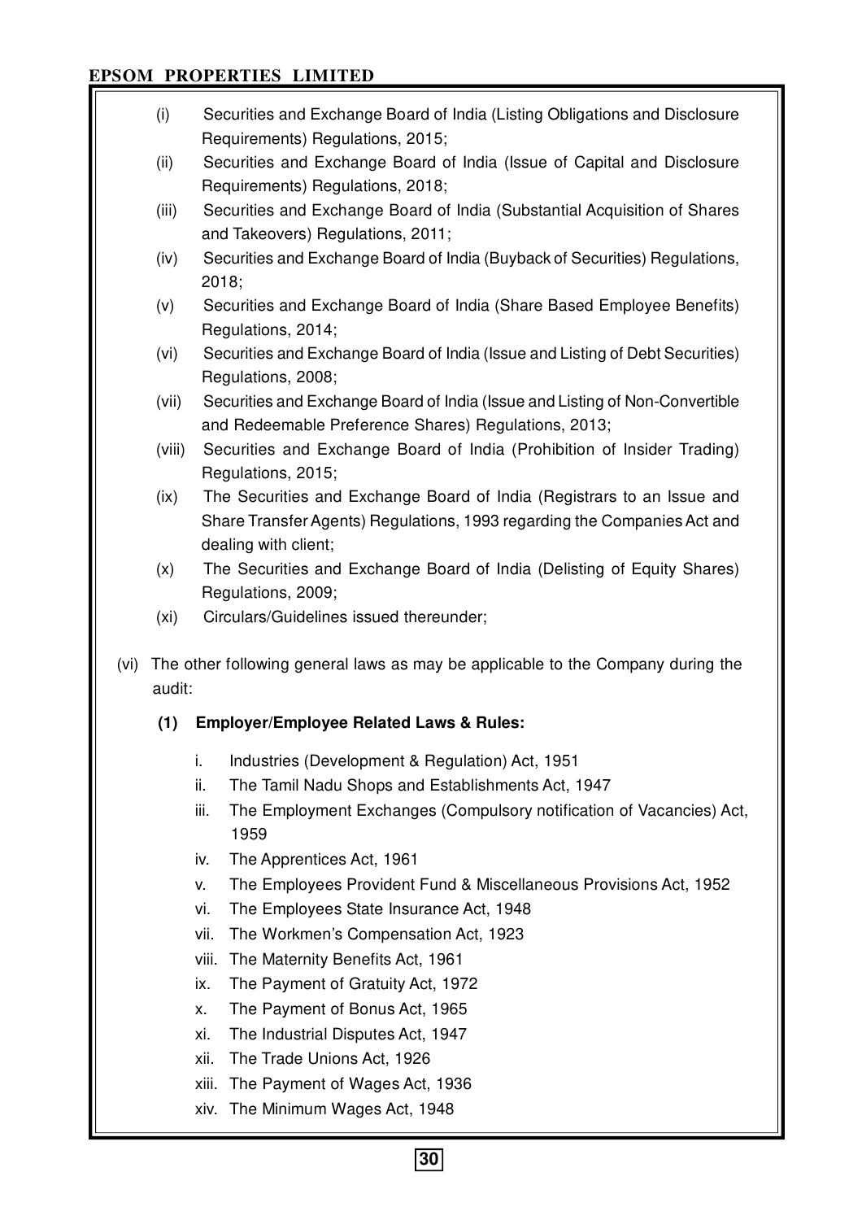(i) Securities and Exchange Board of India (Listing Obligations and Disclosure Requirements) Regulations, 2015;

(ii) Securities and Exchange Board of India (Issue of Capital and Disclosure Requirements) Regulations, 2018;

(iii) Securities and Exchange Board of India (Substantial Acquisition of Shares and Takeovers) Regulations, 2011;

(iv) Securities and Exchange Board of India (Buyback of Securities) Regulations, 2018;

(v) Securities and Exchange Board of India (Share Based Employee Benefits) Regulations, 2014;

(vi) Securities and Exchange Board of India (Issue and Listing of Debt Securities) Regulations, 2008;

(vii) Securities and Exchange Board of India (Issue and Listing of Non-Convertible and Redeemable Preference Shares) Regulations, 2013;

(viii) Securities and Exchange Board of India (Prohibition of Insider Trading) Regulations, 2015;

(ix) The Securities and Exchange Board of India (Registrars to an Issue and Share Transfer Agents) Regulations, 1993 regarding the Companies Act and dealing with client;

(x) The Securities and Exchange Board of India (Delisting of Equity Shares) Regulations, 2009;

(xi) Circulars/Guidelines issued thereunder;

(vi) The other following general laws as may be applicable to the Company during the audit:

**(1) Employer/Employee Related Laws & Rules:**

i. Industries (Development & Regulation) Act, 1951

ii. The Tamil Nadu Shops and Establishments Act, 1947

iii. The Employment Exchanges (Compulsory notification of Vacancies) Act, 1959

iv. The Apprentices Act, 1961

v. The Employees Provident Fund & Miscellaneous Provisions Act, 1952

vi. The Employees State Insurance Act, 1948

vii. The Workmen's Compensation Act, 1923

viii. The Maternity Benefits Act, 1961

ix. The Payment of Gratuity Act, 1972

x. The Payment of Bonus Act, 1965

xi. The Industrial Disputes Act, 1947

xii. The Trade Unions Act, 1926

xiii. The Payment of Wages Act, 1936

xiv. The Minimum Wages Act, 1948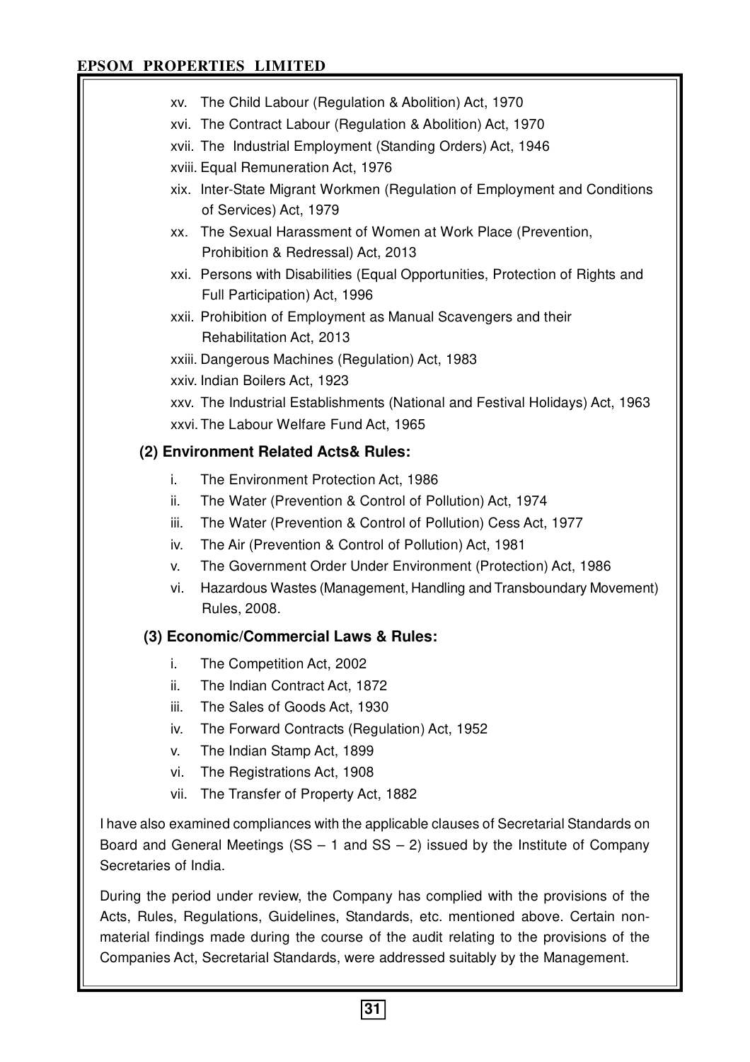xv. The Child Labour (Regulation & Abolition) Act, 1970

xvi. The Contract Labour (Regulation & Abolition) Act, 1970

xvii. The Industrial Employment (Standing Orders) Act, 1946

xviii. Equal Remuneration Act, 1976

xix. Inter-State Migrant Workmen (Regulation of Employment and Conditions of Services) Act, 1979

xx. The Sexual Harassment of Women at Work Place (Prevention, Prohibition & Redressal) Act, 2013

xxi. Persons with Disabilities (Equal Opportunities, Protection of Rights and Full Participation) Act, 1996

xxii. Prohibition of Employment as Manual Scavengers and their Rehabilitation Act, 2013

xxiii. Dangerous Machines (Regulation) Act, 1983

xxiv. Indian Boilers Act, 1923

xxv. The Industrial Establishments (National and Festival Holidays) Act, 1963

xxvi. The Labour Welfare Fund Act, 1965

**(2) Environment Related Acts& Rules:**

i. The Environment Protection Act, 1986

ii. The Water (Prevention & Control of Pollution) Act, 1974

iii. The Water (Prevention & Control of Pollution) Cess Act, 1977

iv. The Air (Prevention & Control of Pollution) Act, 1981

v. The Government Order Under Environment (Protection) Act, 1986

vi. Hazardous Wastes (Management, Handling and Transboundary Movement) Rules, 2008.

**(3) Economic/Commercial Laws & Rules:**

i. The Competition Act, 2002

ii. The Indian Contract Act, 1872

iii. The Sales of Goods Act, 1930

iv. The Forward Contracts (Regulation) Act, 1952

v. The Indian Stamp Act, 1899

vi. The Registrations Act, 1908

vii. The Transfer of Property Act, 1882

I have also examined compliances with the applicable clauses of Secretarial Standards on Board and General Meetings (SS – 1 and SS – 2) issued by the Institute of Company Secretaries of India.

During the period under review, the Company has complied with the provisions of the Acts, Rules, Regulations, Guidelines, Standards, etc. mentioned above. Certain non-material findings made during the course of the audit relating to the provisions of the Companies Act, Secretarial Standards, were addressed suitably by the Management.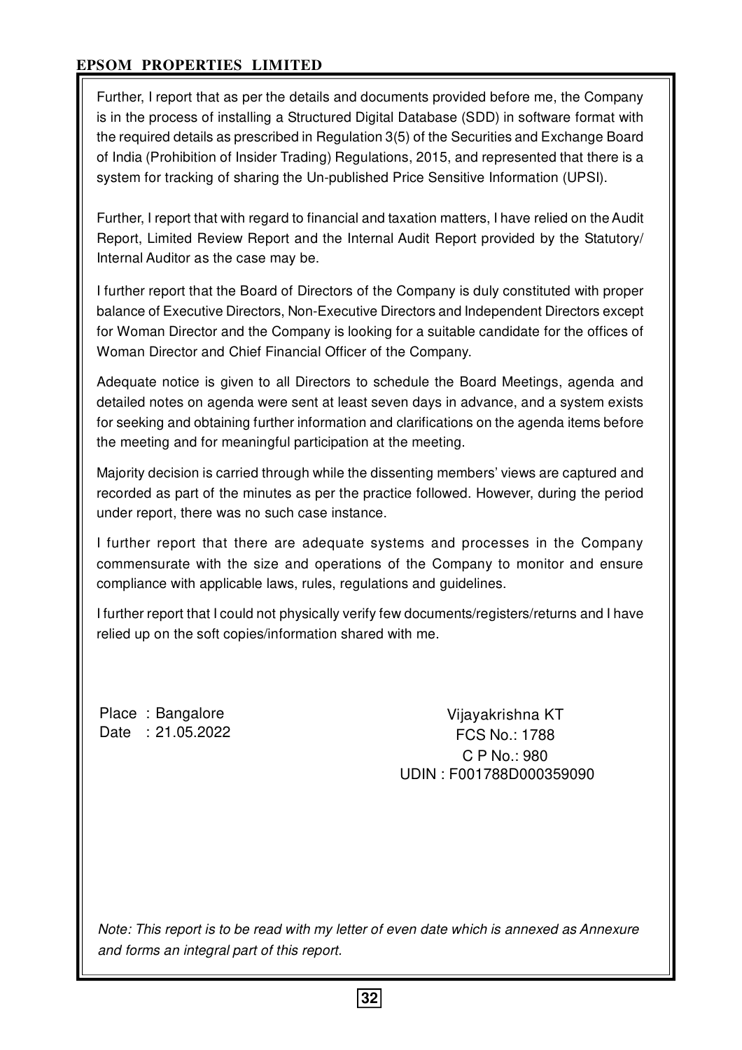Further, I report that as per the details and documents provided before me, the Company is in the process of installing a Structured Digital Database (SDD) in software format with the required details as prescribed in Regulation 3(5) of the Securities and Exchange Board of India (Prohibition of Insider Trading) Regulations, 2015, and represented that there is a system for tracking of sharing the Un-published Price Sensitive Information (UPSI).

Further, I report that with regard to financial and taxation matters, I have relied on the Audit Report, Limited Review Report and the Internal Audit Report provided by the Statutory/ Internal Auditor as the case may be.

I further report that the Board of Directors of the Company is duly constituted with proper balance of Executive Directors, Non-Executive Directors and Independent Directors except for Woman Director and the Company is looking for a suitable candidate for the offices of Woman Director and Chief Financial Officer of the Company.

Adequate notice is given to all Directors to schedule the Board Meetings, agenda and detailed notes on agenda were sent at least seven days in advance, and a system exists for seeking and obtaining further information and clarifications on the agenda items before the meeting and for meaningful participation at the meeting.

Majority decision is carried through while the dissenting members' views are captured and recorded as part of the minutes as per the practice followed. However, during the period under report, there was no such case instance.

I further report that there are adequate systems and processes in the Company commensurate with the size and operations of the Company to monitor and ensure compliance with applicable laws, rules, regulations and guidelines.

I further report that I could not physically verify few documents/registers/returns and I have relied up on the soft copies/information shared with me.

Place : Bangalore
Date : 21.05.2022

Vijayakrishna KT
FCS No.: 1788
C P No.: 980
UDIN : F001788D000359090

*Note: This report is to be read with my letter of even date which is annexed as Annexure and forms an integral part of this report.*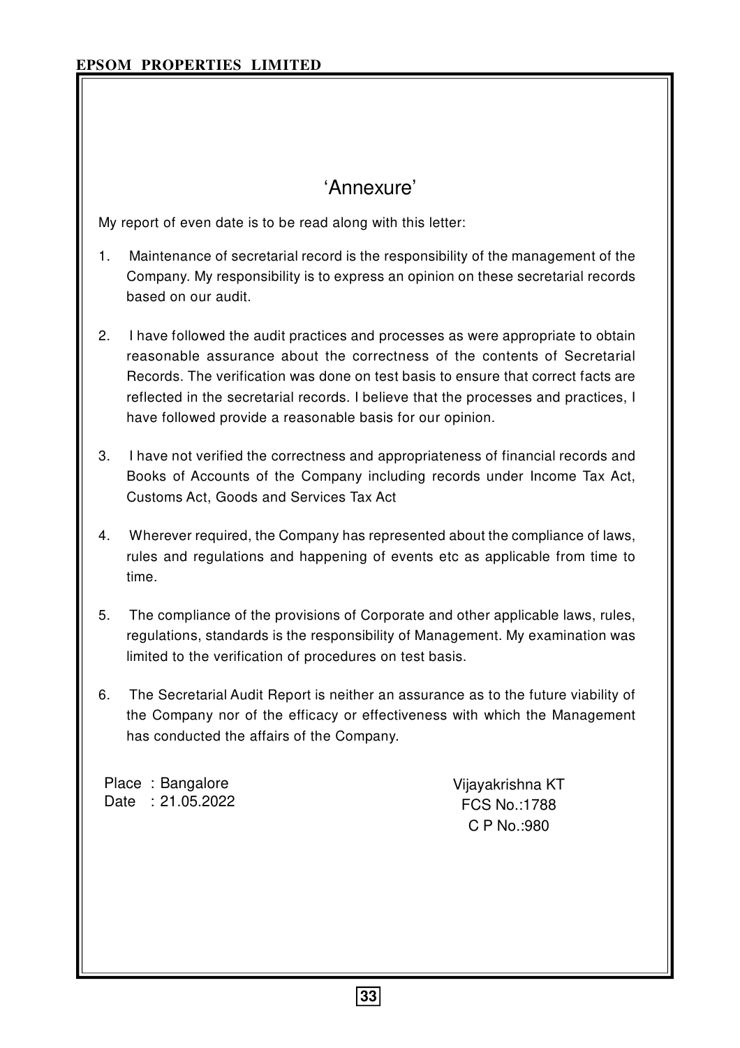# 'Annexure'

My report of even date is to be read along with this letter:

1. Maintenance of secretarial record is the responsibility of the management of the Company. My responsibility is to express an opinion on these secretarial records based on our audit.

2. I have followed the audit practices and processes as were appropriate to obtain reasonable assurance about the correctness of the contents of Secretarial Records. The verification was done on test basis to ensure that correct facts are reflected in the secretarial records. I believe that the processes and practices, I have followed provide a reasonable basis for our opinion.

3. I have not verified the correctness and appropriateness of financial records and Books of Accounts of the Company including records under Income Tax Act, Customs Act, Goods and Services Tax Act

4. Wherever required, the Company has represented about the compliance of laws, rules and regulations and happening of events etc as applicable from time to time.

5. The compliance of the provisions of Corporate and other applicable laws, rules, regulations, standards is the responsibility of Management. My examination was limited to the verification of procedures on test basis.

6. The Secretarial Audit Report is neither an assurance as to the future viability of the Company nor of the efficacy or effectiveness with which the Management has conducted the affairs of the Company.

Place : Bangalore
Date : 21.05.2022

Vijayakrishna KT
FCS No.:1788
C P No.:980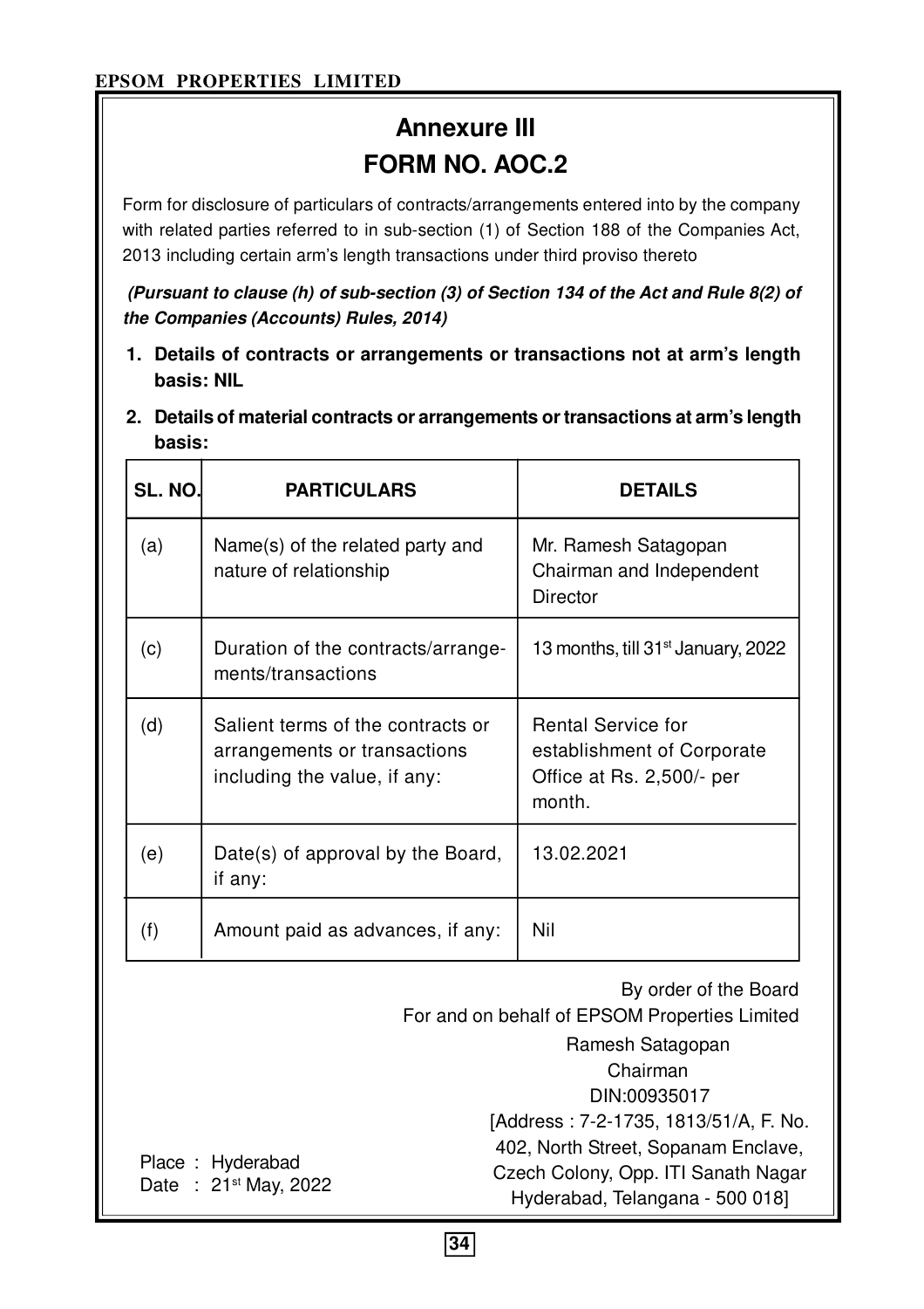# Annexure III

# FORM NO. AOC.2

Form for disclosure of particulars of contracts/arrangements entered into by the company with related parties referred to in sub-section (1) of Section 188 of the Companies Act, 2013 including certain arm's length transactions under third proviso thereto

***(Pursuant to clause (h) of sub-section (3) of Section 134 of the Act and Rule 8(2) of the Companies (Accounts) Rules, 2014)***

1. **Details of contracts or arrangements or transactions not at arm's length basis: NIL**
2. **Details of material contracts or arrangements or transactions at arm's length basis:**

| SL. NO. | PARTICULARS | DETAILS |
|---|---|---|
| (a) | Name(s) of the related party and nature of relationship | Mr. Ramesh Satagopan Chairman and Independent Director |
| (c) | Duration of the contracts/arrangements/transactions | 13 months, till 31st January, 2022 |
| (d) | Salient terms of the contracts or arrangements or transactions including the value, if any: | Rental Service for establishment of Corporate Office at Rs. 2,500/- per month. |
| (e) | Date(s) of approval by the Board, if any: | 13.02.2021 |
| (f) | Amount paid as advances, if any: | Nil |

By order of the Board

For and on behalf of EPSOM Properties Limited

Ramesh Satagopan

Chairman

DIN:00935017

[Address : 7-2-1735, 1813/51/A, F. No. 402, North Street, Sopanam Enclave, Czech Colony, Opp. ITI Sanath Nagar Hyderabad, Telangana - 500 018]

Place : Hyderabad

Date : 21st May, 2022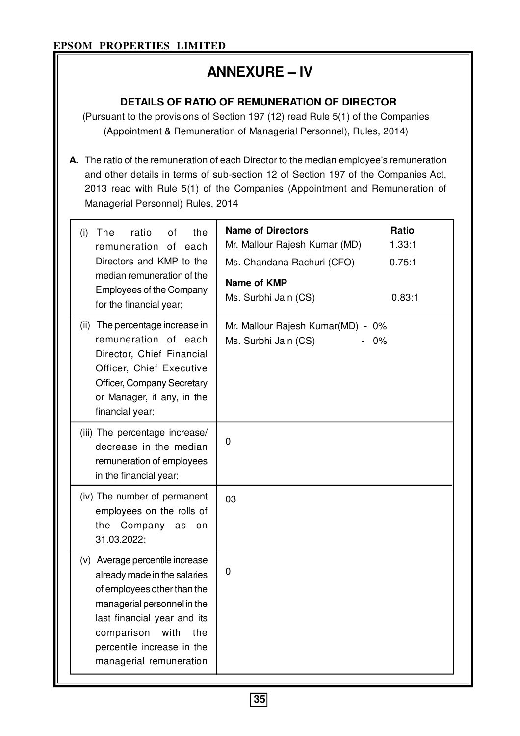# ANNEXURE – IV

### DETAILS OF RATIO OF REMUNERATION OF DIRECTOR

(Pursuant to the provisions of Section 197 (12) read Rule 5(1) of the Companies (Appointment & Remuneration of Managerial Personnel), Rules, 2014)

**A.** The ratio of the remuneration of each Director to the median employee's remuneration and other details in terms of sub-section 12 of Section 197 of the Companies Act, 2013 read with Rule 5(1) of the Companies (Appointment and Remuneration of Managerial Personnel) Rules, 2014

| | |
|---|---|
| (i) The ratio of the remuneration of each Directors and KMP to the median remuneration of the Employees of the Company for the financial year; | **Name of Directors** — **Ratio**<br>Mr. Mallour Rajesh Kumar (MD) — 1.33:1<br>Ms. Chandana Rachuri (CFO) — 0.75:1<br>**Name of KMP**<br>Ms. Surbhi Jain (CS) — 0.83:1 |
| (ii) The percentage increase in remuneration of each Director, Chief Financial Officer, Chief Executive Officer, Company Secretary or Manager, if any, in the financial year; | Mr. Mallour Rajesh Kumar(MD) - 0%<br>Ms. Surbhi Jain (CS) - 0% |
| (iii) The percentage increase/ decrease in the median remuneration of employees in the financial year; | 0 |
| (iv) The number of permanent employees on the rolls of the Company as on 31.03.2022; | 03 |
| (v) Average percentile increase already made in the salaries of employees other than the managerial personnel in the last financial year and its comparison with the percentile increase in the managerial remuneration | 0 |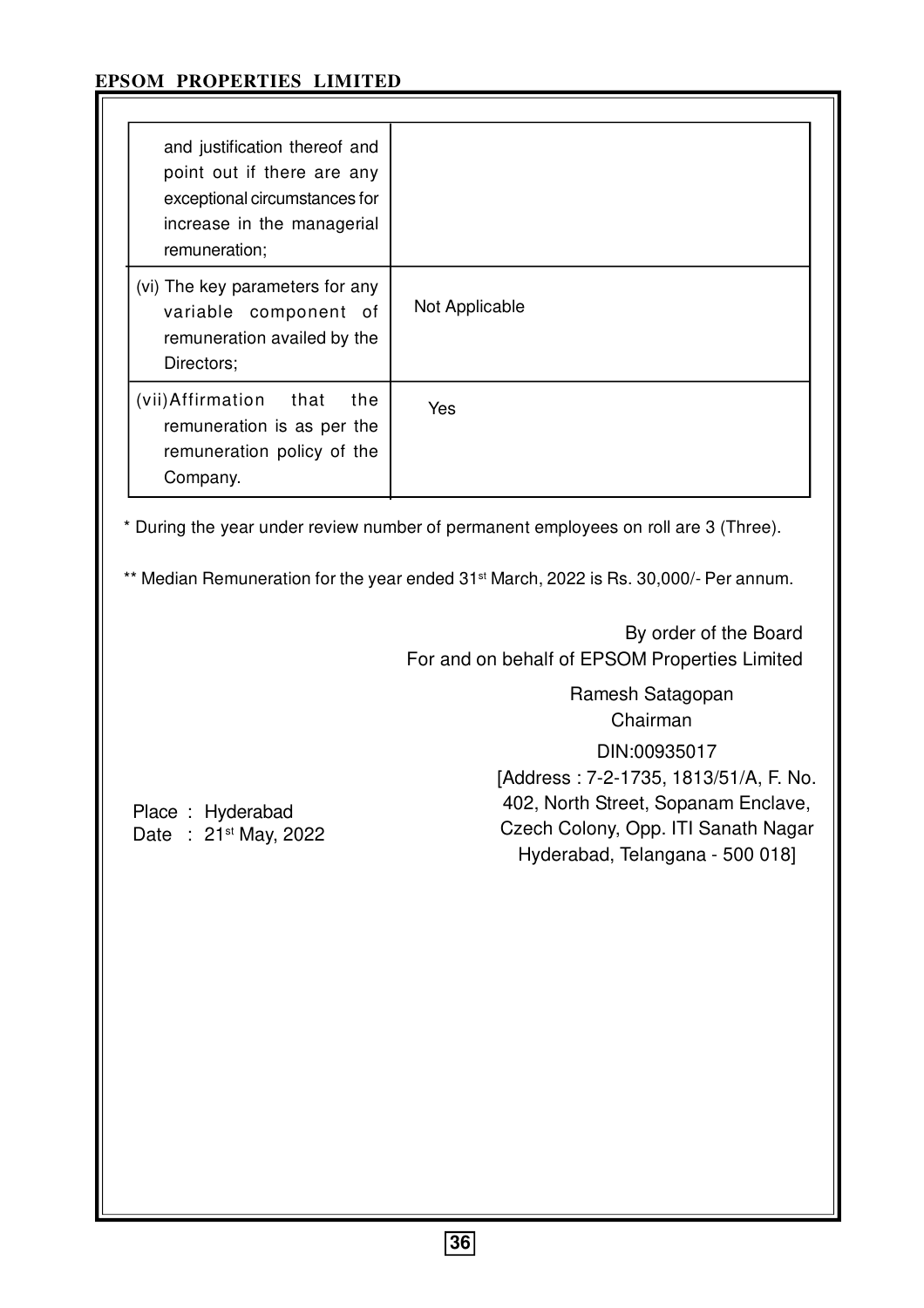| | |
|---|---|
| and justification thereof and point out if there are any exceptional circumstances for increase in the managerial remuneration; | |
| (vi) The key parameters for any variable component of remuneration availed by the Directors; | Not Applicable |
| (vii) Affirmation that the remuneration is as per the remuneration policy of the Company. | Yes |

* During the year under review number of permanent employees on roll are 3 (Three).

** Median Remuneration for the year ended 31st March, 2022 is Rs. 30,000/- Per annum.

By order of the Board
For and on behalf of EPSOM Properties Limited

Ramesh Satagopan
Chairman
DIN:00935017
[Address : 7-2-1735, 1813/51/A, F. No. 402, North Street, Sopanam Enclave, Czech Colony, Opp. ITI Sanath Nagar Hyderabad, Telangana - 500 018]

Place : Hyderabad
Date : 21st May, 2022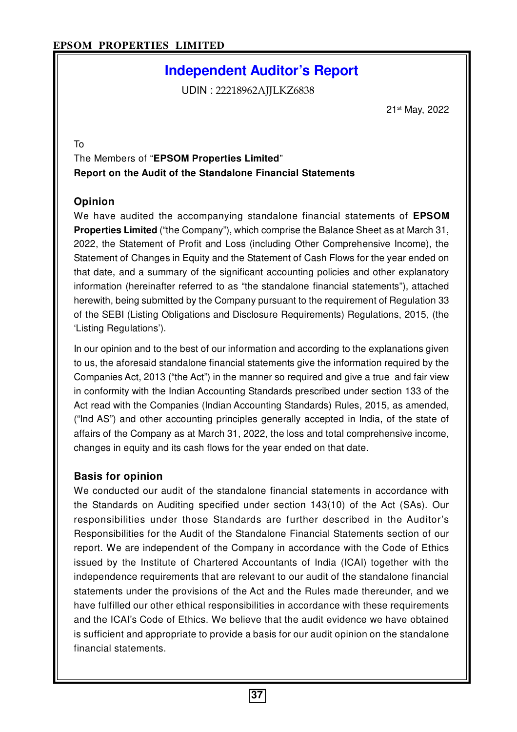# Independent Auditor's Report

UDIN : 22218962AJJLKZ6838

21st May, 2022

To

The Members of "**EPSOM Properties Limited**"

**Report on the Audit of the Standalone Financial Statements**

## Opinion

We have audited the accompanying standalone financial statements of **EPSOM Properties Limited** ("the Company"), which comprise the Balance Sheet as at March 31, 2022, the Statement of Profit and Loss (including Other Comprehensive Income), the Statement of Changes in Equity and the Statement of Cash Flows for the year ended on that date, and a summary of the significant accounting policies and other explanatory information (hereinafter referred to as "the standalone financial statements"), attached herewith, being submitted by the Company pursuant to the requirement of Regulation 33 of the SEBI (Listing Obligations and Disclosure Requirements) Regulations, 2015, (the 'Listing Regulations').

In our opinion and to the best of our information and according to the explanations given to us, the aforesaid standalone financial statements give the information required by the Companies Act, 2013 ("the Act") in the manner so required and give a true and fair view in conformity with the Indian Accounting Standards prescribed under section 133 of the Act read with the Companies (Indian Accounting Standards) Rules, 2015, as amended, ("Ind AS") and other accounting principles generally accepted in India, of the state of affairs of the Company as at March 31, 2022, the loss and total comprehensive income, changes in equity and its cash flows for the year ended on that date.

## Basis for opinion

We conducted our audit of the standalone financial statements in accordance with the Standards on Auditing specified under section 143(10) of the Act (SAs). Our responsibilities under those Standards are further described in the Auditor's Responsibilities for the Audit of the Standalone Financial Statements section of our report. We are independent of the Company in accordance with the Code of Ethics issued by the Institute of Chartered Accountants of India (ICAI) together with the independence requirements that are relevant to our audit of the standalone financial statements under the provisions of the Act and the Rules made thereunder, and we have fulfilled our other ethical responsibilities in accordance with these requirements and the ICAI's Code of Ethics. We believe that the audit evidence we have obtained is sufficient and appropriate to provide a basis for our audit opinion on the standalone financial statements.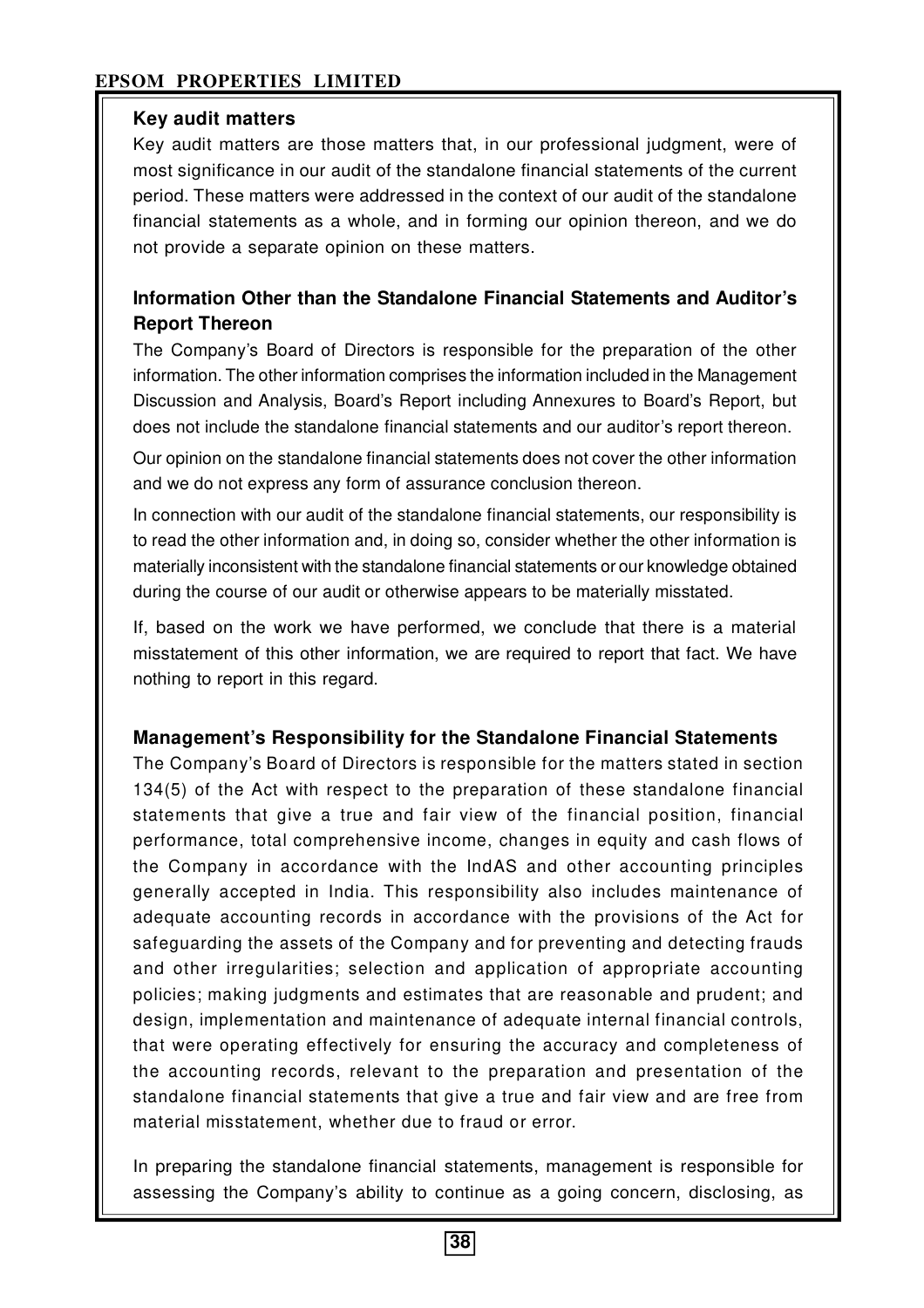### Key audit matters

Key audit matters are those matters that, in our professional judgment, were of most significance in our audit of the standalone financial statements of the current period. These matters were addressed in the context of our audit of the standalone financial statements as a whole, and in forming our opinion thereon, and we do not provide a separate opinion on these matters.

### Information Other than the Standalone Financial Statements and Auditor's Report Thereon

The Company's Board of Directors is responsible for the preparation of the other information. The other information comprises the information included in the Management Discussion and Analysis, Board's Report including Annexures to Board's Report, but does not include the standalone financial statements and our auditor's report thereon.

Our opinion on the standalone financial statements does not cover the other information and we do not express any form of assurance conclusion thereon.

In connection with our audit of the standalone financial statements, our responsibility is to read the other information and, in doing so, consider whether the other information is materially inconsistent with the standalone financial statements or our knowledge obtained during the course of our audit or otherwise appears to be materially misstated.

If, based on the work we have performed, we conclude that there is a material misstatement of this other information, we are required to report that fact. We have nothing to report in this regard.

### Management's Responsibility for the Standalone Financial Statements

The Company's Board of Directors is responsible for the matters stated in section 134(5) of the Act with respect to the preparation of these standalone financial statements that give a true and fair view of the financial position, financial performance, total comprehensive income, changes in equity and cash flows of the Company in accordance with the IndAS and other accounting principles generally accepted in India. This responsibility also includes maintenance of adequate accounting records in accordance with the provisions of the Act for safeguarding the assets of the Company and for preventing and detecting frauds and other irregularities; selection and application of appropriate accounting policies; making judgments and estimates that are reasonable and prudent; and design, implementation and maintenance of adequate internal financial controls, that were operating effectively for ensuring the accuracy and completeness of the accounting records, relevant to the preparation and presentation of the standalone financial statements that give a true and fair view and are free from material misstatement, whether due to fraud or error.

In preparing the standalone financial statements, management is responsible for assessing the Company's ability to continue as a going concern, disclosing, as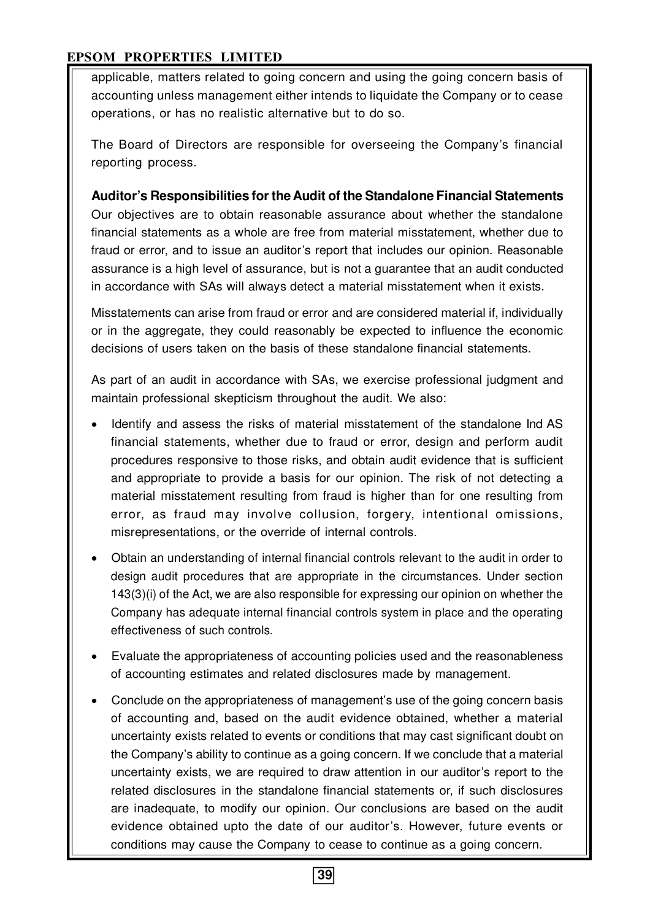applicable, matters related to going concern and using the going concern basis of accounting unless management either intends to liquidate the Company or to cease operations, or has no realistic alternative but to do so.

The Board of Directors are responsible for overseeing the Company's financial reporting process.

**Auditor's Responsibilities for the Audit of the Standalone Financial Statements**

Our objectives are to obtain reasonable assurance about whether the standalone financial statements as a whole are free from material misstatement, whether due to fraud or error, and to issue an auditor's report that includes our opinion. Reasonable assurance is a high level of assurance, but is not a guarantee that an audit conducted in accordance with SAs will always detect a material misstatement when it exists.

Misstatements can arise from fraud or error and are considered material if, individually or in the aggregate, they could reasonably be expected to influence the economic decisions of users taken on the basis of these standalone financial statements.

As part of an audit in accordance with SAs, we exercise professional judgment and maintain professional skepticism throughout the audit. We also:

- Identify and assess the risks of material misstatement of the standalone Ind AS financial statements, whether due to fraud or error, design and perform audit procedures responsive to those risks, and obtain audit evidence that is sufficient and appropriate to provide a basis for our opinion. The risk of not detecting a material misstatement resulting from fraud is higher than for one resulting from error, as fraud may involve collusion, forgery, intentional omissions, misrepresentations, or the override of internal controls.
- Obtain an understanding of internal financial controls relevant to the audit in order to design audit procedures that are appropriate in the circumstances. Under section 143(3)(i) of the Act, we are also responsible for expressing our opinion on whether the Company has adequate internal financial controls system in place and the operating effectiveness of such controls.
- Evaluate the appropriateness of accounting policies used and the reasonableness of accounting estimates and related disclosures made by management.
- Conclude on the appropriateness of management's use of the going concern basis of accounting and, based on the audit evidence obtained, whether a material uncertainty exists related to events or conditions that may cast significant doubt on the Company's ability to continue as a going concern. If we conclude that a material uncertainty exists, we are required to draw attention in our auditor's report to the related disclosures in the standalone financial statements or, if such disclosures are inadequate, to modify our opinion. Our conclusions are based on the audit evidence obtained upto the date of our auditor's. However, future events or conditions may cause the Company to cease to continue as a going concern.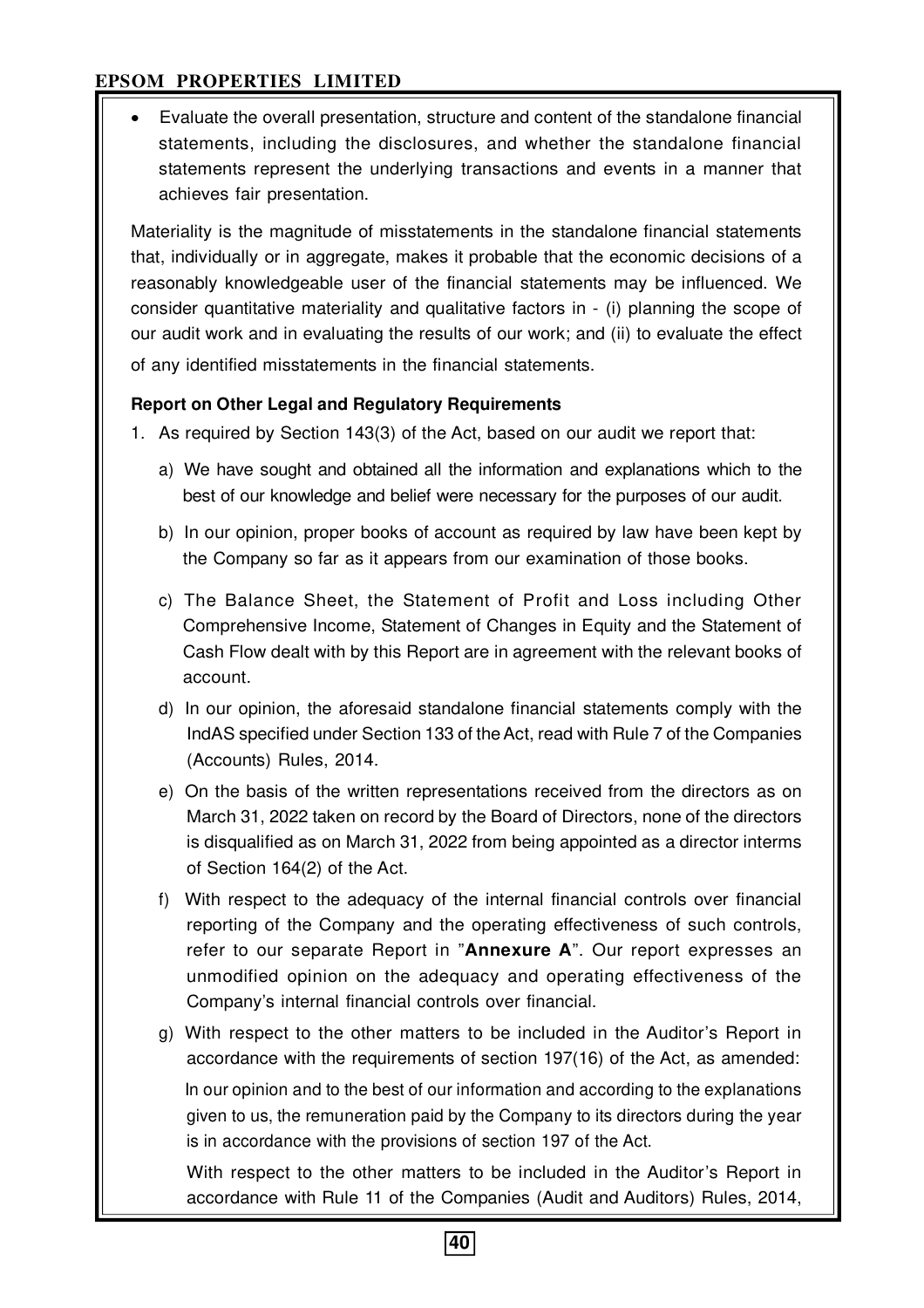- Evaluate the overall presentation, structure and content of the standalone financial statements, including the disclosures, and whether the standalone financial statements represent the underlying transactions and events in a manner that achieves fair presentation.

Materiality is the magnitude of misstatements in the standalone financial statements that, individually or in aggregate, makes it probable that the economic decisions of a reasonably knowledgeable user of the financial statements may be influenced. We consider quantitative materiality and qualitative factors in - (i) planning the scope of our audit work and in evaluating the results of our work; and (ii) to evaluate the effect of any identified misstatements in the financial statements.

**Report on Other Legal and Regulatory Requirements**

1. As required by Section 143(3) of the Act, based on our audit we report that:

   a) We have sought and obtained all the information and explanations which to the best of our knowledge and belief were necessary for the purposes of our audit.

   b) In our opinion, proper books of account as required by law have been kept by the Company so far as it appears from our examination of those books.

   c) The Balance Sheet, the Statement of Profit and Loss including Other Comprehensive Income, Statement of Changes in Equity and the Statement of Cash Flow dealt with by this Report are in agreement with the relevant books of account.

   d) In our opinion, the aforesaid standalone financial statements comply with the IndAS specified under Section 133 of the Act, read with Rule 7 of the Companies (Accounts) Rules, 2014.

   e) On the basis of the written representations received from the directors as on March 31, 2022 taken on record by the Board of Directors, none of the directors is disqualified as on March 31, 2022 from being appointed as a director interms of Section 164(2) of the Act.

   f) With respect to the adequacy of the internal financial controls over financial reporting of the Company and the operating effectiveness of such controls, refer to our separate Report in "**Annexure A**". Our report expresses an unmodified opinion on the adequacy and operating effectiveness of the Company's internal financial controls over financial.

   g) With respect to the other matters to be included in the Auditor's Report in accordance with the requirements of section 197(16) of the Act, as amended:

      In our opinion and to the best of our information and according to the explanations given to us, the remuneration paid by the Company to its directors during the year is in accordance with the provisions of section 197 of the Act.

      With respect to the other matters to be included in the Auditor's Report in accordance with Rule 11 of the Companies (Audit and Auditors) Rules, 2014,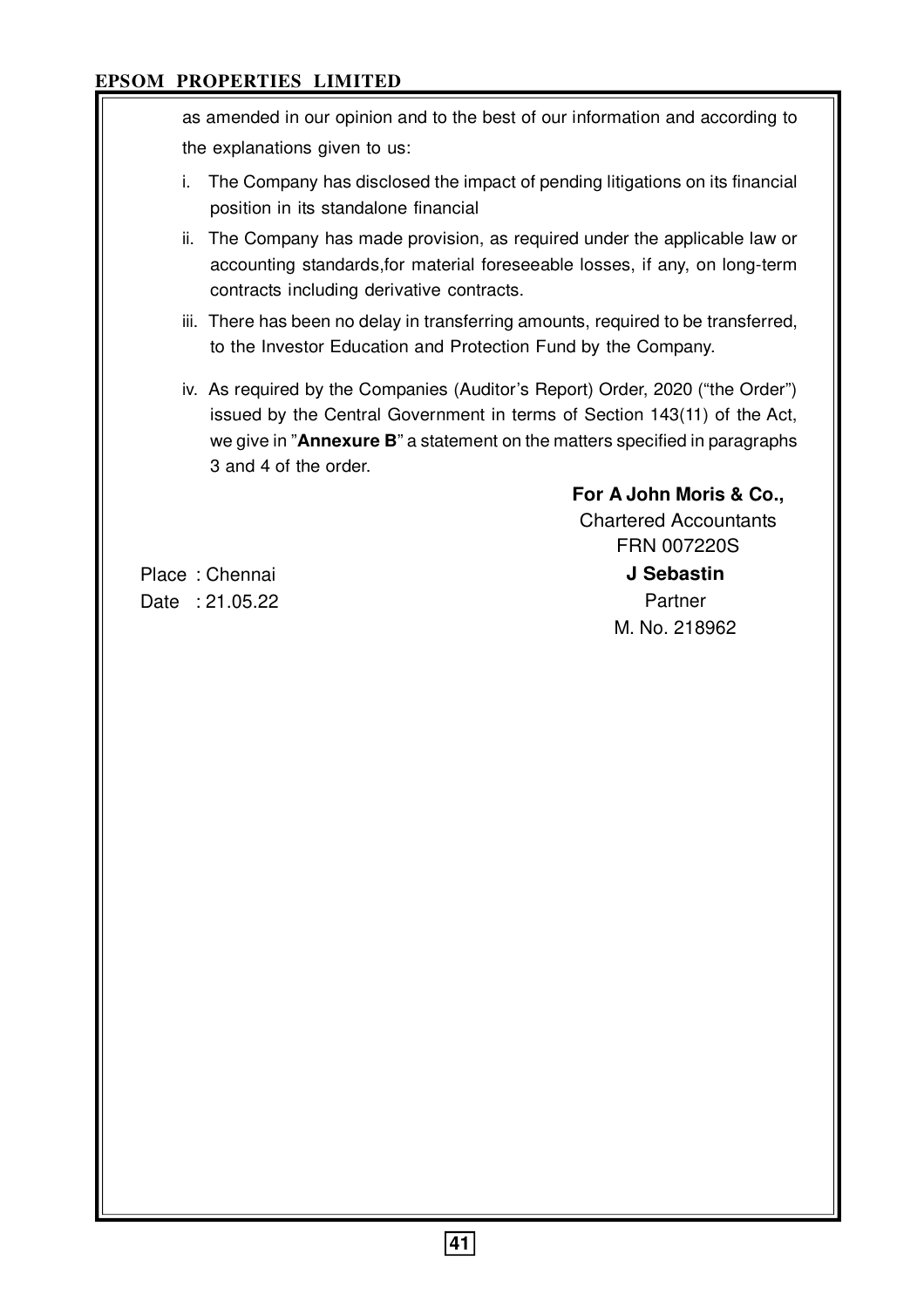as amended in our opinion and to the best of our information and according to the explanations given to us:

i. The Company has disclosed the impact of pending litigations on its financial position in its standalone financial

ii. The Company has made provision, as required under the applicable law or accounting standards,for material foreseeable losses, if any, on long-term contracts including derivative contracts.

iii. There has been no delay in transferring amounts, required to be transferred, to the Investor Education and Protection Fund by the Company.

iv. As required by the Companies (Auditor's Report) Order, 2020 ("the Order") issued by the Central Government in terms of Section 143(11) of the Act, we give in "**Annexure B**" a statement on the matters specified in paragraphs 3 and 4 of the order.

**For A John Moris & Co.,**
Chartered Accountants
FRN 007220S

**J Sebastin**
Partner
M. No. 218962

Place : Chennai
Date : 21.05.22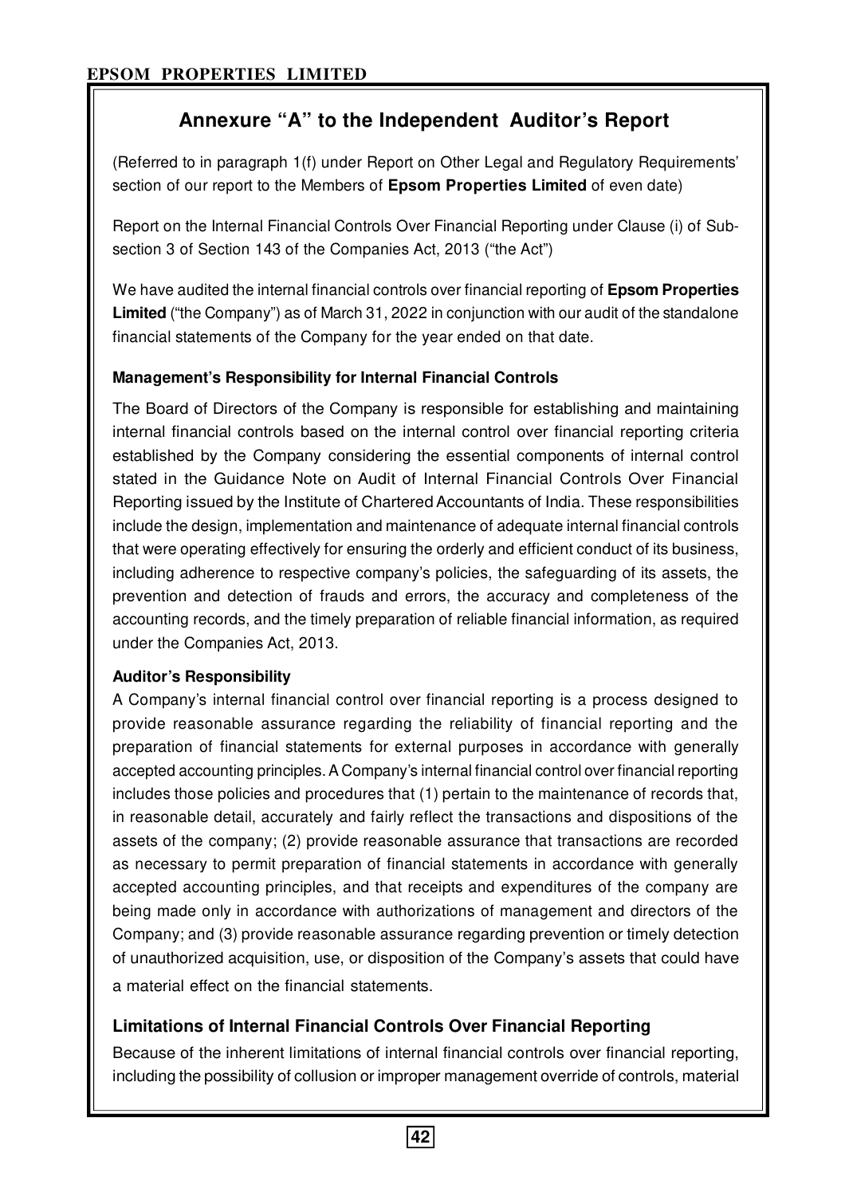# Annexure "A" to the Independent Auditor's Report

(Referred to in paragraph 1(f) under Report on Other Legal and Regulatory Requirements' section of our report to the Members of **Epsom Properties Limited** of even date)

Report on the Internal Financial Controls Over Financial Reporting under Clause (i) of Sub-section 3 of Section 143 of the Companies Act, 2013 ("the Act")

We have audited the internal financial controls over financial reporting of **Epsom Properties Limited** ("the Company") as of March 31, 2022 in conjunction with our audit of the standalone financial statements of the Company for the year ended on that date.

### Management's Responsibility for Internal Financial Controls

The Board of Directors of the Company is responsible for establishing and maintaining internal financial controls based on the internal control over financial reporting criteria established by the Company considering the essential components of internal control stated in the Guidance Note on Audit of Internal Financial Controls Over Financial Reporting issued by the Institute of Chartered Accountants of India. These responsibilities include the design, implementation and maintenance of adequate internal financial controls that were operating effectively for ensuring the orderly and efficient conduct of its business, including adherence to respective company's policies, the safeguarding of its assets, the prevention and detection of frauds and errors, the accuracy and completeness of the accounting records, and the timely preparation of reliable financial information, as required under the Companies Act, 2013.

### Auditor's Responsibility

A Company's internal financial control over financial reporting is a process designed to provide reasonable assurance regarding the reliability of financial reporting and the preparation of financial statements for external purposes in accordance with generally accepted accounting principles. A Company's internal financial control over financial reporting includes those policies and procedures that (1) pertain to the maintenance of records that, in reasonable detail, accurately and fairly reflect the transactions and dispositions of the assets of the company; (2) provide reasonable assurance that transactions are recorded as necessary to permit preparation of financial statements in accordance with generally accepted accounting principles, and that receipts and expenditures of the company are being made only in accordance with authorizations of management and directors of the Company; and (3) provide reasonable assurance regarding prevention or timely detection of unauthorized acquisition, use, or disposition of the Company's assets that could have a material effect on the financial statements.

### Limitations of Internal Financial Controls Over Financial Reporting

Because of the inherent limitations of internal financial controls over financial reporting, including the possibility of collusion or improper management override of controls, material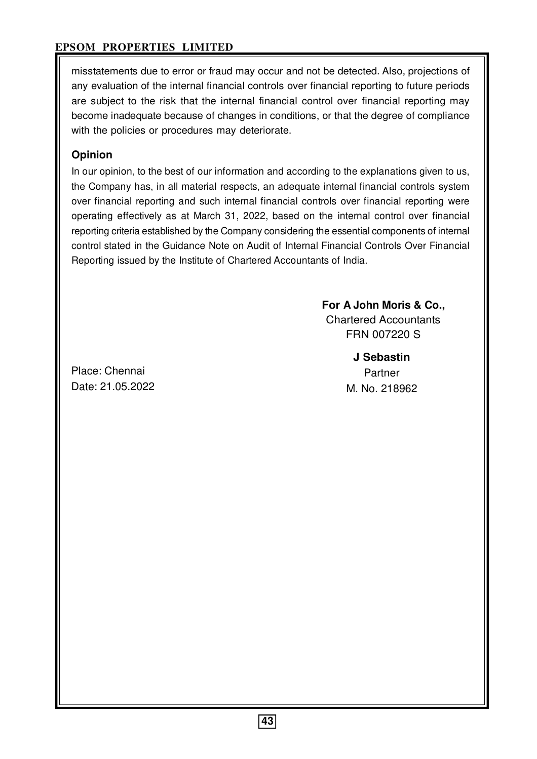misstatements due to error or fraud may occur and not be detected. Also, projections of any evaluation of the internal financial controls over financial reporting to future periods are subject to the risk that the internal financial control over financial reporting may become inadequate because of changes in conditions, or that the degree of compliance with the policies or procedures may deteriorate.

**Opinion**

In our opinion, to the best of our information and according to the explanations given to us, the Company has, in all material respects, an adequate internal financial controls system over financial reporting and such internal financial controls over financial reporting were operating effectively as at March 31, 2022, based on the internal control over financial reporting criteria established by the Company considering the essential components of internal control stated in the Guidance Note on Audit of Internal Financial Controls Over Financial Reporting issued by the Institute of Chartered Accountants of India.

**For A John Moris & Co.,**
Chartered Accountants
FRN 007220 S

**J Sebastin**
Partner
M. No. 218962

Place: Chennai
Date: 21.05.2022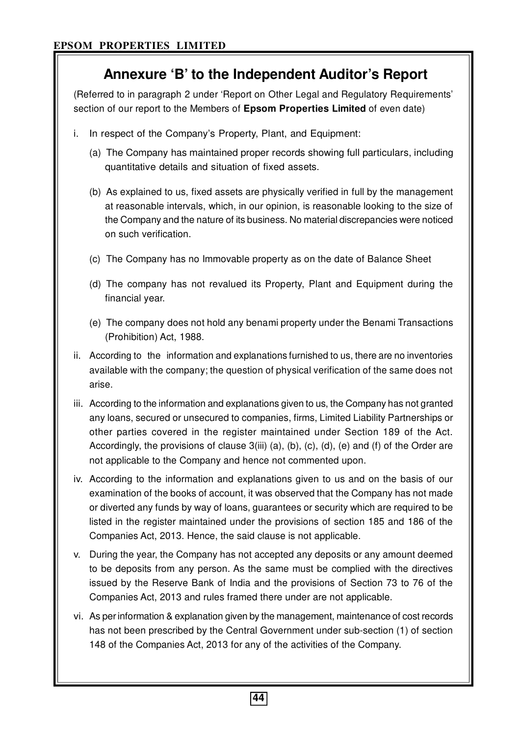# Annexure 'B' to the Independent Auditor's Report

(Referred to in paragraph 2 under 'Report on Other Legal and Regulatory Requirements' section of our report to the Members of **Epsom Properties Limited** of even date)

i. In respect of the Company's Property, Plant, and Equipment:

   (a) The Company has maintained proper records showing full particulars, including quantitative details and situation of fixed assets.

   (b) As explained to us, fixed assets are physically verified in full by the management at reasonable intervals, which, in our opinion, is reasonable looking to the size of the Company and the nature of its business. No material discrepancies were noticed on such verification.

   (c) The Company has no Immovable property as on the date of Balance Sheet

   (d) The company has not revalued its Property, Plant and Equipment during the financial year.

   (e) The company does not hold any benami property under the Benami Transactions (Prohibition) Act, 1988.

ii. According to the information and explanations furnished to us, there are no inventories available with the company; the question of physical verification of the same does not arise.

iii. According to the information and explanations given to us, the Company has not granted any loans, secured or unsecured to companies, firms, Limited Liability Partnerships or other parties covered in the register maintained under Section 189 of the Act. Accordingly, the provisions of clause 3(iii) (a), (b), (c), (d), (e) and (f) of the Order are not applicable to the Company and hence not commented upon.

iv. According to the information and explanations given to us and on the basis of our examination of the books of account, it was observed that the Company has not made or diverted any funds by way of loans, guarantees or security which are required to be listed in the register maintained under the provisions of section 185 and 186 of the Companies Act, 2013. Hence, the said clause is not applicable.

v. During the year, the Company has not accepted any deposits or any amount deemed to be deposits from any person. As the same must be complied with the directives issued by the Reserve Bank of India and the provisions of Section 73 to 76 of the Companies Act, 2013 and rules framed there under are not applicable.

vi. As per information & explanation given by the management, maintenance of cost records has not been prescribed by the Central Government under sub-section (1) of section 148 of the Companies Act, 2013 for any of the activities of the Company.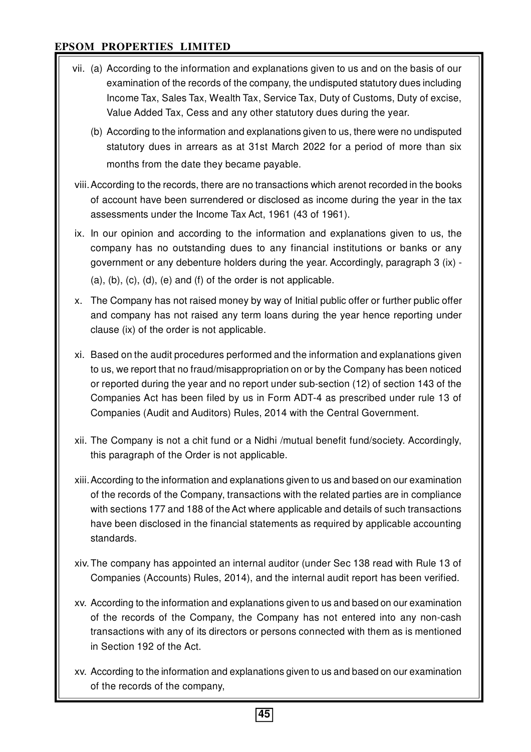vii. (a) According to the information and explanations given to us and on the basis of our examination of the records of the company, the undisputed statutory dues including Income Tax, Sales Tax, Wealth Tax, Service Tax, Duty of Customs, Duty of excise, Value Added Tax, Cess and any other statutory dues during the year.

(b) According to the information and explanations given to us, there were no undisputed statutory dues in arrears as at 31st March 2022 for a period of more than six months from the date they became payable.

viii. According to the records, there are no transactions which arenot recorded in the books of account have been surrendered or disclosed as income during the year in the tax assessments under the Income Tax Act, 1961 (43 of 1961).

ix. In our opinion and according to the information and explanations given to us, the company has no outstanding dues to any financial institutions or banks or any government or any debenture holders during the year. Accordingly, paragraph 3 (ix) - (a), (b), (c), (d), (e) and (f) of the order is not applicable.

x. The Company has not raised money by way of Initial public offer or further public offer and company has not raised any term loans during the year hence reporting under clause (ix) of the order is not applicable.

xi. Based on the audit procedures performed and the information and explanations given to us, we report that no fraud/misappropriation on or by the Company has been noticed or reported during the year and no report under sub-section (12) of section 143 of the Companies Act has been filed by us in Form ADT-4 as prescribed under rule 13 of Companies (Audit and Auditors) Rules, 2014 with the Central Government.

xii. The Company is not a chit fund or a Nidhi /mutual benefit fund/society. Accordingly, this paragraph of the Order is not applicable.

xiii. According to the information and explanations given to us and based on our examination of the records of the Company, transactions with the related parties are in compliance with sections 177 and 188 of the Act where applicable and details of such transactions have been disclosed in the financial statements as required by applicable accounting standards.

xiv. The company has appointed an internal auditor (under Sec 138 read with Rule 13 of Companies (Accounts) Rules, 2014), and the internal audit report has been verified.

xv. According to the information and explanations given to us and based on our examination of the records of the Company, the Company has not entered into any non-cash transactions with any of its directors or persons connected with them as is mentioned in Section 192 of the Act.

xv. According to the information and explanations given to us and based on our examination of the records of the company,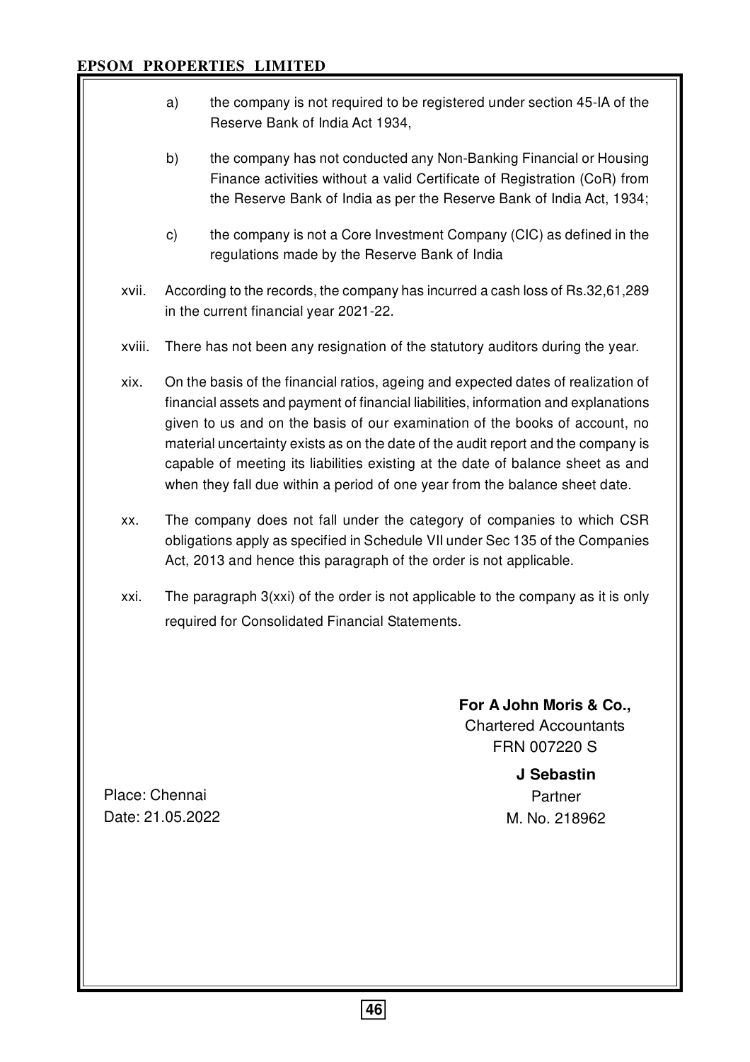a) the company is not required to be registered under section 45-IA of the Reserve Bank of India Act 1934,

b) the company has not conducted any Non-Banking Financial or Housing Finance activities without a valid Certificate of Registration (CoR) from the Reserve Bank of India as per the Reserve Bank of India Act, 1934;

c) the company is not a Core Investment Company (CIC) as defined in the regulations made by the Reserve Bank of India

xvii. According to the records, the company has incurred a cash loss of Rs.32,61,289 in the current financial year 2021-22.

xviii. There has not been any resignation of the statutory auditors during the year.

xix. On the basis of the financial ratios, ageing and expected dates of realization of financial assets and payment of financial liabilities, information and explanations given to us and on the basis of our examination of the books of account, no material uncertainty exists as on the date of the audit report and the company is capable of meeting its liabilities existing at the date of balance sheet as and when they fall due within a period of one year from the balance sheet date.

xx. The company does not fall under the category of companies to which CSR obligations apply as specified in Schedule VII under Sec 135 of the Companies Act, 2013 and hence this paragraph of the order is not applicable.

xxi. The paragraph 3(xxi) of the order is not applicable to the company as it is only required for Consolidated Financial Statements.

**For A John Moris & Co.,**
Chartered Accountants
FRN 007220 S

**J Sebastin**
Partner
M. No. 218962

Place: Chennai
Date: 21.05.2022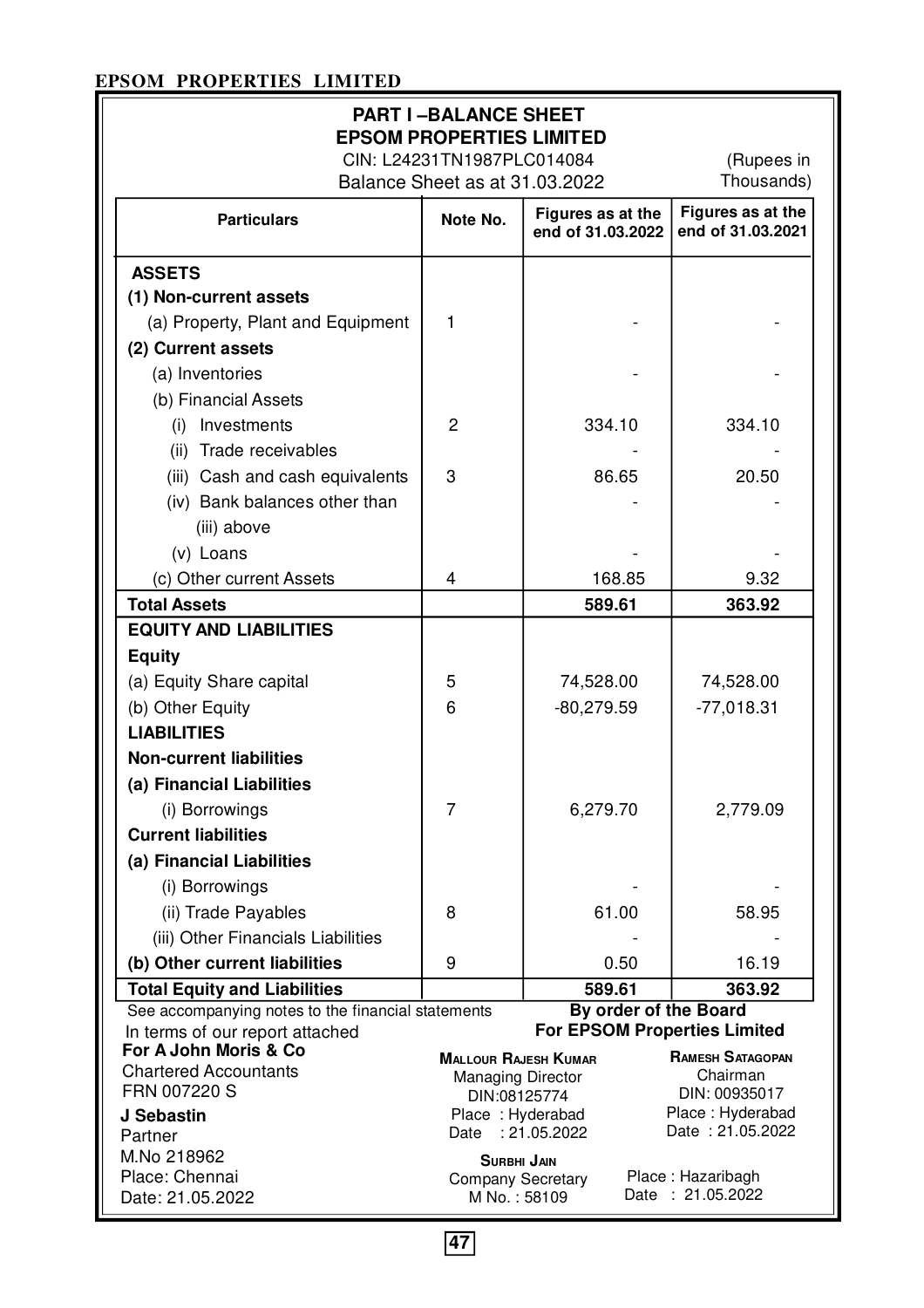**EPSOM PROPERTIES LIMITED**

## PART I –BALANCE SHEET

## EPSOM PROPERTIES LIMITED

CIN: L24231TN1987PLC014084

Balance Sheet as at 31.03.2022

(Rupees in Thousands)

| Particulars | Note No. | Figures as at the end of 31.03.2022 | Figures as at the end of 31.03.2021 |
|---|---|---|---|
| **ASSETS** | | | |
| **(1) Non-current assets** | | | |
| (a) Property, Plant and Equipment | 1 | - | - |
| **(2) Current assets** | | | |
| (a) Inventories | | - | - |
| (b) Financial Assets | | | |
| (i) Investments | 2 | 334.10 | 334.10 |
| (ii) Trade receivables | | - | - |
| (iii) Cash and cash equivalents | 3 | 86.65 | 20.50 |
| (iv) Bank balances other than (iii) above | | - | - |
| (v) Loans | | - | - |
| (c) Other current Assets | 4 | 168.85 | 9.32 |
| **Total Assets** | | **589.61** | **363.92** |
| **EQUITY AND LIABILITIES** | | | |
| **Equity** | | | |
| (a) Equity Share capital | 5 | 74,528.00 | 74,528.00 |
| (b) Other Equity | 6 | -80,279.59 | -77,018.31 |
| **LIABILITIES** | | | |
| **Non-current liabilities** | | | |
| **(a) Financial Liabilities** | | | |
| (i) Borrowings | 7 | 6,279.70 | 2,779.09 |
| **Current liabilities** | | | |
| **(a) Financial Liabilities** | | | |
| (i) Borrowings | | - | - |
| (ii) Trade Payables | 8 | 61.00 | 58.95 |
| (iii) Other Financials Liabilities | | - | - |
| **(b) Other current liabilities** | 9 | 0.50 | 16.19 |
| **Total Equity and Liabilities** | | **589.61** | **363.92** |

See accompanying notes to the financial statements

In terms of our report attached

**For A John Moris & Co**
Chartered Accountants
FRN 007220 S

**J Sebastin**
Partner
M.No 218962
Place: Chennai
Date: 21.05.2022

**By order of the Board**
**For EPSOM Properties Limited**

**MALLOUR RAJESH KUMAR**
Managing Director
DIN:08125774
Place : Hyderabad
Date : 21.05.2022

**RAMESH SATAGOPAN**
Chairman
DIN: 00935017
Place : Hyderabad
Date : 21.05.2022

**SURBHI JAIN**
Company Secretary
M No. : 58109
Place : Hazaribagh
Date : 21.05.2022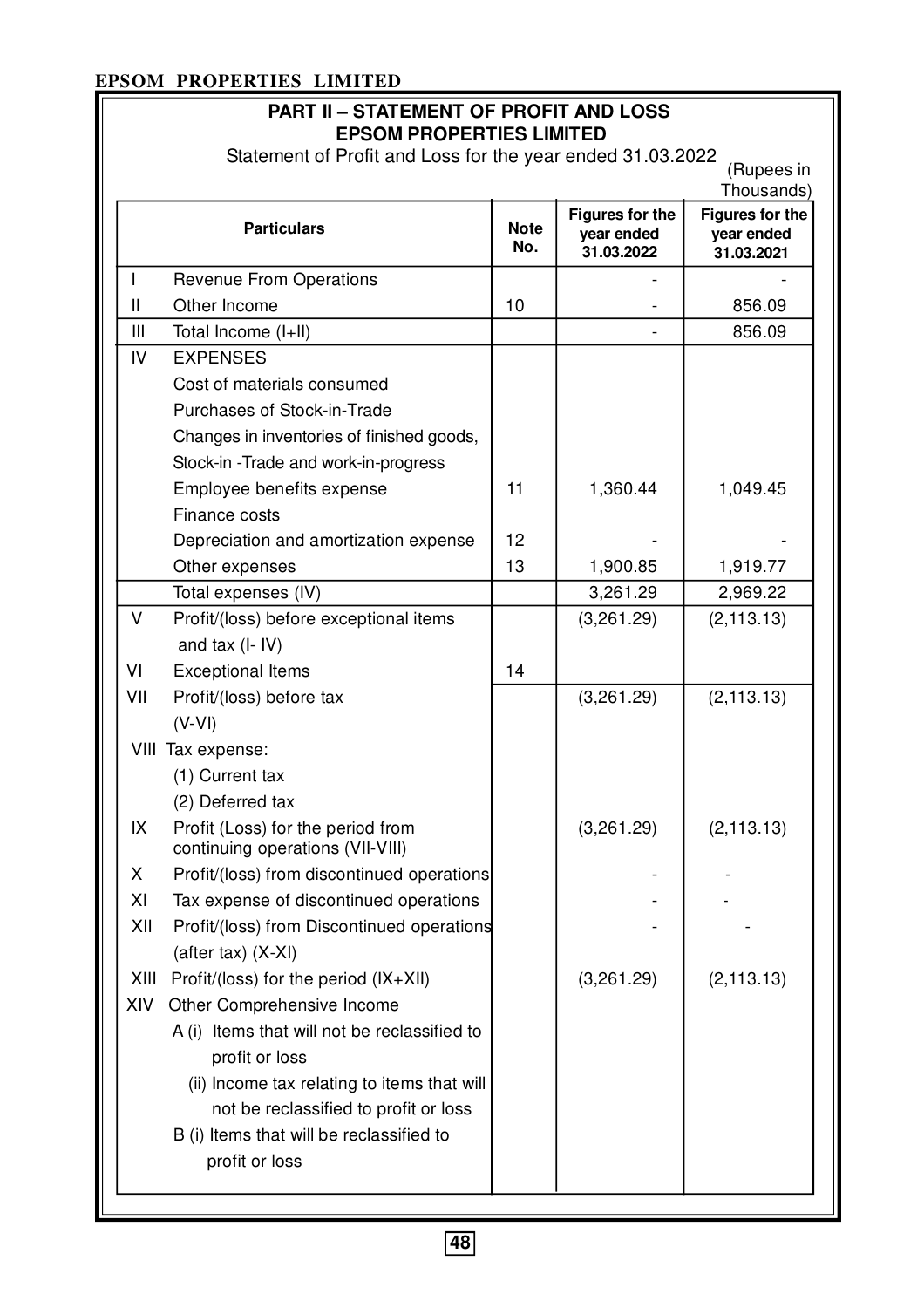## PART II – STATEMENT OF PROFIT AND LOSS

## EPSOM PROPERTIES LIMITED

Statement of Profit and Loss for the year ended 31.03.2022

(Rupees in Thousands)

| | Particulars | Note No. | Figures for the year ended 31.03.2022 | Figures for the year ended 31.03.2021 |
|---|---|---|---|---|
| I | Revenue From Operations | | - | - |
| II | Other Income | 10 | - | 856.09 |
| III | Total Income (I+II) | | - | 856.09 |
| IV | EXPENSES | | | |
| | Cost of materials consumed | | | |
| | Purchases of Stock-in-Trade | | | |
| | Changes in inventories of finished goods, Stock-in -Trade and work-in-progress | | | |
| | Employee benefits expense | 11 | 1,360.44 | 1,049.45 |
| | Finance costs | | | |
| | Depreciation and amortization expense | 12 | - | - |
| | Other expenses | 13 | 1,900.85 | 1,919.77 |
| | Total expenses (IV) | | 3,261.29 | 2,969.22 |
| V | Profit/(loss) before exceptional items and tax (I- IV) | | (3,261.29) | (2,113.13) |
| VI | Exceptional Items | 14 | | |
| VII | Profit/(loss) before tax (V-VI) | | (3,261.29) | (2,113.13) |
| VIII | Tax expense: | | | |
| | (1) Current tax | | | |
| | (2) Deferred tax | | | |
| IX | Profit (Loss) for the period from continuing operations (VII-VIII) | | (3,261.29) | (2,113.13) |
| X | Profit/(loss) from discontinued operations | | - | - |
| XI | Tax expense of discontinued operations | | - | - |
| XII | Profit/(loss) from Discontinued operations (after tax) (X-XI) | | - | - |
| XIII | Profit/(loss) for the period (IX+XII) | | (3,261.29) | (2,113.13) |
| XIV | Other Comprehensive Income | | | |
| | A (i) Items that will not be reclassified to profit or loss | | | |
| | (ii) Income tax relating to items that will not be reclassified to profit or loss | | | |
| | B (i) Items that will be reclassified to profit or loss | | | |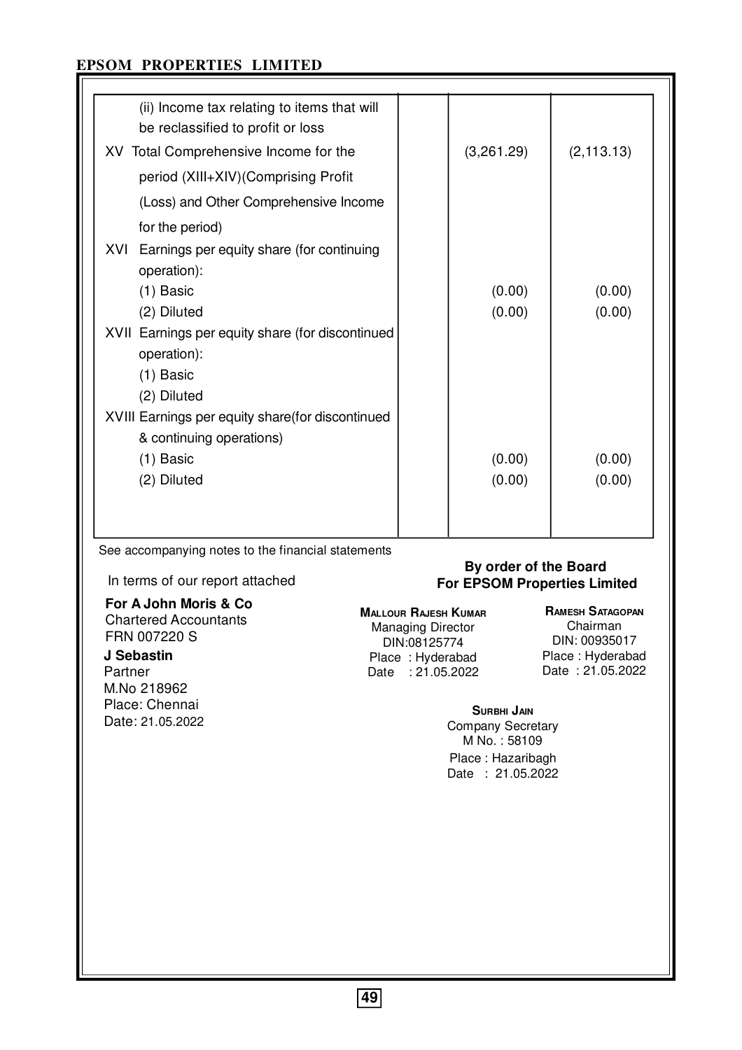| | | | |
|---|---|---|---|
| (ii) Income tax relating to items that will be reclassified to profit or loss | | | |
| XV Total Comprehensive Income for the period (XIII+XIV)(Comprising Profit (Loss) and Other Comprehensive Income for the period) | | (3,261.29) | (2,113.13) |
| XVI Earnings per equity share (for continuing operation): | | | |
| (1) Basic | | (0.00) | (0.00) |
| (2) Diluted | | (0.00) | (0.00) |
| XVII Earnings per equity share (for discontinued operation): | | | |
| (1) Basic | | | |
| (2) Diluted | | | |
| XVIII Earnings per equity share(for discontinued & continuing operations) | | | |
| (1) Basic | | (0.00) | (0.00) |
| (2) Diluted | | (0.00) | (0.00) |

See accompanying notes to the financial statements

In terms of our report attached

**For A John Moris & Co**
Chartered Accountants
FRN 007220 S

**J Sebastin**
Partner
M.No 218962
Place: Chennai
Date: 21.05.2022

**By order of the Board**
**For EPSOM Properties Limited**

**Mallour Rajesh Kumar**
Managing Director
DIN:08125774
Place : Hyderabad
Date : 21.05.2022

**Ramesh Satagopan**
Chairman
DIN: 00935017
Place : Hyderabad
Date : 21.05.2022

**Surbhi Jain**
Company Secretary
M No. : 58109
Place : Hazaribagh
Date : 21.05.2022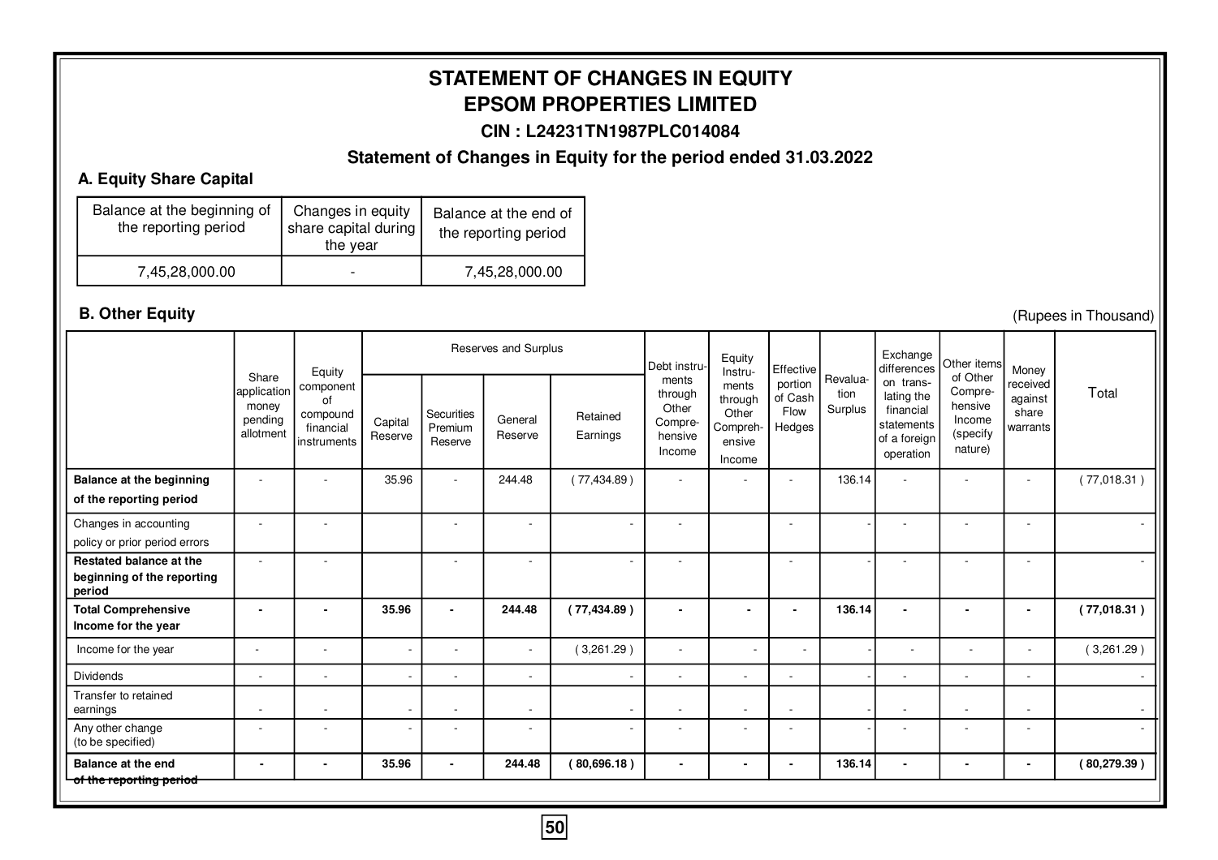# STATEMENT OF CHANGES IN EQUITY

## EPSOM PROPERTIES LIMITED

### CIN : L24231TN1987PLC014084

### Statement of Changes in Equity for the period ended 31.03.2022

**A. Equity Share Capital**

| Balance at the beginning of the reporting period | Changes in equity share capital during the year | Balance at the end of the reporting period |
|---|---|---|
| 7,45,28,000.00 | - | 7,45,28,000.00 |

**B. Other Equity**

(Rupees in Thousand)

| | Share application money pending allotment | Equity component of compound financial instruments | Reserves and Surplus | | | | Debt instruments through Other Comprehensive Income | Equity Instruments through Other Comprehensive Income | Effective portion of Cash Flow Hedges | Revaluation Surplus | Exchange differences on translating the financial statements of a foreign operation | Other items of Other Comprehensive Income (specify nature) | Money received against share warrants | Total |
|---|---|---|---|---|---|---|---|---|---|---|---|---|---|---|
| | | | Capital Reserve | Securities Premium Reserve | General Reserve | Retained Earnings | | | | | | | | |
| **Balance at the beginning of the reporting period** | - | - | 35.96 | - | 244.48 | ( 77,434.89 ) | - | - | - | 136.14 | - | - | - | ( 77,018.31 ) |
| Changes in accounting policy or prior period errors | - | - | | - | - | - | - | | - | - | - | - | - | - |
| **Restated balance at the beginning of the reporting period** | - | - | | - | - | - | - | | - | - | - | - | - | - |
| **Total Comprehensive Income for the year** | **-** | **-** | **35.96** | **-** | **244.48** | **( 77,434.89 )** | **-** | **-** | **-** | **136.14** | **-** | **-** | **-** | **( 77,018.31 )** |
| Income for the year | - | - | - | - | - | ( 3,261.29 ) | - | - | - | - | - | - | - | ( 3,261.29 ) |
| Dividends | - | - | - | - | - | - | - | - | - | - | - | - | - | - |
| Transfer to retained earnings | - | - | - | - | - | - | - | - | - | - | - | - | - | - |
| Any other change (to be specified) | - | - | - | - | - | - | - | - | - | - | - | - | - | - |
| **Balance at the end of the reporting period** | **-** | **-** | **35.96** | **-** | **244.48** | **( 80,696.18 )** | **-** | **-** | **-** | **136.14** | **-** | **-** | **-** | **( 80,279.39 )** |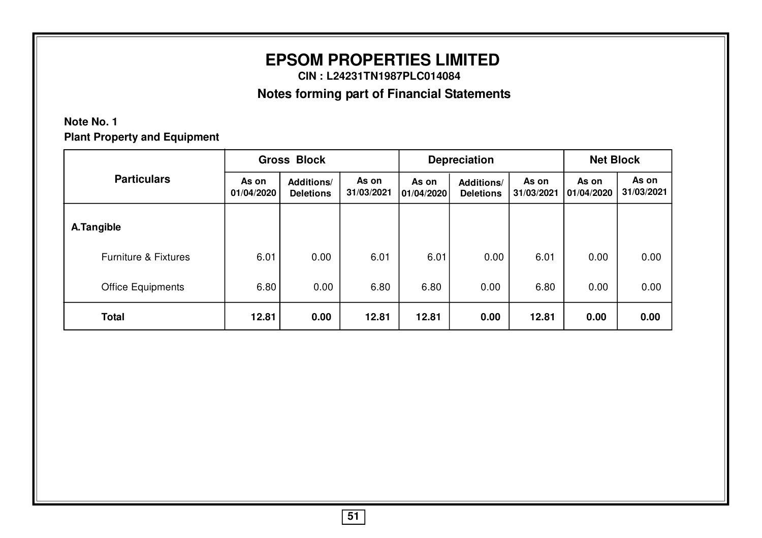# EPSOM PROPERTIES LIMITED

**CIN : L24231TN1987PLC014084**

## Notes forming part of Financial Statements

**Note No. 1**

**Plant Property and Equipment**

| Particulars | Gross Block | | | Depreciation | | | Net Block | |
|---|---|---|---|---|---|---|---|---|
| | As on 01/04/2020 | Additions/ Deletions | As on 31/03/2021 | As on 01/04/2020 | Additions/ Deletions | As on 31/03/2021 | As on 01/04/2020 | As on 31/03/2021 |
| **A.Tangible** | | | | | | | | |
| Furniture & Fixtures | 6.01 | 0.00 | 6.01 | 6.01 | 0.00 | 6.01 | 0.00 | 0.00 |
| Office Equipments | 6.80 | 0.00 | 6.80 | 6.80 | 0.00 | 6.80 | 0.00 | 0.00 |
| **Total** | **12.81** | **0.00** | **12.81** | **12.81** | **0.00** | **12.81** | **0.00** | **0.00** |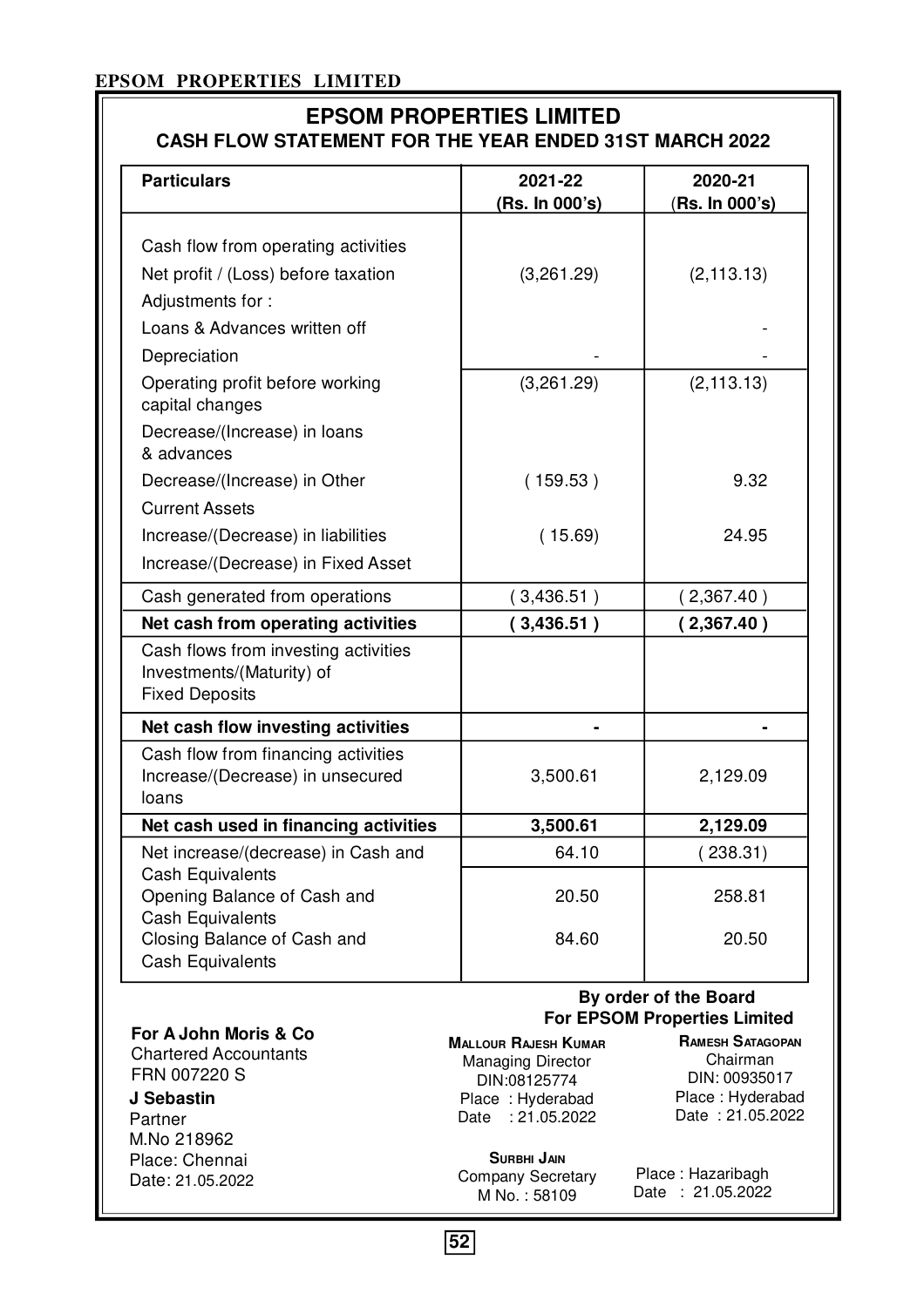# EPSOM PROPERTIES LIMITED

## CASH FLOW STATEMENT FOR THE YEAR ENDED 31ST MARCH 2022

| Particulars | 2021-22 (Rs. In 000's) | 2020-21 (Rs. In 000's) |
|---|---|---|
| Cash flow from operating activities | | |
| Net profit / (Loss) before taxation | (3,261.29) | (2,113.13) |
| Adjustments for : | | |
| Loans & Advances written off | | - |
| Depreciation | - | - |
| Operating profit before working capital changes | (3,261.29) | (2,113.13) |
| Decrease/(Increase) in loans & advances | | |
| Decrease/(Increase) in Other Current Assets | ( 159.53 ) | 9.32 |
| Increase/(Decrease) in liabilities | ( 15.69) | 24.95 |
| Increase/(Decrease) in Fixed Asset | | |
| Cash generated from operations | ( 3,436.51 ) | ( 2,367.40 ) |
| **Net cash from operating activities** | **( 3,436.51 )** | **( 2,367.40 )** |
| Cash flows from investing activities Investments/(Maturity) of Fixed Deposits | | |
| **Net cash flow investing activities** | **-** | **-** |
| Cash flow from financing activities Increase/(Decrease) in unsecured loans | 3,500.61 | 2,129.09 |
| **Net cash used in financing activities** | **3,500.61** | **2,129.09** |
| Net increase/(decrease) in Cash and Cash Equivalents | 64.10 | ( 238.31) |
| Opening Balance of Cash and Cash Equivalents | 20.50 | 258.81 |
| Closing Balance of Cash and Cash Equivalents | 84.60 | 20.50 |

**By order of the Board**
**For EPSOM Properties Limited**

**For A John Moris & Co**
Chartered Accountants
FRN 007220 S

**J Sebastin**
Partner
M.No 218962
Place: Chennai
Date: 21.05.2022

**MALLOUR RAJESH KUMAR**
Managing Director
DIN:08125774
Place : Hyderabad
Date : 21.05.2022

**RAMESH SATAGOPAN**
Chairman
DIN: 00935017
Place : Hyderabad
Date : 21.05.2022

**SURBHI JAIN**
Company Secretary
M No. : 58109
Place : Hazaribagh
Date : 21.05.2022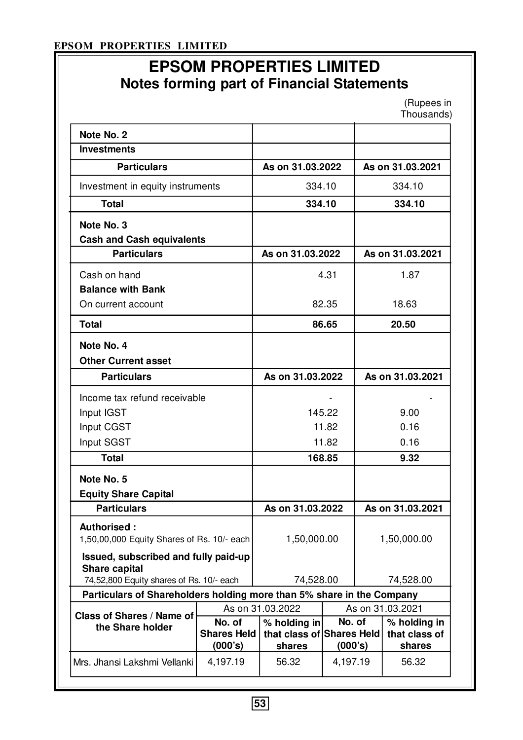# EPSOM PROPERTIES LIMITED

## Notes forming part of Financial Statements

(Rupees in Thousands)

| Note No. 2 | | |
|---|---|---|
| **Investments** | | |
| **Particulars** | **As on 31.03.2022** | **As on 31.03.2021** |
| Investment in equity instruments | 334.10 | 334.10 |
| **Total** | **334.10** | **334.10** |

| Note No. 3 | | |
|---|---|---|
| **Cash and Cash equivalents** | | |
| **Particulars** | **As on 31.03.2022** | **As on 31.03.2021** |
| Cash on hand | 4.31 | 1.87 |
| **Balance with Bank** | | |
| On current account | 82.35 | 18.63 |
| **Total** | **86.65** | **20.50** |

| Note No. 4 | | |
|---|---|---|
| **Other Current asset** | | |
| **Particulars** | **As on 31.03.2022** | **As on 31.03.2021** |
| Income tax refund receivable | - | - |
| Input IGST | 145.22 | 9.00 |
| Input CGST | 11.82 | 0.16 |
| Input SGST | 11.82 | 0.16 |
| **Total** | **168.85** | **9.32** |

| Note No. 5 | | |
|---|---|---|
| **Equity Share Capital** | | |
| **Particulars** | **As on 31.03.2022** | **As on 31.03.2021** |
| **Authorised :** 1,50,00,000 Equity Shares of Rs. 10/- each | 1,50,000.00 | 1,50,000.00 |
| **Issued, subscribed and fully paid-up Share capital** 74,52,800 Equity shares of Rs. 10/- each | 74,528.00 | 74,528.00 |

**Particulars of Shareholders holding more than 5% share in the Company**

| Class of Shares / Name of the Share holder | As on 31.03.2022 | | As on 31.03.2021 | |
|---|---|---|---|---|
| | **No. of Shares Held (000's)** | **% holding in that class of shares** | **No. of Shares Held (000's)** | **% holding in that class of shares** |
| Mrs. Jhansi Lakshmi Vellanki | 4,197.19 | 56.32 | 4,197.19 | 56.32 |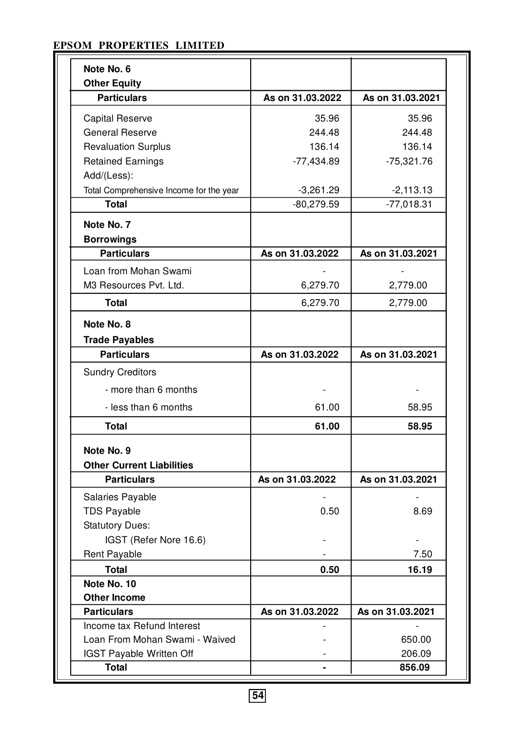EPSOM PROPERTIES LIMITED

**Note No. 6**
**Other Equity**

| Particulars | As on 31.03.2022 | As on 31.03.2021 |
|---|---|---|
| Capital Reserve | 35.96 | 35.96 |
| General Reserve | 244.48 | 244.48 |
| Revaluation Surplus | 136.14 | 136.14 |
| Retained Earnings | -77,434.89 | -75,321.76 |
| Add/(Less): | | |
| Total Comprehensive Income for the year | -3,261.29 | -2,113.13 |
| **Total** | -80,279.59 | -77,018.31 |

**Note No. 7**
**Borrowings**

| Particulars | As on 31.03.2022 | As on 31.03.2021 |
|---|---|---|
| Loan from Mohan Swami | - | - |
| M3 Resources Pvt. Ltd. | 6,279.70 | 2,779.00 |
| **Total** | 6,279.70 | 2,779.00 |

**Note No. 8**
**Trade Payables**

| Particulars | As on 31.03.2022 | As on 31.03.2021 |
|---|---|---|
| Sundry Creditors | | |
| - more than 6 months | - | - |
| - less than 6 months | 61.00 | 58.95 |
| **Total** | **61.00** | **58.95** |

**Note No. 9**
**Other Current Liabilities**

| Particulars | As on 31.03.2022 | As on 31.03.2021 |
|---|---|---|
| Salaries Payable | - | - |
| TDS Payable | 0.50 | 8.69 |
| Statutory Dues: | | |
| IGST (Refer Nore 16.6) | - | - |
| Rent Payable | - | 7.50 |
| **Total** | **0.50** | **16.19** |

**Note No. 10**
**Other Income**

| Particulars | As on 31.03.2022 | As on 31.03.2021 |
|---|---|---|
| Income tax Refund Interest | - | - |
| Loan From Mohan Swami - Waived | - | 650.00 |
| IGST Payable Written Off | - | 206.09 |
| **Total** | **-** | **856.09** |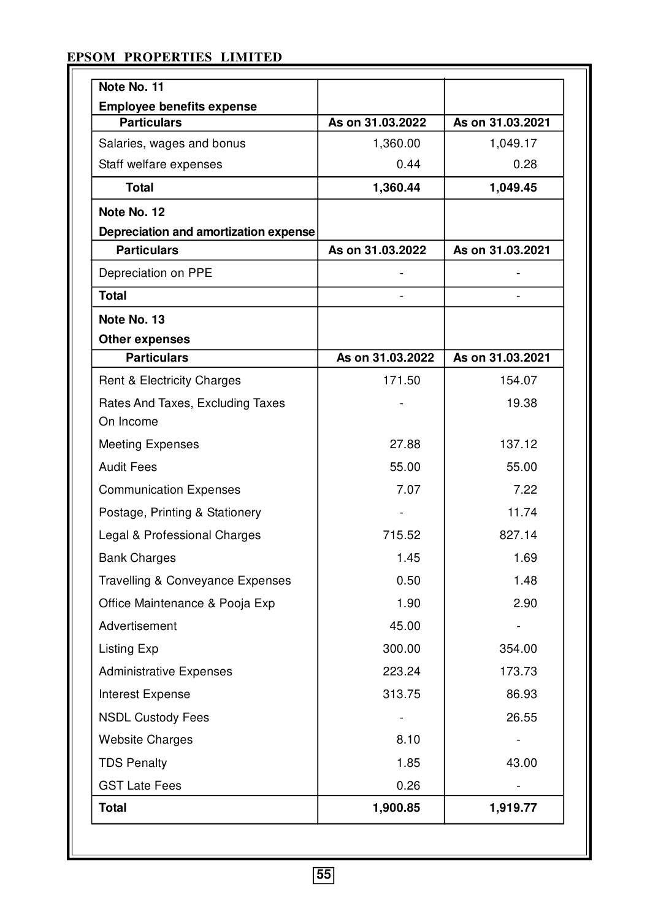**EPSOM PROPERTIES LIMITED**

**Note No. 11**

**Employee benefits expense**

| Particulars | As on 31.03.2022 | As on 31.03.2021 |
|---|---|---|
| Salaries, wages and bonus | 1,360.00 | 1,049.17 |
| Staff welfare expenses | 0.44 | 0.28 |
| **Total** | **1,360.44** | **1,049.45** |

**Note No. 12**

**Depreciation and amortization expense**

| Particulars | As on 31.03.2022 | As on 31.03.2021 |
|---|---|---|
| Depreciation on PPE | - | - |
| **Total** | - | - |

**Note No. 13**

**Other expenses**

| Particulars | As on 31.03.2022 | As on 31.03.2021 |
|---|---|---|
| Rent & Electricity Charges | 171.50 | 154.07 |
| Rates And Taxes, Excluding Taxes On Income | - | 19.38 |
| Meeting Expenses | 27.88 | 137.12 |
| Audit Fees | 55.00 | 55.00 |
| Communication Expenses | 7.07 | 7.22 |
| Postage, Printing & Stationery | - | 11.74 |
| Legal & Professional Charges | 715.52 | 827.14 |
| Bank Charges | 1.45 | 1.69 |
| Travelling & Conveyance Expenses | 0.50 | 1.48 |
| Office Maintenance & Pooja Exp | 1.90 | 2.90 |
| Advertisement | 45.00 | - |
| Listing Exp | 300.00 | 354.00 |
| Administrative Expenses | 223.24 | 173.73 |
| Interest Expense | 313.75 | 86.93 |
| NSDL Custody Fees | - | 26.55 |
| Website Charges | 8.10 | - |
| TDS Penalty | 1.85 | 43.00 |
| GST Late Fees | 0.26 | - |
| **Total** | **1,900.85** | **1,919.77** |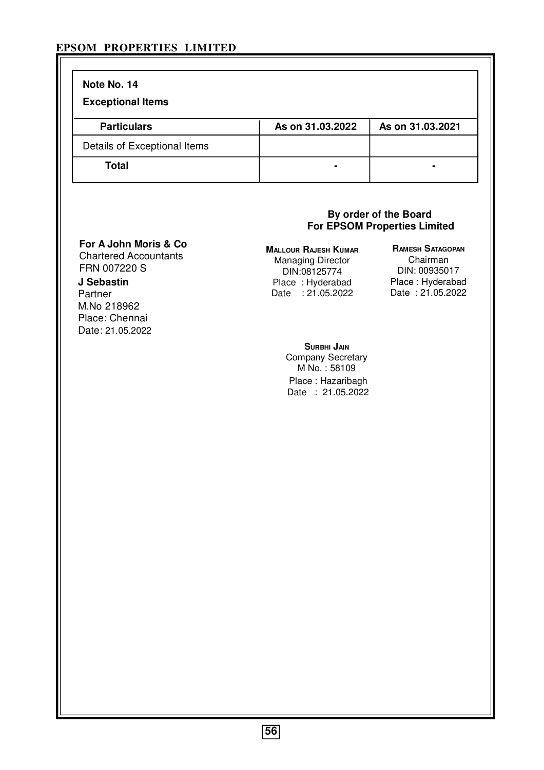**Note No. 14**

**Exceptional Items**

| Particulars | As on 31.03.2022 | As on 31.03.2021 |
|---|---|---|
| Details of Exceptional Items | | |
| **Total** | - | - |

**By order of the Board**
**For EPSOM Properties Limited**

**For A John Moris & Co**
Chartered Accountants
FRN 007220 S

**J Sebastin**
Partner
M.No 218962
Place: Chennai
Date: 21.05.2022

**MALLOUR RAJESH KUMAR**
Managing Director
DIN:08125774
Place : Hyderabad
Date : 21.05.2022

**RAMESH SATAGOPAN**
Chairman
DIN: 00935017
Place : Hyderabad
Date : 21.05.2022

**SURBHI JAIN**
Company Secretary
M No. : 58109
Place : Hazaribagh
Date : 21.05.2022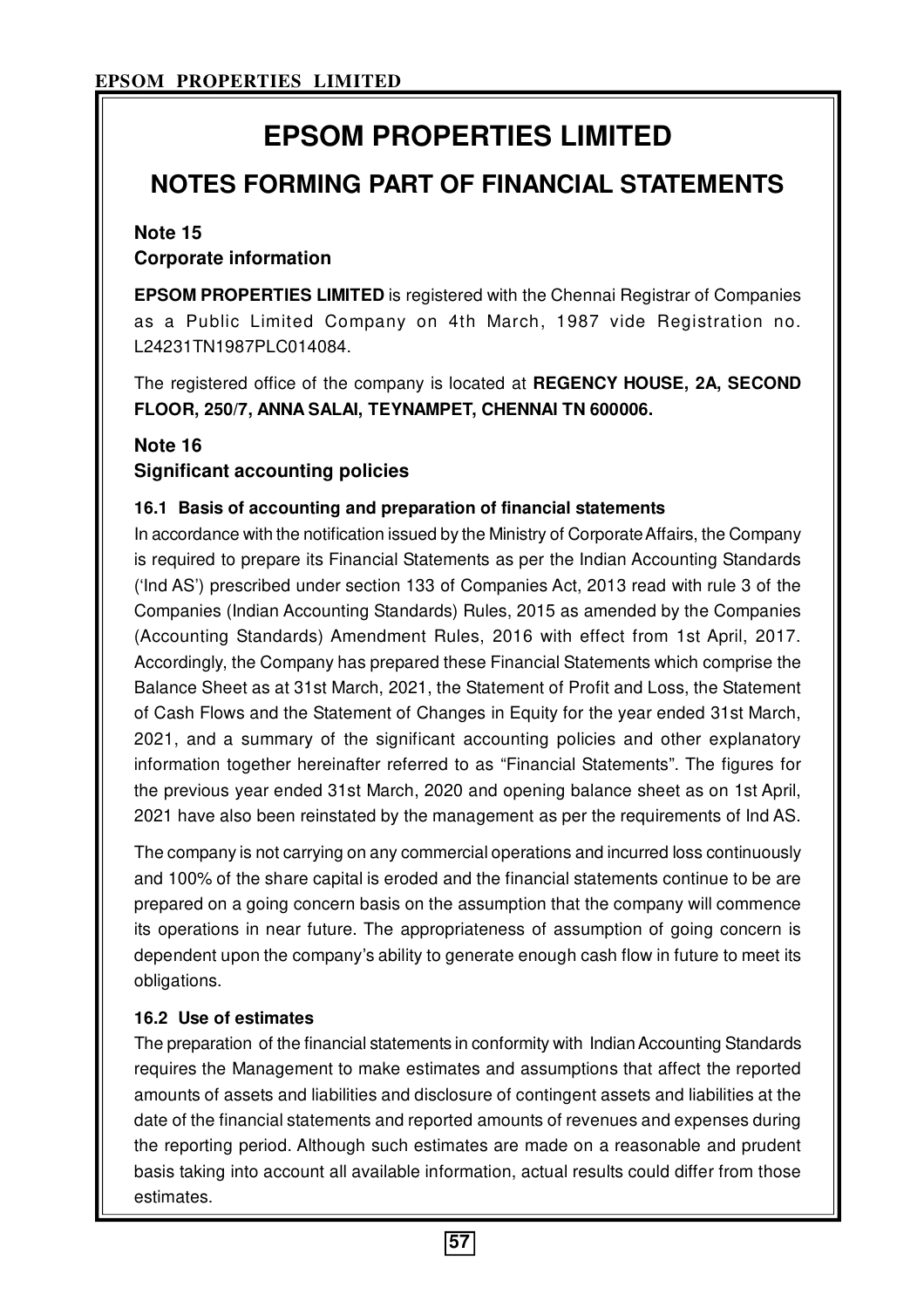# EPSOM PROPERTIES LIMITED

## NOTES FORMING PART OF FINANCIAL STATEMENTS

### Note 15

### Corporate information

**EPSOM PROPERTIES LIMITED** is registered with the Chennai Registrar of Companies as a Public Limited Company on 4th March, 1987 vide Registration no. L24231TN1987PLC014084.

The registered office of the company is located at **REGENCY HOUSE, 2A, SECOND FLOOR, 250/7, ANNA SALAI, TEYNAMPET, CHENNAI TN 600006.**

### Note 16

### Significant accounting policies

#### 16.1 Basis of accounting and preparation of financial statements

In accordance with the notification issued by the Ministry of Corporate Affairs, the Company is required to prepare its Financial Statements as per the Indian Accounting Standards ('Ind AS') prescribed under section 133 of Companies Act, 2013 read with rule 3 of the Companies (Indian Accounting Standards) Rules, 2015 as amended by the Companies (Accounting Standards) Amendment Rules, 2016 with effect from 1st April, 2017. Accordingly, the Company has prepared these Financial Statements which comprise the Balance Sheet as at 31st March, 2021, the Statement of Profit and Loss, the Statement of Cash Flows and the Statement of Changes in Equity for the year ended 31st March, 2021, and a summary of the significant accounting policies and other explanatory information together hereinafter referred to as "Financial Statements". The figures for the previous year ended 31st March, 2020 and opening balance sheet as on 1st April, 2021 have also been reinstated by the management as per the requirements of Ind AS.

The company is not carrying on any commercial operations and incurred loss continuously and 100% of the share capital is eroded and the financial statements continue to be are prepared on a going concern basis on the assumption that the company will commence its operations in near future. The appropriateness of assumption of going concern is dependent upon the company's ability to generate enough cash flow in future to meet its obligations.

#### 16.2 Use of estimates

The preparation of the financial statements in conformity with Indian Accounting Standards requires the Management to make estimates and assumptions that affect the reported amounts of assets and liabilities and disclosure of contingent assets and liabilities at the date of the financial statements and reported amounts of revenues and expenses during the reporting period. Although such estimates are made on a reasonable and prudent basis taking into account all available information, actual results could differ from those estimates.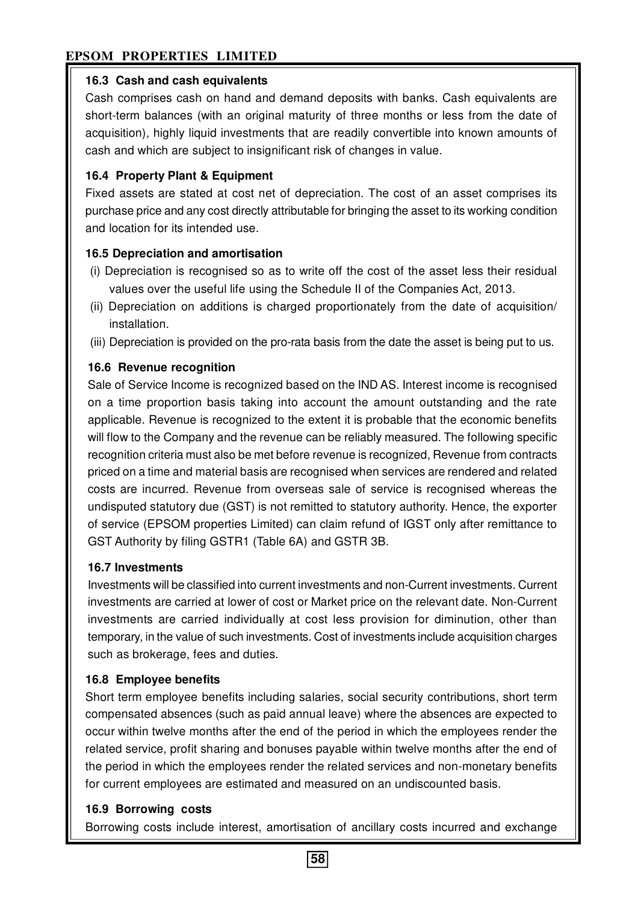### 16.3 Cash and cash equivalents

Cash comprises cash on hand and demand deposits with banks. Cash equivalents are short-term balances (with an original maturity of three months or less from the date of acquisition), highly liquid investments that are readily convertible into known amounts of cash and which are subject to insignificant risk of changes in value.

### 16.4 Property Plant & Equipment

Fixed assets are stated at cost net of depreciation. The cost of an asset comprises its purchase price and any cost directly attributable for bringing the asset to its working condition and location for its intended use.

### 16.5 Depreciation and amortisation

(i) Depreciation is recognised so as to write off the cost of the asset less their residual values over the useful life using the Schedule II of the Companies Act, 2013.

(ii) Depreciation on additions is charged proportionately from the date of acquisition/ installation.

(iii) Depreciation is provided on the pro-rata basis from the date the asset is being put to us.

### 16.6 Revenue recognition

Sale of Service Income is recognized based on the IND AS. Interest income is recognised on a time proportion basis taking into account the amount outstanding and the rate applicable. Revenue is recognized to the extent it is probable that the economic benefits will flow to the Company and the revenue can be reliably measured. The following specific recognition criteria must also be met before revenue is recognized, Revenue from contracts priced on a time and material basis are recognised when services are rendered and related costs are incurred. Revenue from overseas sale of service is recognised whereas the undisputed statutory due (GST) is not remitted to statutory authority. Hence, the exporter of service (EPSOM properties Limited) can claim refund of IGST only after remittance to GST Authority by filing GSTR1 (Table 6A) and GSTR 3B.

### 16.7 Investments

Investments will be classified into current investments and non-Current investments. Current investments are carried at lower of cost or Market price on the relevant date. Non-Current investments are carried individually at cost less provision for diminution, other than temporary, in the value of such investments. Cost of investments include acquisition charges such as brokerage, fees and duties.

### 16.8 Employee benefits

Short term employee benefits including salaries, social security contributions, short term compensated absences (such as paid annual leave) where the absences are expected to occur within twelve months after the end of the period in which the employees render the related service, profit sharing and bonuses payable within twelve months after the end of the period in which the employees render the related services and non-monetary benefits for current employees are estimated and measured on an undiscounted basis.

### 16.9 Borrowing costs

Borrowing costs include interest, amortisation of ancillary costs incurred and exchange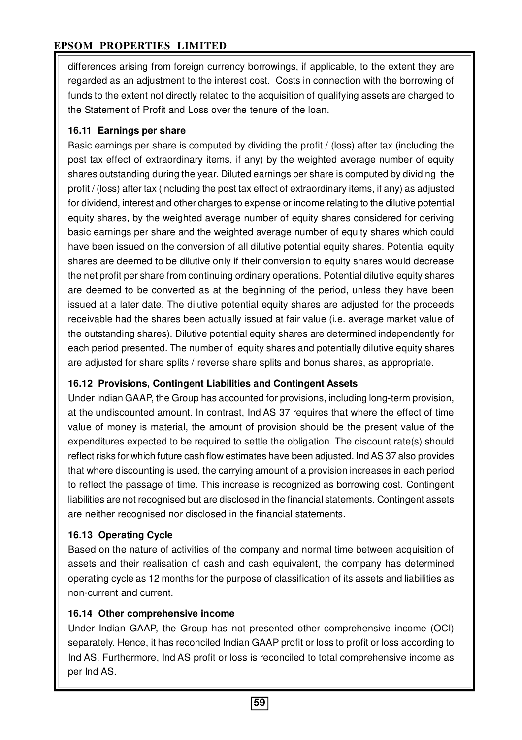differences arising from foreign currency borrowings, if applicable, to the extent they are regarded as an adjustment to the interest cost. Costs in connection with the borrowing of funds to the extent not directly related to the acquisition of qualifying assets are charged to the Statement of Profit and Loss over the tenure of the loan.

**16.11 Earnings per share**

Basic earnings per share is computed by dividing the profit / (loss) after tax (including the post tax effect of extraordinary items, if any) by the weighted average number of equity shares outstanding during the year. Diluted earnings per share is computed by dividing the profit / (loss) after tax (including the post tax effect of extraordinary items, if any) as adjusted for dividend, interest and other charges to expense or income relating to the dilutive potential equity shares, by the weighted average number of equity shares considered for deriving basic earnings per share and the weighted average number of equity shares which could have been issued on the conversion of all dilutive potential equity shares. Potential equity shares are deemed to be dilutive only if their conversion to equity shares would decrease the net profit per share from continuing ordinary operations. Potential dilutive equity shares are deemed to be converted as at the beginning of the period, unless they have been issued at a later date. The dilutive potential equity shares are adjusted for the proceeds receivable had the shares been actually issued at fair value (i.e. average market value of the outstanding shares). Dilutive potential equity shares are determined independently for each period presented. The number of equity shares and potentially dilutive equity shares are adjusted for share splits / reverse share splits and bonus shares, as appropriate.

**16.12 Provisions, Contingent Liabilities and Contingent Assets**

Under Indian GAAP, the Group has accounted for provisions, including long-term provision, at the undiscounted amount. In contrast, Ind AS 37 requires that where the effect of time value of money is material, the amount of provision should be the present value of the expenditures expected to be required to settle the obligation. The discount rate(s) should reflect risks for which future cash flow estimates have been adjusted. Ind AS 37 also provides that where discounting is used, the carrying amount of a provision increases in each period to reflect the passage of time. This increase is recognized as borrowing cost. Contingent liabilities are not recognised but are disclosed in the financial statements. Contingent assets are neither recognised nor disclosed in the financial statements.

**16.13 Operating Cycle**

Based on the nature of activities of the company and normal time between acquisition of assets and their realisation of cash and cash equivalent, the company has determined operating cycle as 12 months for the purpose of classification of its assets and liabilities as non-current and current.

**16.14 Other comprehensive income**

Under Indian GAAP, the Group has not presented other comprehensive income (OCI) separately. Hence, it has reconciled Indian GAAP profit or loss to profit or loss according to Ind AS. Furthermore, Ind AS profit or loss is reconciled to total comprehensive income as per Ind AS.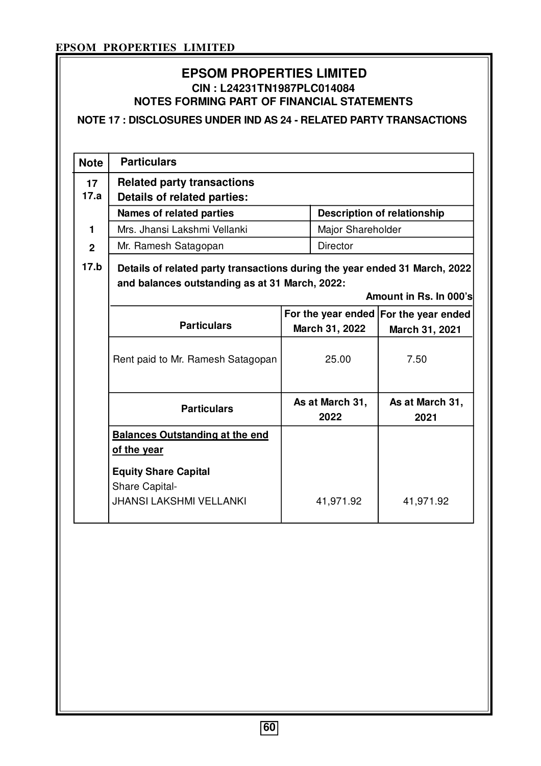# EPSOM PROPERTIES LIMITED

**CIN : L24231TN1987PLC014084**

**NOTES FORMING PART OF FINANCIAL STATEMENTS**

**NOTE 17 : DISCLOSURES UNDER IND AS 24 - RELATED PARTY TRANSACTIONS**

| Note | Particulars | |
|---|---|---|
| 17 | **Related party transactions** | |
| 17.a | **Details of related parties:** | |
| | **Names of related parties** | **Description of relationship** |
| 1 | Mrs. Jhansi Lakshmi Vellanki | Major Shareholder |
| 2 | Mr. Ramesh Satagopan | Director |

**17.b** **Details of related party transactions during the year ended 31 March, 2022 and balances outstanding as at 31 March, 2022:**

**Amount in Rs. In 000's**

| Particulars | For the year ended March 31, 2022 | For the year ended March 31, 2021 |
|---|---|---|
| Rent paid to Mr. Ramesh Satagopan | 25.00 | 7.50 |
| **Particulars** | **As at March 31, 2022** | **As at March 31, 2021** |
| **Balances Outstanding at the end of the year** | | |
| **Equity Share Capital** | | |
| Share Capital-<br>JHANSI LAKSHMI VELLANKI | 41,971.92 | 41,971.92 |